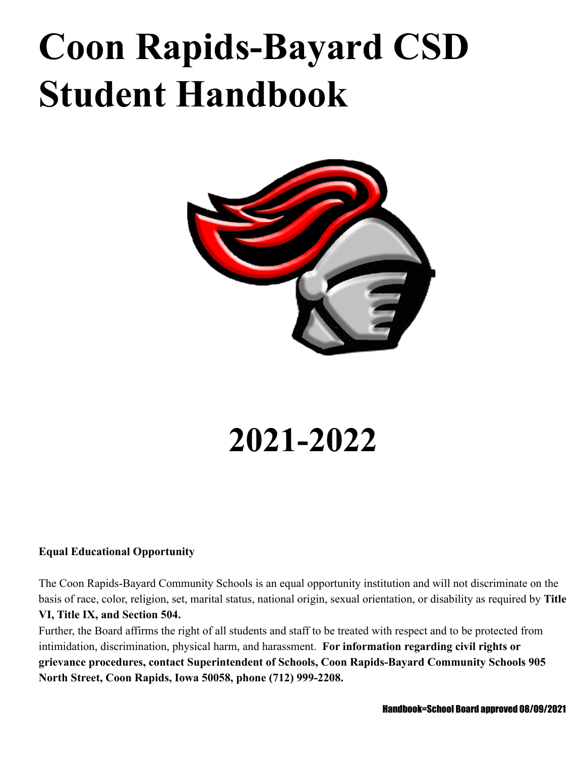# Coon Rapids-Bayard CSD Student Handbook

# 2021-2022

**Equal Educational Opportunity**

The Coon Rapids-Bayard Community Schools is an equal opportunity institution and will not discriminate on the basis of race, color, religion, set, marital status, national origin, sexual orientation, or disability as required by **Title VI, Title IX, and Section 504.**

Further, the Board affirms the right of all students and staff to be treated with respect and to be protected from intimidation, discrimination, physical harm, and harassment. **For information regarding civil rights or grievance procedures, contact Superintendent of Schools, Coon Rapids-Bayard Community Schools 905 North Street, Coon Rapids, Iowa 50058, phone (712) 999-2208.**

**Handbook=School Board approved 08/09/2021**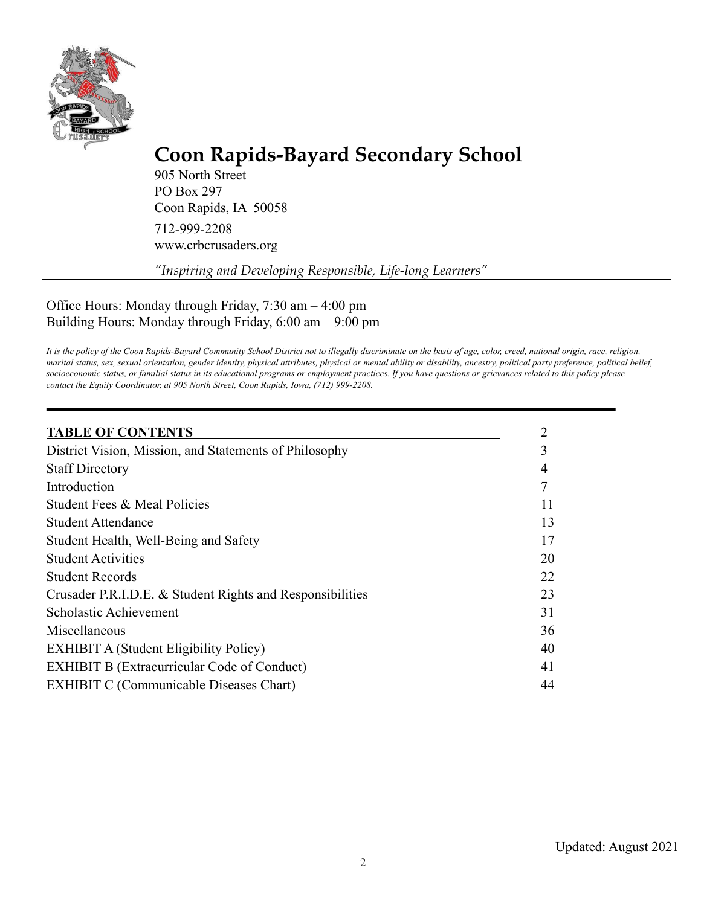# Coon Rapids-Bayard Secondary School

905 North Street
PO Box 297
Coon Rapids, IA 50058

712-999-2208
www.crbcrusaders.org

*"Inspiring and Developing Responsible, Life-long Learners"*

---

Office Hours: Monday through Friday, 7:30 am – 4:00 pm
Building Hours: Monday through Friday, 6:00 am – 9:00 pm

*It is the policy of the Coon Rapids-Bayard Community School District not to illegally discriminate on the basis of age, color, creed, national origin, race, religion, marital status, sex, sexual orientation, gender identity, physical attributes, physical or mental ability or disability, ancestry, political party preference, political belief, socioeconomic status, or familial status in its educational programs or employment practices. If you have questions or grievances related to this policy please contact the Equity Coordinator, at 905 North Street, Coon Rapids, Iowa, (712) 999-2208.*

---

| **TABLE OF CONTENTS** | 2 |
|---|---|
| District Vision, Mission, and Statements of Philosophy | 3 |
| Staff Directory | 4 |
| Introduction | 7 |
| Student Fees & Meal Policies | 11 |
| Student Attendance | 13 |
| Student Health, Well-Being and Safety | 17 |
| Student Activities | 20 |
| Student Records | 22 |
| Crusader P.R.I.D.E. & Student Rights and Responsibilities | 23 |
| Scholastic Achievement | 31 |
| Miscellaneous | 36 |
| EXHIBIT A (Student Eligibility Policy) | 40 |
| EXHIBIT B (Extracurricular Code of Conduct) | 41 |
| EXHIBIT C (Communicable Diseases Chart) | 44 |

Updated: August 2021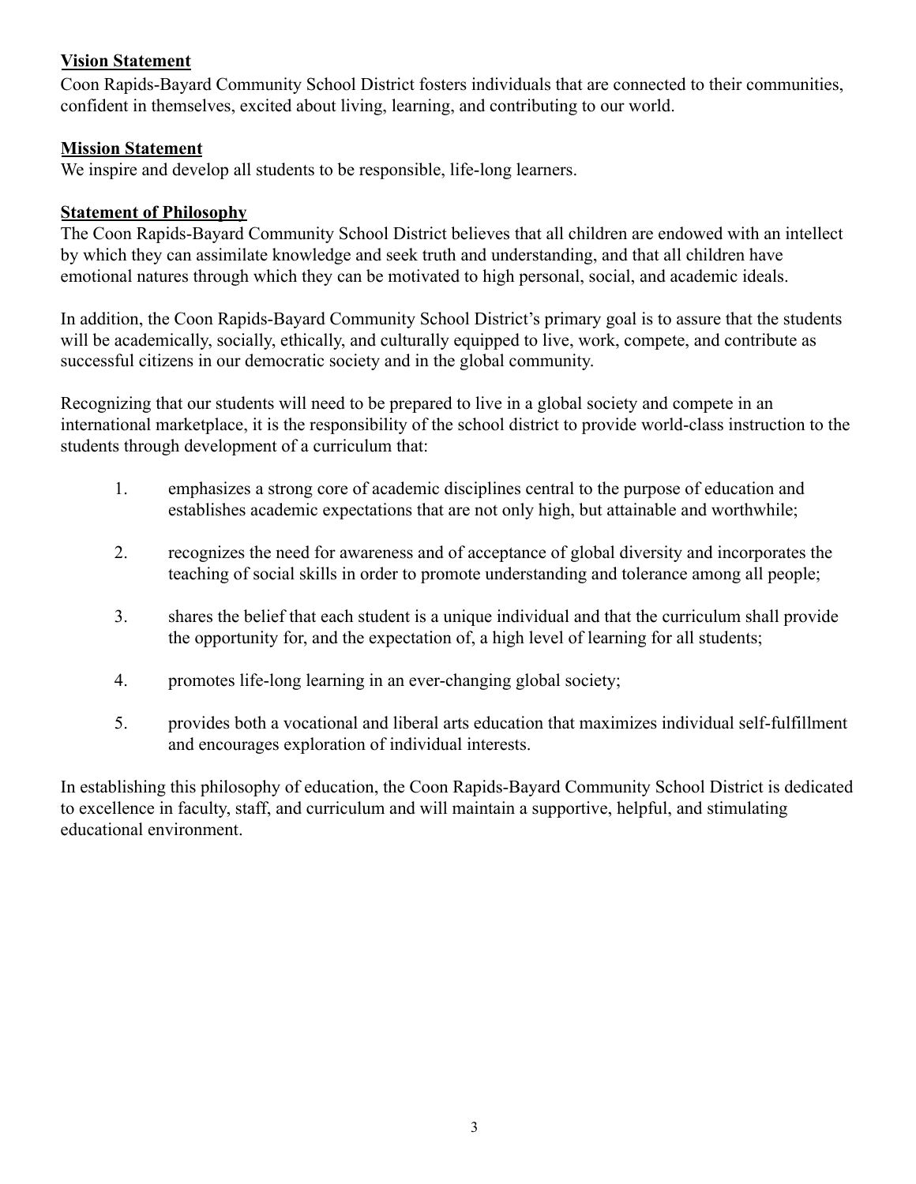## Vision Statement

Coon Rapids-Bayard Community School District fosters individuals that are connected to their communities, confident in themselves, excited about living, learning, and contributing to our world.

## Mission Statement

We inspire and develop all students to be responsible, life-long learners.

## Statement of Philosophy

The Coon Rapids-Bayard Community School District believes that all children are endowed with an intellect by which they can assimilate knowledge and seek truth and understanding, and that all children have emotional natures through which they can be motivated to high personal, social, and academic ideals.

In addition, the Coon Rapids-Bayard Community School District's primary goal is to assure that the students will be academically, socially, ethically, and culturally equipped to live, work, compete, and contribute as successful citizens in our democratic society and in the global community.

Recognizing that our students will need to be prepared to live in a global society and compete in an international marketplace, it is the responsibility of the school district to provide world-class instruction to the students through development of a curriculum that:

1. emphasizes a strong core of academic disciplines central to the purpose of education and establishes academic expectations that are not only high, but attainable and worthwhile;
2. recognizes the need for awareness and of acceptance of global diversity and incorporates the teaching of social skills in order to promote understanding and tolerance among all people;
3. shares the belief that each student is a unique individual and that the curriculum shall provide the opportunity for, and the expectation of, a high level of learning for all students;
4. promotes life-long learning in an ever-changing global society;
5. provides both a vocational and liberal arts education that maximizes individual self-fulfillment and encourages exploration of individual interests.

In establishing this philosophy of education, the Coon Rapids-Bayard Community School District is dedicated to excellence in faculty, staff, and curriculum and will maintain a supportive, helpful, and stimulating educational environment.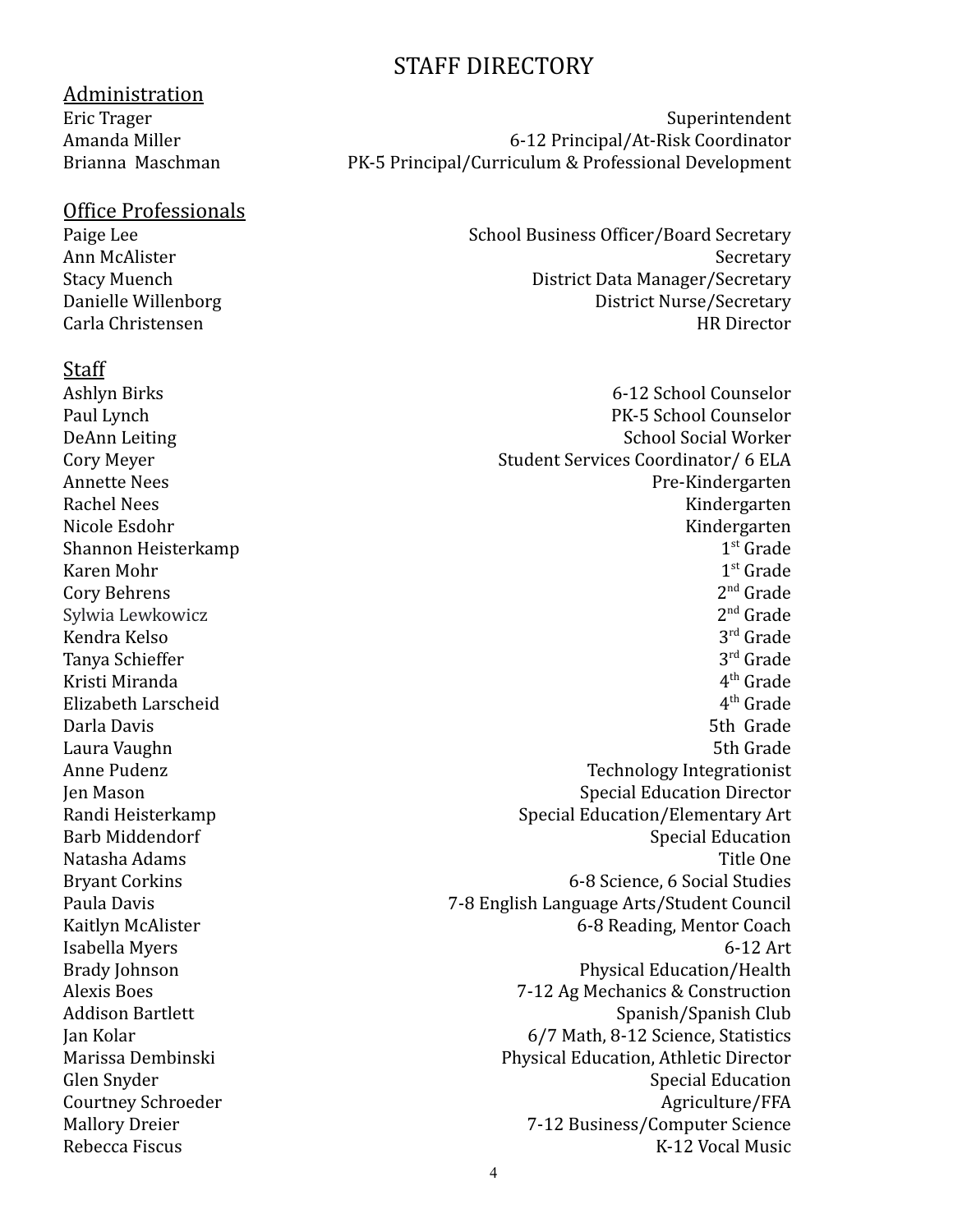# STAFF DIRECTORY

## Administration

| Name | Position |
| --- | --- |
| Eric Trager | Superintendent |
| Amanda Miller | 6-12 Principal/At-Risk Coordinator |
| Brianna Maschman | PK-5 Principal/Curriculum & Professional Development |

## Office Professionals

| Name | Position |
| --- | --- |
| Paige Lee | School Business Officer/Board Secretary |
| Ann McAlister | Secretary |
| Stacy Muench | District Data Manager/Secretary |
| Danielle Willenborg | District Nurse/Secretary |
| Carla Christensen | HR Director |

## Staff

| Name | Position |
| --- | --- |
| Ashlyn Birks | 6-12 School Counselor |
| Paul Lynch | PK-5 School Counselor |
| DeAnn Leiting | School Social Worker |
| Cory Meyer | Student Services Coordinator/ 6 ELA |
| Annette Nees | Pre-Kindergarten |
| Rachel Nees | Kindergarten |
| Nicole Esdohr | Kindergarten |
| Shannon Heisterkamp | 1st Grade |
| Karen Mohr | 1st Grade |
| Cory Behrens | 2nd Grade |
| Sylwia Lewkowicz | 2nd Grade |
| Kendra Kelso | 3rd Grade |
| Tanya Schieffer | 3rd Grade |
| Kristi Miranda | 4th Grade |
| Elizabeth Larscheid | 4th Grade |
| Darla Davis | 5th Grade |
| Laura Vaughn | 5th Grade |
| Anne Pudenz | Technology Integrationist |
| Jen Mason | Special Education Director |
| Randi Heisterkamp | Special Education/Elementary Art |
| Barb Middendorf | Special Education |
| Natasha Adams | Title One |
| Bryant Corkins | 6-8 Science, 6 Social Studies |
| Paula Davis | 7-8 English Language Arts/Student Council |
| Kaitlyn McAlister | 6-8 Reading, Mentor Coach |
| Isabella Myers | 6-12 Art |
| Brady Johnson | Physical Education/Health |
| Alexis Boes | 7-12 Ag Mechanics & Construction |
| Addison Bartlett | Spanish/Spanish Club |
| Jan Kolar | 6/7 Math, 8-12 Science, Statistics |
| Marissa Dembinski | Physical Education, Athletic Director |
| Glen Snyder | Special Education |
| Courtney Schroeder | Agriculture/FFA |
| Mallory Dreier | 7-12 Business/Computer Science |
| Rebecca Fiscus | K-12 Vocal Music |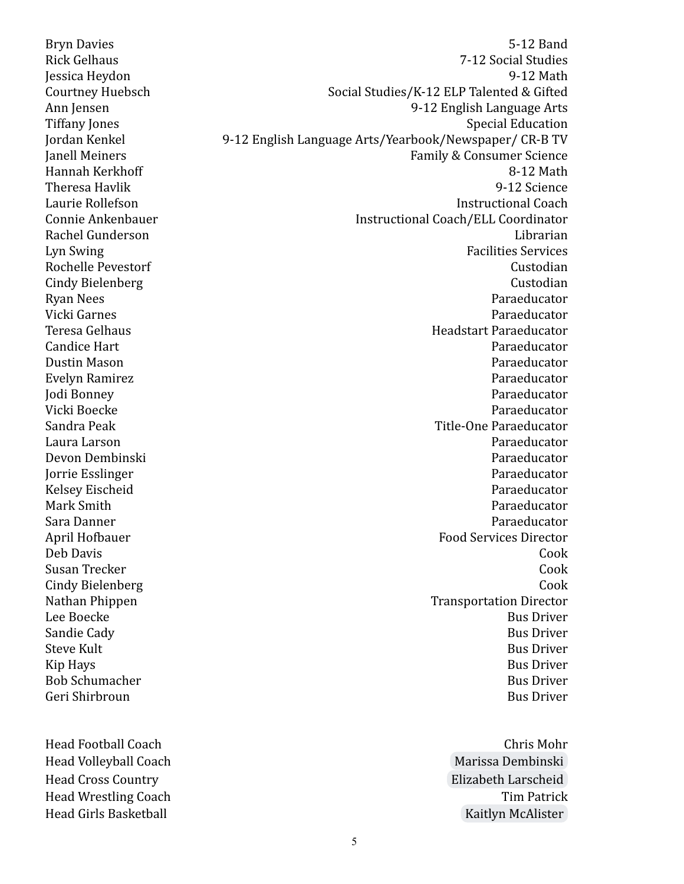| | |
|---|---|
| Bryn Davies | 5-12 Band |
| Rick Gelhaus | 7-12 Social Studies |
| Jessica Heydon | 9-12 Math |
| Courtney Huebsch | Social Studies/K-12 ELP Talented & Gifted |
| Ann Jensen | 9-12 English Language Arts |
| Tiffany Jones | Special Education |
| Jordan Kenkel | 9-12 English Language Arts/Yearbook/Newspaper/ CR-B TV |
| Janell Meiners | Family & Consumer Science |
| Hannah Kerkhoff | 8-12 Math |
| Theresa Havlik | 9-12 Science |
| Laurie Rollefson | Instructional Coach |
| Connie Ankenbauer | Instructional Coach/ELL Coordinator |
| Rachel Gunderson | Librarian |
| Lyn Swing | Facilities Services |
| Rochelle Pevestorf | Custodian |
| Cindy Bielenberg | Custodian |
| Ryan Nees | Paraeducator |
| Vicki Garnes | Paraeducator |
| Teresa Gelhaus | Headstart Paraeducator |
| Candice Hart | Paraeducator |
| Dustin Mason | Paraeducator |
| Evelyn Ramirez | Paraeducator |
| Jodi Bonney | Paraeducator |
| Vicki Boecke | Paraeducator |
| Sandra Peak | Title-One Paraeducator |
| Laura Larson | Paraeducator |
| Devon Dembinski | Paraeducator |
| Jorrie Esslinger | Paraeducator |
| Kelsey Eischeid | Paraeducator |
| Mark Smith | Paraeducator |
| Sara Danner | Paraeducator |
| April Hofbauer | Food Services Director |
| Deb Davis | Cook |
| Susan Trecker | Cook |
| Cindy Bielenberg | Cook |
| Nathan Phippen | Transportation Director |
| Lee Boecke | Bus Driver |
| Sandie Cady | Bus Driver |
| Steve Kult | Bus Driver |
| Kip Hays | Bus Driver |
| Bob Schumacher | Bus Driver |
| Geri Shirbroun | Bus Driver |

| | |
|---|---|
| Head Football Coach | Chris Mohr |
| Head Volleyball Coach | Marissa Dembinski |
| Head Cross Country | Elizabeth Larscheid |
| Head Wrestling Coach | Tim Patrick |
| Head Girls Basketball | Kaitlyn McAlister |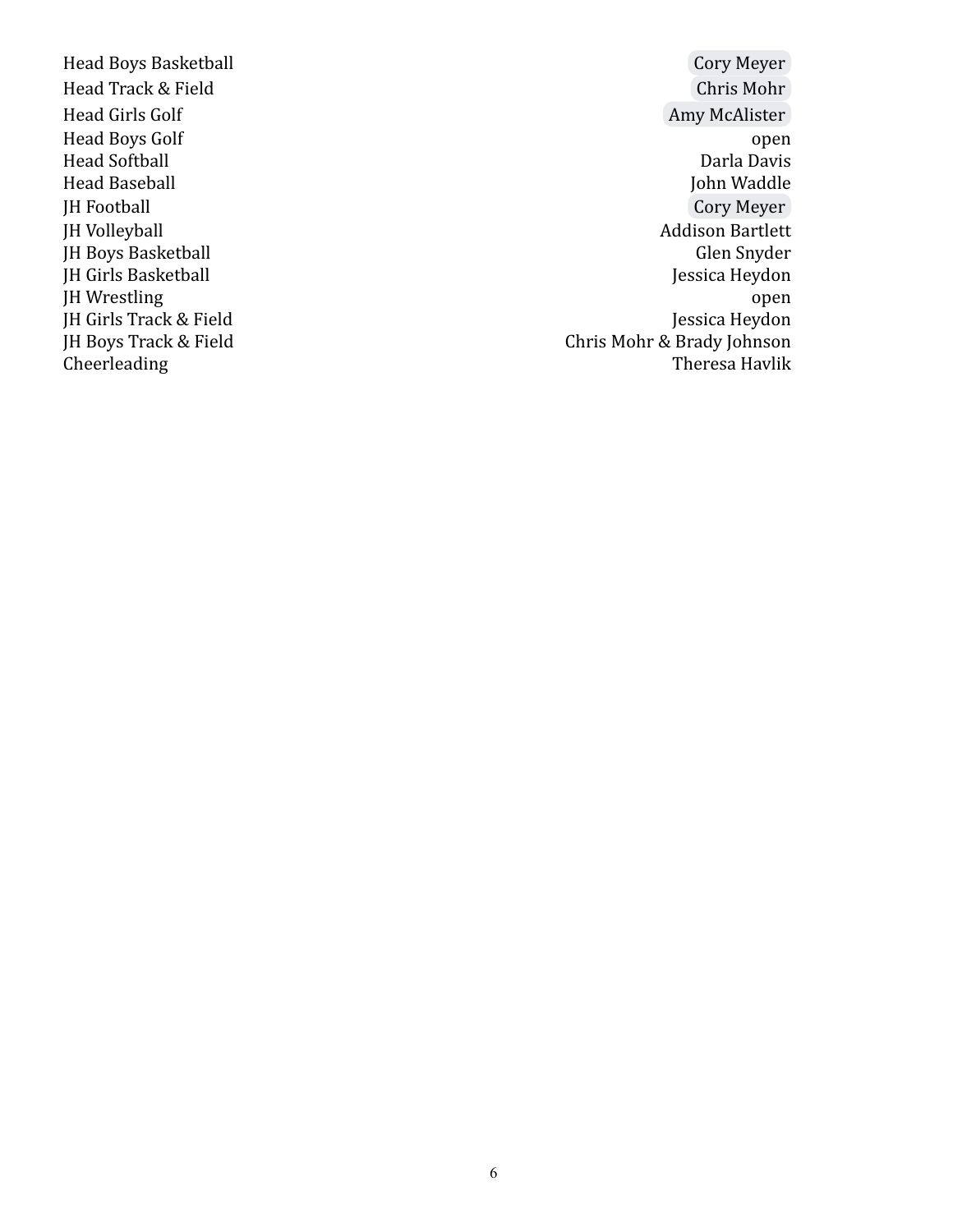| | |
|---|---|
| Head Boys Basketball | Cory Meyer |
| Head Track & Field | Chris Mohr |
| Head Girls Golf | Amy McAlister |
| Head Boys Golf | open |
| Head Softball | Darla Davis |
| Head Baseball | John Waddle |
| JH Football | Cory Meyer |
| JH Volleyball | Addison Bartlett |
| JH Boys Basketball | Glen Snyder |
| JH Girls Basketball | Jessica Heydon |
| JH Wrestling | open |
| JH Girls Track & Field | Jessica Heydon |
| JH Boys Track & Field | Chris Mohr & Brady Johnson |
| Cheerleading | Theresa Havlik |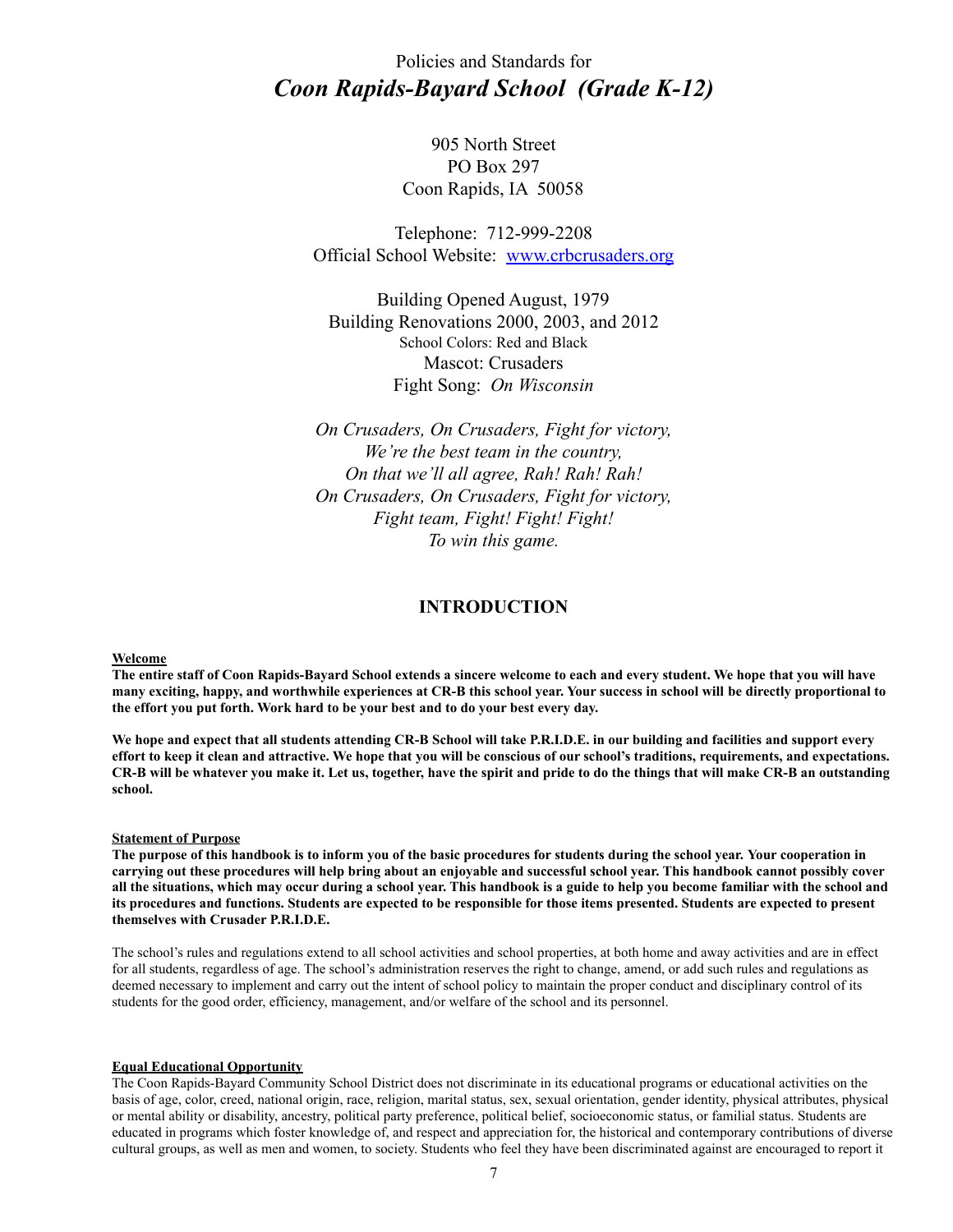Policies and Standards for

# *Coon Rapids-Bayard School (Grade K-12)*

905 North Street
PO Box 297
Coon Rapids, IA 50058

Telephone: 712-999-2208
Official School Website: [www.crbcrusaders.org](http://www.crbcrusaders.org)

Building Opened August, 1979
Building Renovations 2000, 2003, and 2012
School Colors: Red and Black
Mascot: Crusaders
Fight Song: *On Wisconsin*

*On Crusaders, On Crusaders, Fight for victory,*
*We're the best team in the country,*
*On that we'll all agree, Rah! Rah! Rah!*
*On Crusaders, On Crusaders, Fight for victory,*
*Fight team, Fight! Fight! Fight!*
*To win this game.*

## INTRODUCTION

**Welcome**

**The entire staff of Coon Rapids-Bayard School extends a sincere welcome to each and every student. We hope that you will have many exciting, happy, and worthwhile experiences at CR-B this school year. Your success in school will be directly proportional to the effort you put forth. Work hard to be your best and to do your best every day.**

**We hope and expect that all students attending CR-B School will take P.R.I.D.E. in our building and facilities and support every effort to keep it clean and attractive. We hope that you will be conscious of our school's traditions, requirements, and expectations. CR-B will be whatever you make it. Let us, together, have the spirit and pride to do the things that will make CR-B an outstanding school.**

**Statement of Purpose**

**The purpose of this handbook is to inform you of the basic procedures for students during the school year. Your cooperation in carrying out these procedures will help bring about an enjoyable and successful school year. This handbook cannot possibly cover all the situations, which may occur during a school year. This handbook is a guide to help you become familiar with the school and its procedures and functions. Students are expected to be responsible for those items presented. Students are expected to present themselves with Crusader P.R.I.D.E.**

The school's rules and regulations extend to all school activities and school properties, at both home and away activities and are in effect for all students, regardless of age. The school's administration reserves the right to change, amend, or add such rules and regulations as deemed necessary to implement and carry out the intent of school policy to maintain the proper conduct and disciplinary control of its students for the good order, efficiency, management, and/or welfare of the school and its personnel.

**Equal Educational Opportunity**

The Coon Rapids-Bayard Community School District does not discriminate in its educational programs or educational activities on the basis of age, color, creed, national origin, race, religion, marital status, sex, sexual orientation, gender identity, physical attributes, physical or mental ability or disability, ancestry, political party preference, political belief, socioeconomic status, or familial status. Students are educated in programs which foster knowledge of, and respect and appreciation for, the historical and contemporary contributions of diverse cultural groups, as well as men and women, to society. Students who feel they have been discriminated against are encouraged to report it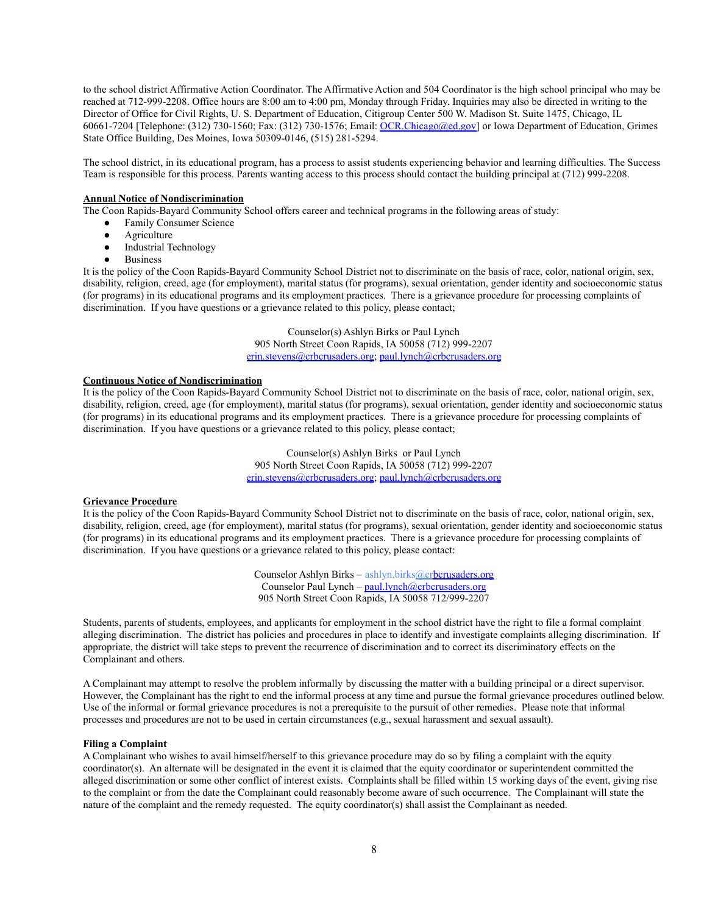to the school district Affirmative Action Coordinator. The Affirmative Action and 504 Coordinator is the high school principal who may be reached at 712-999-2208. Office hours are 8:00 am to 4:00 pm, Monday through Friday. Inquiries may also be directed in writing to the Director of Office for Civil Rights, U. S. Department of Education, Citigroup Center 500 W. Madison St. Suite 1475, Chicago, IL 60661-7204 [Telephone: (312) 730-1560; Fax: (312) 730-1576; Email: OCR.Chicago@ed.gov] or Iowa Department of Education, Grimes State Office Building, Des Moines, Iowa 50309-0146, (515) 281-5294.

The school district, in its educational program, has a process to assist students experiencing behavior and learning difficulties. The Success Team is responsible for this process. Parents wanting access to this process should contact the building principal at (712) 999-2208.

**Annual Notice of Nondiscrimination**

The Coon Rapids-Bayard Community School offers career and technical programs in the following areas of study:

- Family Consumer Science
- Agriculture
- Industrial Technology
- Business

It is the policy of the Coon Rapids-Bayard Community School District not to discriminate on the basis of race, color, national origin, sex, disability, religion, creed, age (for employment), marital status (for programs), sexual orientation, gender identity and socioeconomic status (for programs) in its educational programs and its employment practices. There is a grievance procedure for processing complaints of discrimination. If you have questions or a grievance related to this policy, please contact;

Counselor(s) Ashlyn Birks or Paul Lynch
905 North Street Coon Rapids, IA 50058 (712) 999-2207
erin.stevens@crbcrusaders.org; paul.lynch@crbcrusaders.org

**Continuous Notice of Nondiscrimination**

It is the policy of the Coon Rapids-Bayard Community School District not to discriminate on the basis of race, color, national origin, sex, disability, religion, creed, age (for employment), marital status (for programs), sexual orientation, gender identity and socioeconomic status (for programs) in its educational programs and its employment practices. There is a grievance procedure for processing complaints of discrimination. If you have questions or a grievance related to this policy, please contact;

Counselor(s) Ashlyn Birks or Paul Lynch
905 North Street Coon Rapids, IA 50058 (712) 999-2207
erin.stevens@crbcrusaders.org; paul.lynch@crbcrusaders.org

**Grievance Procedure**

It is the policy of the Coon Rapids-Bayard Community School District not to discriminate on the basis of race, color, national origin, sex, disability, religion, creed, age (for employment), marital status (for programs), sexual orientation, gender identity and socioeconomic status (for programs) in its educational programs and its employment practices. There is a grievance procedure for processing complaints of discrimination. If you have questions or a grievance related to this policy, please contact:

Counselor Ashlyn Birks – ashlyn.birks@crbcrusaders.org
Counselor Paul Lynch – paul.lynch@crbcrusaders.org
905 North Street Coon Rapids, IA 50058 712/999-2207

Students, parents of students, employees, and applicants for employment in the school district have the right to file a formal complaint alleging discrimination. The district has policies and procedures in place to identify and investigate complaints alleging discrimination. If appropriate, the district will take steps to prevent the recurrence of discrimination and to correct its discriminatory effects on the Complainant and others.

A Complainant may attempt to resolve the problem informally by discussing the matter with a building principal or a direct supervisor. However, the Complainant has the right to end the informal process at any time and pursue the formal grievance procedures outlined below. Use of the informal or formal grievance procedures is not a prerequisite to the pursuit of other remedies. Please note that informal processes and procedures are not to be used in certain circumstances (e.g., sexual harassment and sexual assault).

**Filing a Complaint**

A Complainant who wishes to avail himself/herself to this grievance procedure may do so by filing a complaint with the equity coordinator(s). An alternate will be designated in the event it is claimed that the equity coordinator or superintendent committed the alleged discrimination or some other conflict of interest exists. Complaints shall be filled within 15 working days of the event, giving rise to the complaint or from the date the Complainant could reasonably become aware of such occurrence. The Complainant will state the nature of the complaint and the remedy requested. The equity coordinator(s) shall assist the Complainant as needed.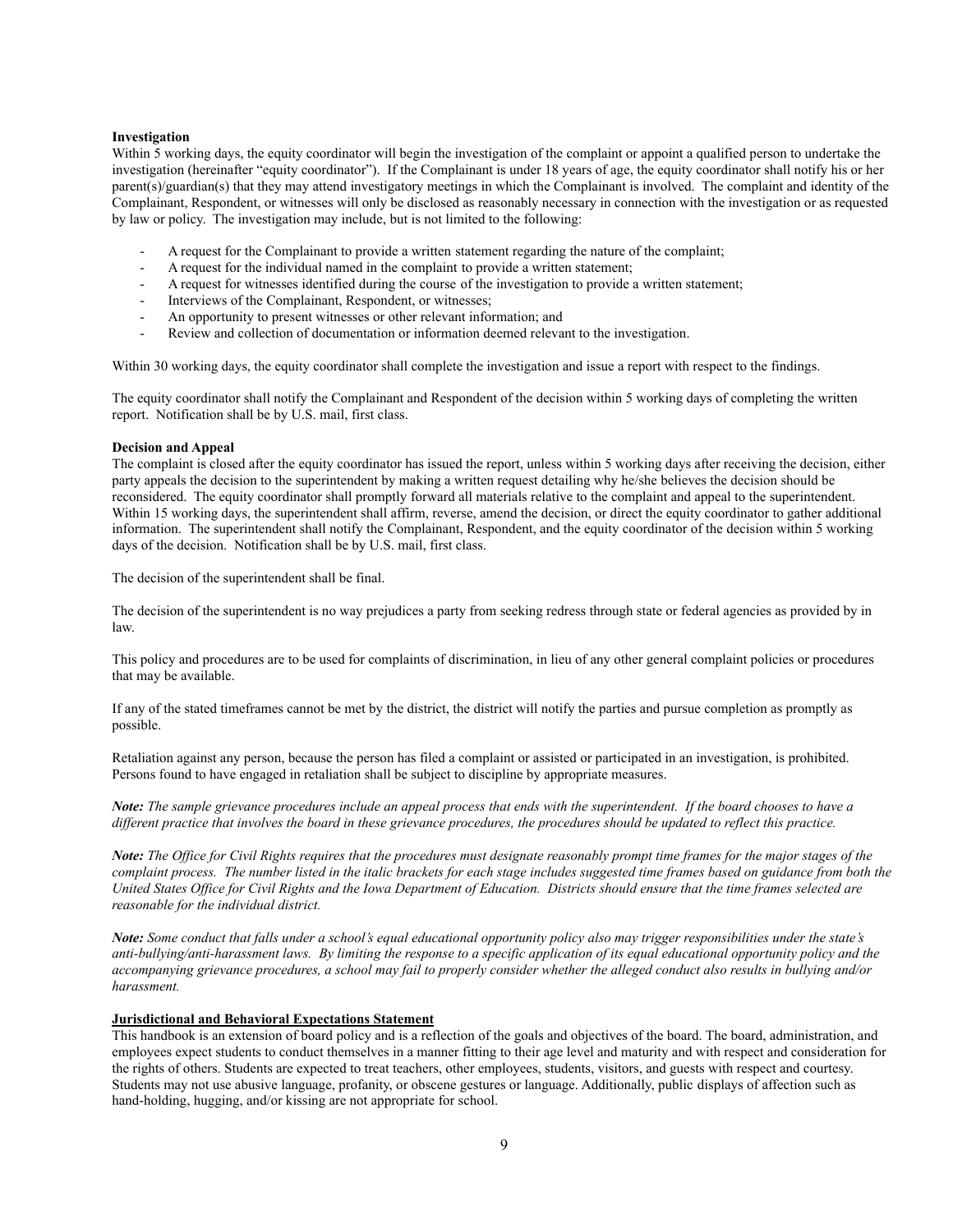**Investigation**

Within 5 working days, the equity coordinator will begin the investigation of the complaint or appoint a qualified person to undertake the investigation (hereinafter "equity coordinator"). If the Complainant is under 18 years of age, the equity coordinator shall notify his or her parent(s)/guardian(s) that they may attend investigatory meetings in which the Complainant is involved. The complaint and identity of the Complainant, Respondent, or witnesses will only be disclosed as reasonably necessary in connection with the investigation or as requested by law or policy. The investigation may include, but is not limited to the following:

- A request for the Complainant to provide a written statement regarding the nature of the complaint;
- A request for the individual named in the complaint to provide a written statement;
- A request for witnesses identified during the course of the investigation to provide a written statement;
- Interviews of the Complainant, Respondent, or witnesses;
- An opportunity to present witnesses or other relevant information; and
- Review and collection of documentation or information deemed relevant to the investigation.

Within 30 working days, the equity coordinator shall complete the investigation and issue a report with respect to the findings.

The equity coordinator shall notify the Complainant and Respondent of the decision within 5 working days of completing the written report. Notification shall be by U.S. mail, first class.

**Decision and Appeal**

The complaint is closed after the equity coordinator has issued the report, unless within 5 working days after receiving the decision, either party appeals the decision to the superintendent by making a written request detailing why he/she believes the decision should be reconsidered. The equity coordinator shall promptly forward all materials relative to the complaint and appeal to the superintendent. Within 15 working days, the superintendent shall affirm, reverse, amend the decision, or direct the equity coordinator to gather additional information. The superintendent shall notify the Complainant, Respondent, and the equity coordinator of the decision within 5 working days of the decision. Notification shall be by U.S. mail, first class.

The decision of the superintendent shall be final.

The decision of the superintendent is no way prejudices a party from seeking redress through state or federal agencies as provided by in law.

This policy and procedures are to be used for complaints of discrimination, in lieu of any other general complaint policies or procedures that may be available.

If any of the stated timeframes cannot be met by the district, the district will notify the parties and pursue completion as promptly as possible.

Retaliation against any person, because the person has filed a complaint or assisted or participated in an investigation, is prohibited. Persons found to have engaged in retaliation shall be subject to discipline by appropriate measures.

***Note:*** *The sample grievance procedures include an appeal process that ends with the superintendent. If the board chooses to have a different practice that involves the board in these grievance procedures, the procedures should be updated to reflect this practice.*

***Note:*** *The Office for Civil Rights requires that the procedures must designate reasonably prompt time frames for the major stages of the complaint process. The number listed in the italic brackets for each stage includes suggested time frames based on guidance from both the United States Office for Civil Rights and the Iowa Department of Education. Districts should ensure that the time frames selected are reasonable for the individual district.*

***Note:*** *Some conduct that falls under a school's equal educational opportunity policy also may trigger responsibilities under the state's anti-bullying/anti-harassment laws. By limiting the response to a specific application of its equal educational opportunity policy and the accompanying grievance procedures, a school may fail to properly consider whether the alleged conduct also results in bullying and/or harassment.*

**Jurisdictional and Behavioral Expectations Statement**

This handbook is an extension of board policy and is a reflection of the goals and objectives of the board. The board, administration, and employees expect students to conduct themselves in a manner fitting to their age level and maturity and with respect and consideration for the rights of others. Students are expected to treat teachers, other employees, students, visitors, and guests with respect and courtesy. Students may not use abusive language, profanity, or obscene gestures or language. Additionally, public displays of affection such as hand-holding, hugging, and/or kissing are not appropriate for school.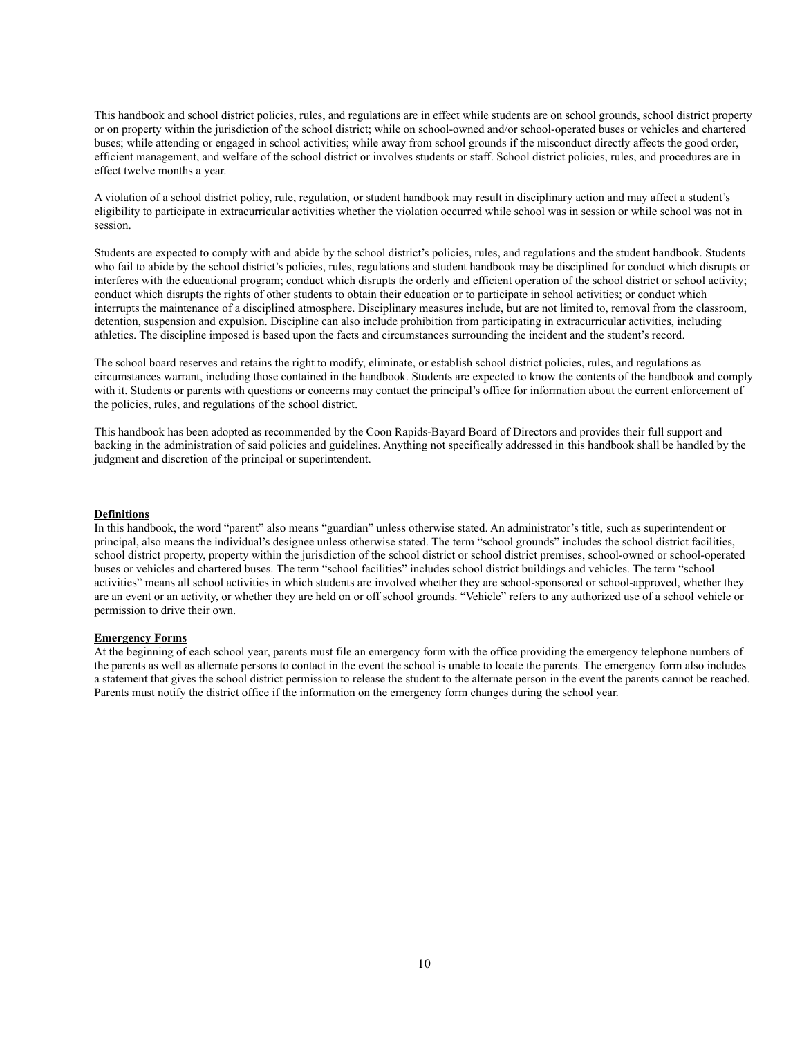This handbook and school district policies, rules, and regulations are in effect while students are on school grounds, school district property or on property within the jurisdiction of the school district; while on school-owned and/or school-operated buses or vehicles and chartered buses; while attending or engaged in school activities; while away from school grounds if the misconduct directly affects the good order, efficient management, and welfare of the school district or involves students or staff. School district policies, rules, and procedures are in effect twelve months a year.

A violation of a school district policy, rule, regulation, or student handbook may result in disciplinary action and may affect a student's eligibility to participate in extracurricular activities whether the violation occurred while school was in session or while school was not in session.

Students are expected to comply with and abide by the school district's policies, rules, and regulations and the student handbook. Students who fail to abide by the school district's policies, rules, regulations and student handbook may be disciplined for conduct which disrupts or interferes with the educational program; conduct which disrupts the orderly and efficient operation of the school district or school activity; conduct which disrupts the rights of other students to obtain their education or to participate in school activities; or conduct which interrupts the maintenance of a disciplined atmosphere. Disciplinary measures include, but are not limited to, removal from the classroom, detention, suspension and expulsion. Discipline can also include prohibition from participating in extracurricular activities, including athletics. The discipline imposed is based upon the facts and circumstances surrounding the incident and the student's record.

The school board reserves and retains the right to modify, eliminate, or establish school district policies, rules, and regulations as circumstances warrant, including those contained in the handbook. Students are expected to know the contents of the handbook and comply with it. Students or parents with questions or concerns may contact the principal's office for information about the current enforcement of the policies, rules, and regulations of the school district.

This handbook has been adopted as recommended by the Coon Rapids-Bayard Board of Directors and provides their full support and backing in the administration of said policies and guidelines. Anything not specifically addressed in this handbook shall be handled by the judgment and discretion of the principal or superintendent.

## Definitions

In this handbook, the word "parent" also means "guardian" unless otherwise stated. An administrator's title, such as superintendent or principal, also means the individual's designee unless otherwise stated. The term "school grounds" includes the school district facilities, school district property, property within the jurisdiction of the school district or school district premises, school-owned or school-operated buses or vehicles and chartered buses. The term "school facilities" includes school district buildings and vehicles. The term "school activities" means all school activities in which students are involved whether they are school-sponsored or school-approved, whether they are an event or an activity, or whether they are held on or off school grounds. "Vehicle" refers to any authorized use of a school vehicle or permission to drive their own.

## Emergency Forms

At the beginning of each school year, parents must file an emergency form with the office providing the emergency telephone numbers of the parents as well as alternate persons to contact in the event the school is unable to locate the parents. The emergency form also includes a statement that gives the school district permission to release the student to the alternate person in the event the parents cannot be reached. Parents must notify the district office if the information on the emergency form changes during the school year.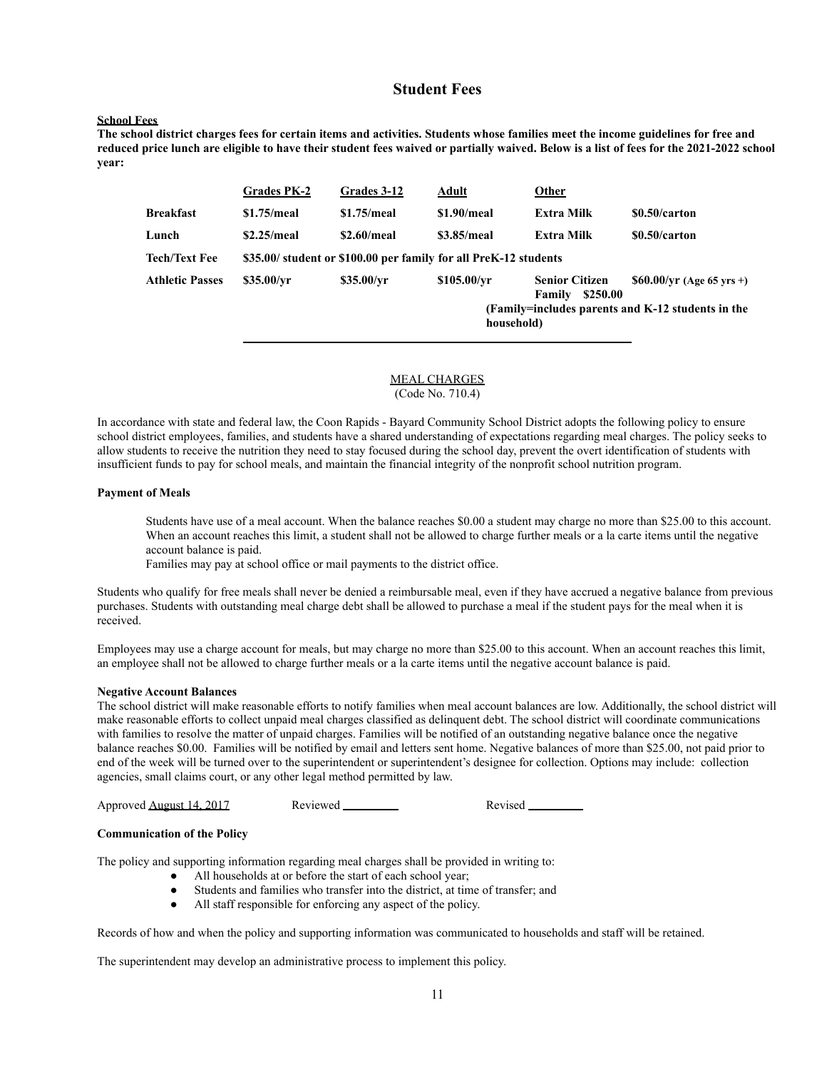# Student Fees

**School Fees**

**The school district charges fees for certain items and activities. Students whose families meet the income guidelines for free and reduced price lunch are eligible to have their student fees waived or partially waived. Below is a list of fees for the 2021-2022 school year:**

| | Grades PK-2 | Grades 3-12 | Adult | Other | |
|---|---|---|---|---|---|
| **Breakfast** | **$1.75/meal** | **$1.75/meal** | **$1.90/meal** | **Extra Milk** | **$0.50/carton** |
| **Lunch** | **$2.25/meal** | **$2.60/meal** | **$3.85/meal** | **Extra Milk** | **$0.50/carton** |
| **Tech/Text Fee** | **$35.00/ student or $100.00 per family for all PreK-12 students** | | | | |
| **Athletic Passes** | **$35.00/yr** | **$35.00/yr** | **$105.00/yr** | **Senior Citizen** | **$60.00/yr (Age 65 yrs +)** |
| | | | | **Family $250.00** | |
| | | | | **(Family=includes parents and K-12 students in the household)** | |

## MEAL CHARGES
(Code No. 710.4)

In accordance with state and federal law, the Coon Rapids - Bayard Community School District adopts the following policy to ensure school district employees, families, and students have a shared understanding of expectations regarding meal charges. The policy seeks to allow students to receive the nutrition they need to stay focused during the school day, prevent the overt identification of students with insufficient funds to pay for school meals, and maintain the financial integrity of the nonprofit school nutrition program.

**Payment of Meals**

Students have use of a meal account. When the balance reaches $0.00 a student may charge no more than $25.00 to this account. When an account reaches this limit, a student shall not be allowed to charge further meals or a la carte items until the negative account balance is paid.

Families may pay at school office or mail payments to the district office.

Students who qualify for free meals shall never be denied a reimbursable meal, even if they have accrued a negative balance from previous purchases. Students with outstanding meal charge debt shall be allowed to purchase a meal if the student pays for the meal when it is received.

Employees may use a charge account for meals, but may charge no more than $25.00 to this account. When an account reaches this limit, an employee shall not be allowed to charge further meals or a la carte items until the negative account balance is paid.

**Negative Account Balances**

The school district will make reasonable efforts to notify families when meal account balances are low. Additionally, the school district will make reasonable efforts to collect unpaid meal charges classified as delinquent debt. The school district will coordinate communications with families to resolve the matter of unpaid charges. Families will be notified of an outstanding negative balance once the negative balance reaches $0.00. Families will be notified by email and letters sent home. Negative balances of more than $25.00, not paid prior to end of the week will be turned over to the superintendent or superintendent's designee for collection. Options may include: collection agencies, small claims court, or any other legal method permitted by law.

Approved August 14, 2017 Reviewed _________ Revised _________

**Communication of the Policy**

The policy and supporting information regarding meal charges shall be provided in writing to:

- All households at or before the start of each school year;
- Students and families who transfer into the district, at time of transfer; and
- All staff responsible for enforcing any aspect of the policy.

Records of how and when the policy and supporting information was communicated to households and staff will be retained.

The superintendent may develop an administrative process to implement this policy.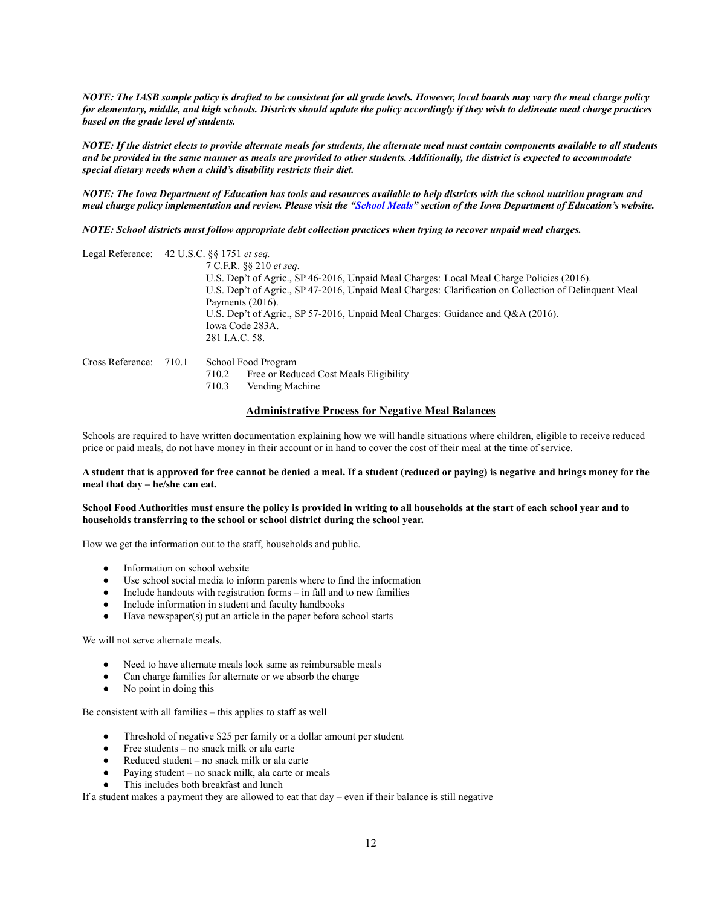***NOTE: The IASB sample policy is drafted to be consistent for all grade levels. However, local boards may vary the meal charge policy for elementary, middle, and high schools. Districts should update the policy accordingly if they wish to delineate meal charge practices based on the grade level of students.***

***NOTE: If the district elects to provide alternate meals for students, the alternate meal must contain components available to all students and be provided in the same manner as meals are provided to other students. Additionally, the district is expected to accommodate special dietary needs when a child's disability restricts their diet.***

***NOTE: The Iowa Department of Education has tools and resources available to help districts with the school nutrition program and meal charge policy implementation and review. Please visit the "School Meals" section of the Iowa Department of Education's website.***

***NOTE: School districts must follow appropriate debt collection practices when trying to recover unpaid meal charges.***

Legal Reference: 42 U.S.C. §§ 1751 *et seq.*
7 C.F.R. §§ 210 *et seq.*
U.S. Dep't of Agric., SP 46-2016, Unpaid Meal Charges: Local Meal Charge Policies (2016).
U.S. Dep't of Agric., SP 47-2016, Unpaid Meal Charges: Clarification on Collection of Delinquent Meal Payments (2016).
U.S. Dep't of Agric., SP 57-2016, Unpaid Meal Charges: Guidance and Q&A (2016).
Iowa Code 283A.
281 I.A.C. 58.

Cross Reference: 710.1 School Food Program
710.2 Free or Reduced Cost Meals Eligibility
710.3 Vending Machine

## Administrative Process for Negative Meal Balances

Schools are required to have written documentation explaining how we will handle situations where children, eligible to receive reduced price or paid meals, do not have money in their account or in hand to cover the cost of their meal at the time of service.

**A student that is approved for free cannot be denied a meal. If a student (reduced or paying) is negative and brings money for the meal that day – he/she can eat.**

**School Food Authorities must ensure the policy is provided in writing to all households at the start of each school year and to households transferring to the school or school district during the school year.**

How we get the information out to the staff, households and public.

- Information on school website
- Use school social media to inform parents where to find the information
- Include handouts with registration forms – in fall and to new families
- Include information in student and faculty handbooks
- Have newspaper(s) put an article in the paper before school starts

We will not serve alternate meals.

- Need to have alternate meals look same as reimbursable meals
- Can charge families for alternate or we absorb the charge
- No point in doing this

Be consistent with all families – this applies to staff as well

- Threshold of negative $25 per family or a dollar amount per student
- Free students – no snack milk or ala carte
- Reduced student – no snack milk or ala carte
- Paying student – no snack milk, ala carte or meals
- This includes both breakfast and lunch

If a student makes a payment they are allowed to eat that day – even if their balance is still negative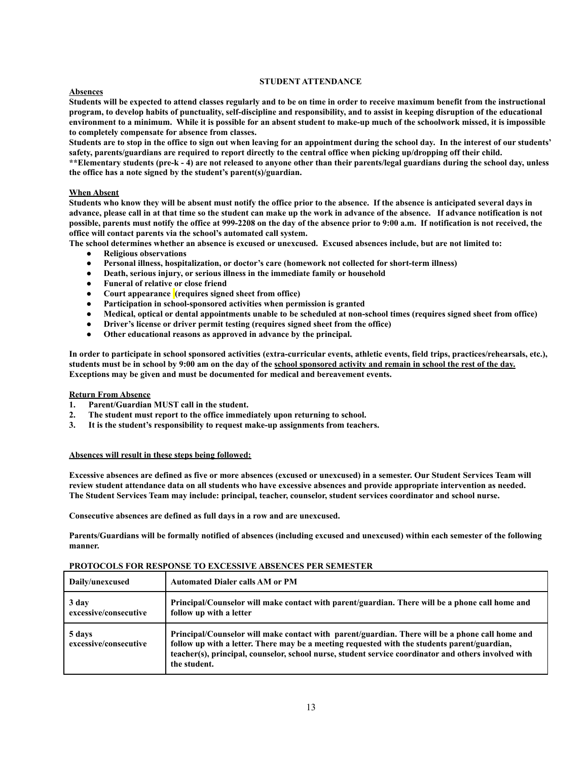## STUDENT ATTENDANCE

**Absences**

**Students will be expected to attend classes regularly and to be on time in order to receive maximum benefit from the instructional program, to develop habits of punctuality, self-discipline and responsibility, and to assist in keeping disruption of the educational environment to a minimum. While it is possible for an absent student to make-up much of the schoolwork missed, it is impossible to completely compensate for absence from classes.**

**Students are to stop in the office to sign out when leaving for an appointment during the school day. In the interest of our students' safety, parents/guardians are required to report directly to the central office when picking up/dropping off their child.**

****Elementary students (pre-k - 4) are not released to anyone other than their parents/legal guardians during the school day, unless the office has a note signed by the student's parent(s)/guardian.**

**When Absent**

**Students who know they will be absent must notify the office prior to the absence. If the absence is anticipated several days in advance, please call in at that time so the student can make up the work in advance of the absence. If advance notification is not possible, parents must notify the office at 999-2208 on the day of the absence prior to 9:00 a.m. If notification is not received, the office will contact parents via the school's automated call system.**

**The school determines whether an absence is excused or unexcused. Excused absences include, but are not limited to:**

- **Religious observations**
- **Personal illness, hospitalization, or doctor's care (homework not collected for short-term illness)**
- **Death, serious injury, or serious illness in the immediate family or household**
- **Funeral of relative or close friend**
- **Court appearance (requires signed sheet from office)**
- **Participation in school-sponsored activities when permission is granted**
- **Medical, optical or dental appointments unable to be scheduled at non-school times (requires signed sheet from office)**
- **Driver's license or driver permit testing (requires signed sheet from the office)**
- **Other educational reasons as approved in advance by the principal.**

**In order to participate in school sponsored activities (extra-curricular events, athletic events, field trips, practices/rehearsals, etc.), students must be in school by 9:00 am on the day of the school sponsored activity and remain in school the rest of the day. Exceptions may be given and must be documented for medical and bereavement events.**

**Return From Absence**

1. **Parent/Guardian MUST call in the student.**
2. **The student must report to the office immediately upon returning to school.**
3. **It is the student's responsibility to request make-up assignments from teachers.**

**Absences will result in these steps being followed:**

**Excessive absences are defined as five or more absences (excused or unexcused) in a semester. Our Student Services Team will review student attendance data on all students who have excessive absences and provide appropriate intervention as needed. The Student Services Team may include: principal, teacher, counselor, student services coordinator and school nurse.**

**Consecutive absences are defined as full days in a row and are unexcused.**

**Parents/Guardians will be formally notified of absences (including excused and unexcused) within each semester of the following manner.**

**PROTOCOLS FOR RESPONSE TO EXCESSIVE ABSENCES PER SEMESTER**

| Daily/unexcused | Automated Dialer calls AM or PM |
|---|---|
| 3 day excessive/consecutive | Principal/Counselor will make contact with parent/guardian. There will be a phone call home and follow up with a letter |
| 5 days excessive/consecutive | Principal/Counselor will make contact with parent/guardian. There will be a phone call home and follow up with a letter. There may be a meeting requested with the students parent/guardian, teacher(s), principal, counselor, school nurse, student service coordinator and others involved with the student. |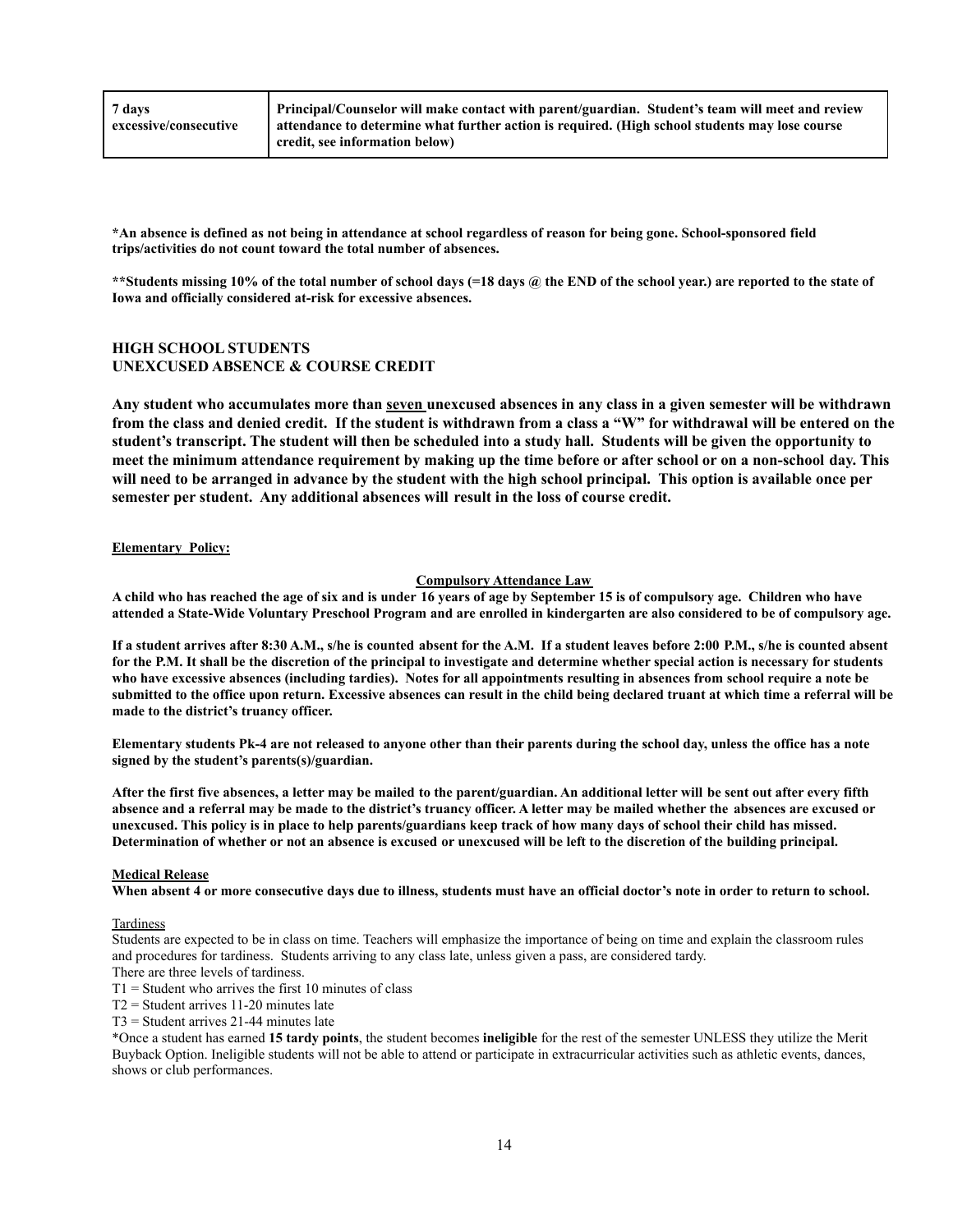| 7 days excessive/consecutive | **Principal/Counselor will make contact with parent/guardian. Student's team will meet and review attendance to determine what further action is required. (High school students may lose course credit, see information below)** |
|---|---|

**\*An absence is defined as not being in attendance at school regardless of reason for being gone. School-sponsored field trips/activities do not count toward the total number of absences.**

**\*\*Students missing 10% of the total number of school days (=18 days @ the END of the school year.) are reported to the state of Iowa and officially considered at-risk for excessive absences.**

### HIGH SCHOOL STUDENTS
### UNEXCUSED ABSENCE & COURSE CREDIT

**Any student who accumulates more than seven unexcused absences in any class in a given semester will be withdrawn from the class and denied credit. If the student is withdrawn from a class a "W" for withdrawal will be entered on the student's transcript. The student will then be scheduled into a study hall. Students will be given the opportunity to meet the minimum attendance requirement by making up the time before or after school or on a non-school day. This will need to be arranged in advance by the student with the high school principal. This option is available once per semester per student. Any additional absences will result in the loss of course credit.**

**Elementary Policy:**

**Compulsory Attendance Law**

**A child who has reached the age of six and is under 16 years of age by September 15 is of compulsory age. Children who have attended a State-Wide Voluntary Preschool Program and are enrolled in kindergarten are also considered to be of compulsory age.**

**If a student arrives after 8:30 A.M., s/he is counted absent for the A.M. If a student leaves before 2:00 P.M., s/he is counted absent for the P.M. It shall be the discretion of the principal to investigate and determine whether special action is necessary for students who have excessive absences (including tardies). Notes for all appointments resulting in absences from school require a note be submitted to the office upon return. Excessive absences can result in the child being declared truant at which time a referral will be made to the district's truancy officer.**

**Elementary students Pk-4 are not released to anyone other than their parents during the school day, unless the office has a note signed by the student's parents(s)/guardian.**

**After the first five absences, a letter may be mailed to the parent/guardian. An additional letter will be sent out after every fifth absence and a referral may be made to the district's truancy officer. A letter may be mailed whether the absences are excused or unexcused. This policy is in place to help parents/guardians keep track of how many days of school their child has missed. Determination of whether or not an absence is excused or unexcused will be left to the discretion of the building principal.**

**Medical Release**

**When absent 4 or more consecutive days due to illness, students must have an official doctor's note in order to return to school.**

Tardiness

Students are expected to be in class on time. Teachers will emphasize the importance of being on time and explain the classroom rules and procedures for tardiness. Students arriving to any class late, unless given a pass, are considered tardy.

There are three levels of tardiness.

T1 = Student who arrives the first 10 minutes of class

T2 = Student arrives 11-20 minutes late

T3 = Student arrives 21-44 minutes late

\*Once a student has earned **15 tardy points**, the student becomes **ineligible** for the rest of the semester UNLESS they utilize the Merit Buyback Option. Ineligible students will not be able to attend or participate in extracurricular activities such as athletic events, dances, shows or club performances.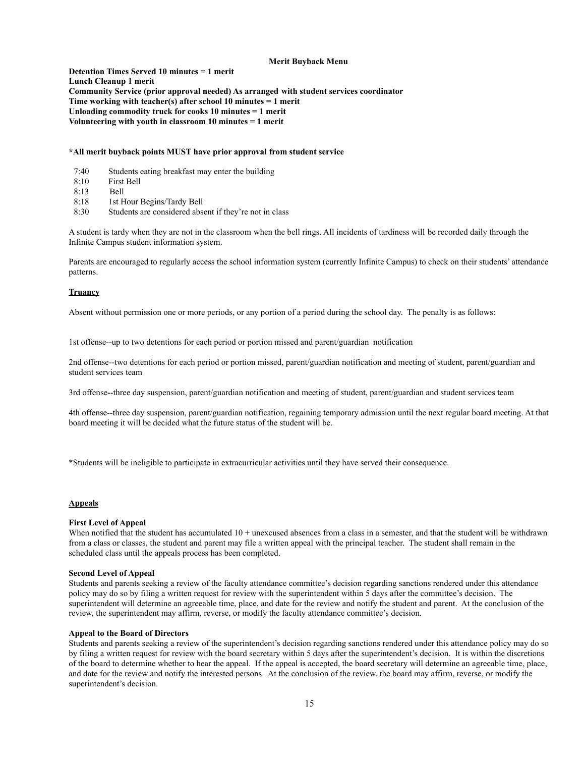**Merit Buyback Menu**

**Detention Times Served 10 minutes = 1 merit**
**Lunch Cleanup 1 merit**
**Community Service (prior approval needed) As arranged with student services coordinator**
**Time working with teacher(s) after school 10 minutes = 1 merit**
**Unloading commodity truck for cooks 10 minutes = 1 merit**
**Volunteering with youth in classroom 10 minutes = 1 merit**

**\*All merit buyback points MUST have prior approval from student service**

| | |
|---|---|
| 7:40 | Students eating breakfast may enter the building |
| 8:10 | First Bell |
| 8:13 | Bell |
| 8:18 | 1st Hour Begins/Tardy Bell |
| 8:30 | Students are considered absent if they're not in class |

A student is tardy when they are not in the classroom when the bell rings. All incidents of tardiness will be recorded daily through the Infinite Campus student information system.

Parents are encouraged to regularly access the school information system (currently Infinite Campus) to check on their students' attendance patterns.

## Truancy

Absent without permission one or more periods, or any portion of a period during the school day. The penalty is as follows:

1st offense--up to two detentions for each period or portion missed and parent/guardian notification

2nd offense--two detentions for each period or portion missed, parent/guardian notification and meeting of student, parent/guardian and student services team

3rd offense--three day suspension, parent/guardian notification and meeting of student, parent/guardian and student services team

4th offense--three day suspension, parent/guardian notification, regaining temporary admission until the next regular board meeting. At that board meeting it will be decided what the future status of the student will be.

\*Students will be ineligible to participate in extracurricular activities until they have served their consequence.

## Appeals

**First Level of Appeal**
When notified that the student has accumulated 10 + unexcused absences from a class in a semester, and that the student will be withdrawn from a class or classes, the student and parent may file a written appeal with the principal teacher. The student shall remain in the scheduled class until the appeals process has been completed.

**Second Level of Appeal**
Students and parents seeking a review of the faculty attendance committee's decision regarding sanctions rendered under this attendance policy may do so by filing a written request for review with the superintendent within 5 days after the committee's decision. The superintendent will determine an agreeable time, place, and date for the review and notify the student and parent. At the conclusion of the review, the superintendent may affirm, reverse, or modify the faculty attendance committee's decision.

**Appeal to the Board of Directors**
Students and parents seeking a review of the superintendent's decision regarding sanctions rendered under this attendance policy may do so by filing a written request for review with the board secretary within 5 days after the superintendent's decision. It is within the discretions of the board to determine whether to hear the appeal. If the appeal is accepted, the board secretary will determine an agreeable time, place, and date for the review and notify the interested persons. At the conclusion of the review, the board may affirm, reverse, or modify the superintendent's decision.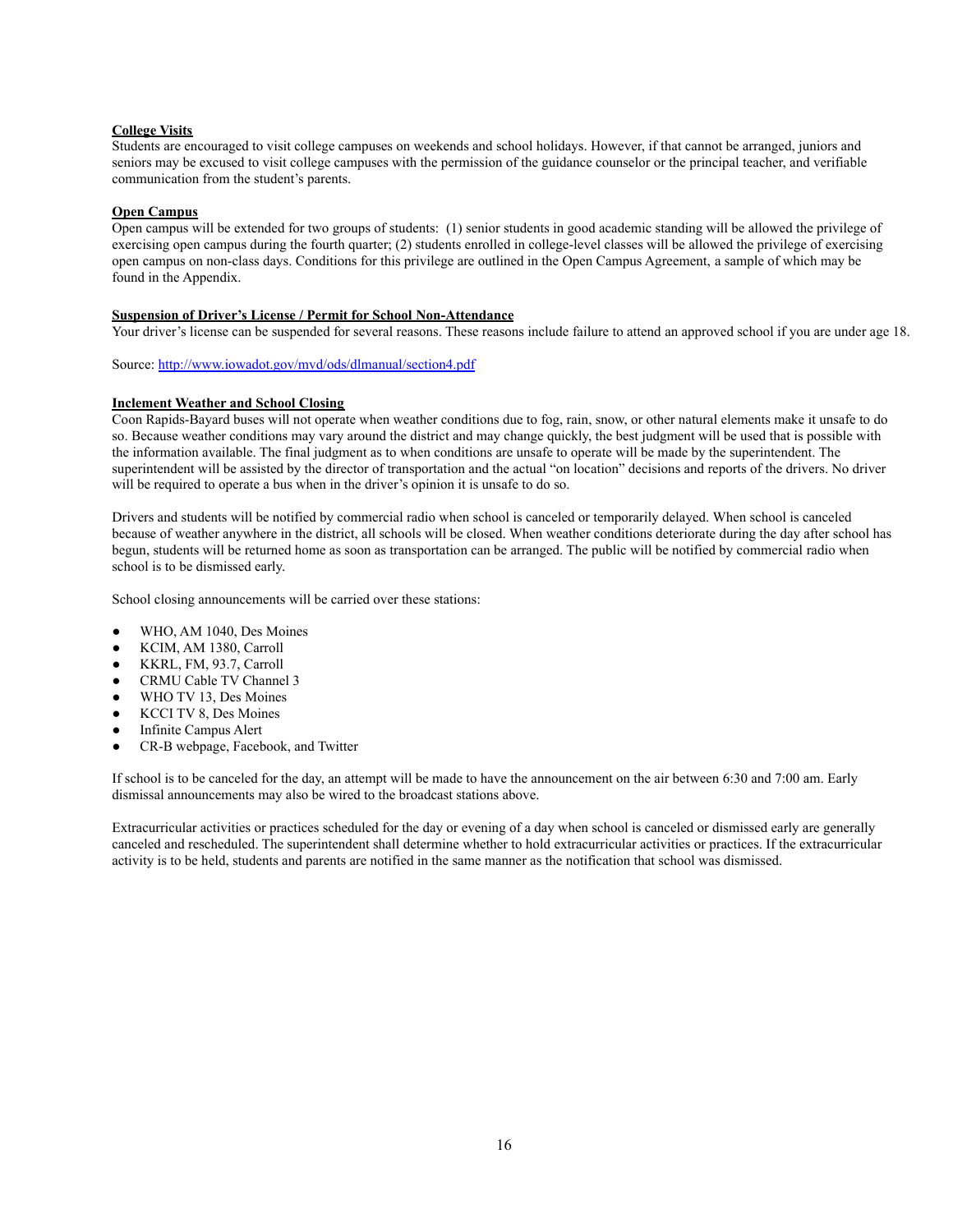**College Visits**

Students are encouraged to visit college campuses on weekends and school holidays. However, if that cannot be arranged, juniors and seniors may be excused to visit college campuses with the permission of the guidance counselor or the principal teacher, and verifiable communication from the student's parents.

**Open Campus**

Open campus will be extended for two groups of students: (1) senior students in good academic standing will be allowed the privilege of exercising open campus during the fourth quarter; (2) students enrolled in college-level classes will be allowed the privilege of exercising open campus on non-class days. Conditions for this privilege are outlined in the Open Campus Agreement, a sample of which may be found in the Appendix.

**Suspension of Driver's License / Permit for School Non-Attendance**

Your driver's license can be suspended for several reasons. These reasons include failure to attend an approved school if you are under age 18.

Source: [http://www.iowadot.gov/mvd/ods/dlmanual/section4.pdf](http://www.iowadot.gov/mvd/ods/dlmanual/section4.pdf)

**Inclement Weather and School Closing**

Coon Rapids-Bayard buses will not operate when weather conditions due to fog, rain, snow, or other natural elements make it unsafe to do so. Because weather conditions may vary around the district and may change quickly, the best judgment will be used that is possible with the information available. The final judgment as to when conditions are unsafe to operate will be made by the superintendent. The superintendent will be assisted by the director of transportation and the actual "on location" decisions and reports of the drivers. No driver will be required to operate a bus when in the driver's opinion it is unsafe to do so.

Drivers and students will be notified by commercial radio when school is canceled or temporarily delayed. When school is canceled because of weather anywhere in the district, all schools will be closed. When weather conditions deteriorate during the day after school has begun, students will be returned home as soon as transportation can be arranged. The public will be notified by commercial radio when school is to be dismissed early.

School closing announcements will be carried over these stations:

- WHO, AM 1040, Des Moines
- KCIM, AM 1380, Carroll
- KKRL, FM, 93.7, Carroll
- CRMU Cable TV Channel 3
- WHO TV 13, Des Moines
- KCCI TV 8, Des Moines
- Infinite Campus Alert
- CR-B webpage, Facebook, and Twitter

If school is to be canceled for the day, an attempt will be made to have the announcement on the air between 6:30 and 7:00 am. Early dismissal announcements may also be wired to the broadcast stations above.

Extracurricular activities or practices scheduled for the day or evening of a day when school is canceled or dismissed early are generally canceled and rescheduled. The superintendent shall determine whether to hold extracurricular activities or practices. If the extracurricular activity is to be held, students and parents are notified in the same manner as the notification that school was dismissed.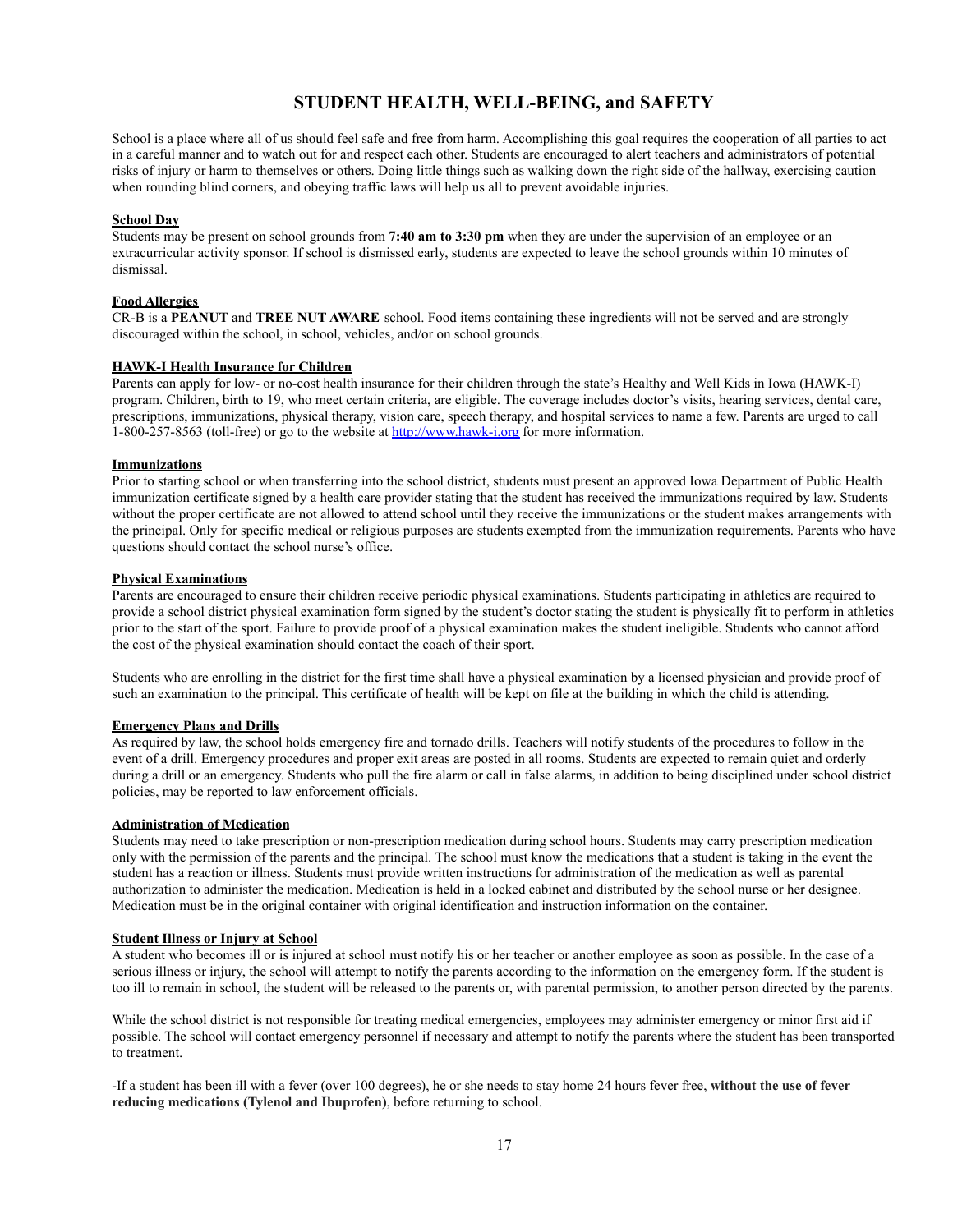# STUDENT HEALTH, WELL-BEING, and SAFETY

School is a place where all of us should feel safe and free from harm. Accomplishing this goal requires the cooperation of all parties to act in a careful manner and to watch out for and respect each other. Students are encouraged to alert teachers and administrators of potential risks of injury or harm to themselves or others. Doing little things such as walking down the right side of the hallway, exercising caution when rounding blind corners, and obeying traffic laws will help us all to prevent avoidable injuries.

### School Day

Students may be present on school grounds from **7:40 am to 3:30 pm** when they are under the supervision of an employee or an extracurricular activity sponsor. If school is dismissed early, students are expected to leave the school grounds within 10 minutes of dismissal.

### Food Allergies

CR-B is a **PEANUT** and **TREE NUT AWARE** school. Food items containing these ingredients will not be served and are strongly discouraged within the school, in school, vehicles, and/or on school grounds.

### HAWK-I Health Insurance for Children

Parents can apply for low- or no-cost health insurance for their children through the state's Healthy and Well Kids in Iowa (HAWK-I) program. Children, birth to 19, who meet certain criteria, are eligible. The coverage includes doctor's visits, hearing services, dental care, prescriptions, immunizations, physical therapy, vision care, speech therapy, and hospital services to name a few. Parents are urged to call 1-800-257-8563 (toll-free) or go to the website at [http://www.hawk-i.org](http://www.hawk-i.org) for more information.

### Immunizations

Prior to starting school or when transferring into the school district, students must present an approved Iowa Department of Public Health immunization certificate signed by a health care provider stating that the student has received the immunizations required by law. Students without the proper certificate are not allowed to attend school until they receive the immunizations or the student makes arrangements with the principal. Only for specific medical or religious purposes are students exempted from the immunization requirements. Parents who have questions should contact the school nurse's office.

### Physical Examinations

Parents are encouraged to ensure their children receive periodic physical examinations. Students participating in athletics are required to provide a school district physical examination form signed by the student's doctor stating the student is physically fit to perform in athletics prior to the start of the sport. Failure to provide proof of a physical examination makes the student ineligible. Students who cannot afford the cost of the physical examination should contact the coach of their sport.

Students who are enrolling in the district for the first time shall have a physical examination by a licensed physician and provide proof of such an examination to the principal. This certificate of health will be kept on file at the building in which the child is attending.

### Emergency Plans and Drills

As required by law, the school holds emergency fire and tornado drills. Teachers will notify students of the procedures to follow in the event of a drill. Emergency procedures and proper exit areas are posted in all rooms. Students are expected to remain quiet and orderly during a drill or an emergency. Students who pull the fire alarm or call in false alarms, in addition to being disciplined under school district policies, may be reported to law enforcement officials.

### Administration of Medication

Students may need to take prescription or non-prescription medication during school hours. Students may carry prescription medication only with the permission of the parents and the principal. The school must know the medications that a student is taking in the event the student has a reaction or illness. Students must provide written instructions for administration of the medication as well as parental authorization to administer the medication. Medication is held in a locked cabinet and distributed by the school nurse or her designee. Medication must be in the original container with original identification and instruction information on the container.

### Student Illness or Injury at School

A student who becomes ill or is injured at school must notify his or her teacher or another employee as soon as possible. In the case of a serious illness or injury, the school will attempt to notify the parents according to the information on the emergency form. If the student is too ill to remain in school, the student will be released to the parents or, with parental permission, to another person directed by the parents.

While the school district is not responsible for treating medical emergencies, employees may administer emergency or minor first aid if possible. The school will contact emergency personnel if necessary and attempt to notify the parents where the student has been transported to treatment.

-If a student has been ill with a fever (over 100 degrees), he or she needs to stay home 24 hours fever free, **without the use of fever reducing medications (Tylenol and Ibuprofen)**, before returning to school.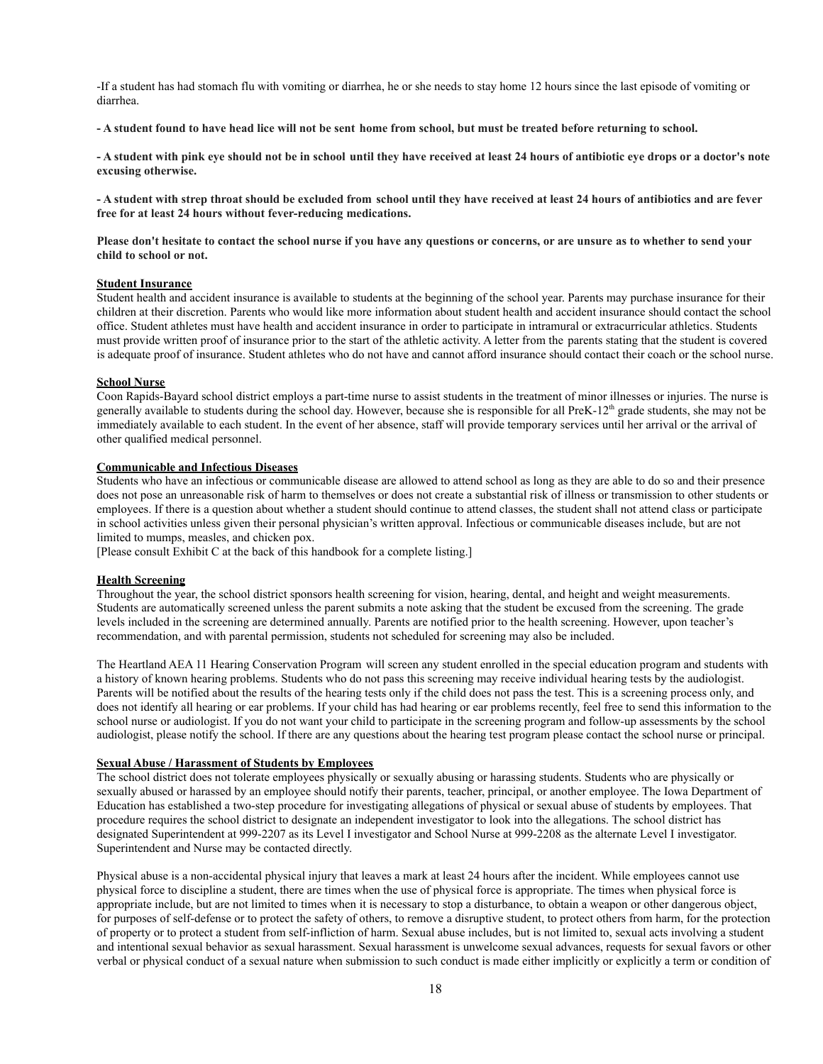-If a student has had stomach flu with vomiting or diarrhea, he or she needs to stay home 12 hours since the last episode of vomiting or diarrhea.

**- A student found to have head lice will not be sent home from school, but must be treated before returning to school.**

**- A student with pink eye should not be in school until they have received at least 24 hours of antibiotic eye drops or a doctor's note excusing otherwise.**

**- A student with strep throat should be excluded from school until they have received at least 24 hours of antibiotics and are fever free for at least 24 hours without fever-reducing medications.**

**Please don't hesitate to contact the school nurse if you have any questions or concerns, or are unsure as to whether to send your child to school or not.**

**Student Insurance**

Student health and accident insurance is available to students at the beginning of the school year. Parents may purchase insurance for their children at their discretion. Parents who would like more information about student health and accident insurance should contact the school office. Student athletes must have health and accident insurance in order to participate in intramural or extracurricular athletics. Students must provide written proof of insurance prior to the start of the athletic activity. A letter from the parents stating that the student is covered is adequate proof of insurance. Student athletes who do not have and cannot afford insurance should contact their coach or the school nurse.

**School Nurse**

Coon Rapids-Bayard school district employs a part-time nurse to assist students in the treatment of minor illnesses or injuries. The nurse is generally available to students during the school day. However, because she is responsible for all PreK-12th grade students, she may not be immediately available to each student. In the event of her absence, staff will provide temporary services until her arrival or the arrival of other qualified medical personnel.

**Communicable and Infectious Diseases**

Students who have an infectious or communicable disease are allowed to attend school as long as they are able to do so and their presence does not pose an unreasonable risk of harm to themselves or does not create a substantial risk of illness or transmission to other students or employees. If there is a question about whether a student should continue to attend classes, the student shall not attend class or participate in school activities unless given their personal physician's written approval. Infectious or communicable diseases include, but are not limited to mumps, measles, and chicken pox.
[Please consult Exhibit C at the back of this handbook for a complete listing.]

**Health Screening**

Throughout the year, the school district sponsors health screening for vision, hearing, dental, and height and weight measurements. Students are automatically screened unless the parent submits a note asking that the student be excused from the screening. The grade levels included in the screening are determined annually. Parents are notified prior to the health screening. However, upon teacher's recommendation, and with parental permission, students not scheduled for screening may also be included.

The Heartland AEA 11 Hearing Conservation Program will screen any student enrolled in the special education program and students with a history of known hearing problems. Students who do not pass this screening may receive individual hearing tests by the audiologist. Parents will be notified about the results of the hearing tests only if the child does not pass the test. This is a screening process only, and does not identify all hearing or ear problems. If your child has had hearing or ear problems recently, feel free to send this information to the school nurse or audiologist. If you do not want your child to participate in the screening program and follow-up assessments by the school audiologist, please notify the school. If there are any questions about the hearing test program please contact the school nurse or principal.

**Sexual Abuse / Harassment of Students by Employees**

The school district does not tolerate employees physically or sexually abusing or harassing students. Students who are physically or sexually abused or harassed by an employee should notify their parents, teacher, principal, or another employee. The Iowa Department of Education has established a two-step procedure for investigating allegations of physical or sexual abuse of students by employees. That procedure requires the school district to designate an independent investigator to look into the allegations. The school district has designated Superintendent at 999-2207 as its Level I investigator and School Nurse at 999-2208 as the alternate Level I investigator. Superintendent and Nurse may be contacted directly.

Physical abuse is a non-accidental physical injury that leaves a mark at least 24 hours after the incident. While employees cannot use physical force to discipline a student, there are times when the use of physical force is appropriate. The times when physical force is appropriate include, but are not limited to times when it is necessary to stop a disturbance, to obtain a weapon or other dangerous object, for purposes of self-defense or to protect the safety of others, to remove a disruptive student, to protect others from harm, for the protection of property or to protect a student from self-infliction of harm. Sexual abuse includes, but is not limited to, sexual acts involving a student and intentional sexual behavior as sexual harassment. Sexual harassment is unwelcome sexual advances, requests for sexual favors or other verbal or physical conduct of a sexual nature when submission to such conduct is made either implicitly or explicitly a term or condition of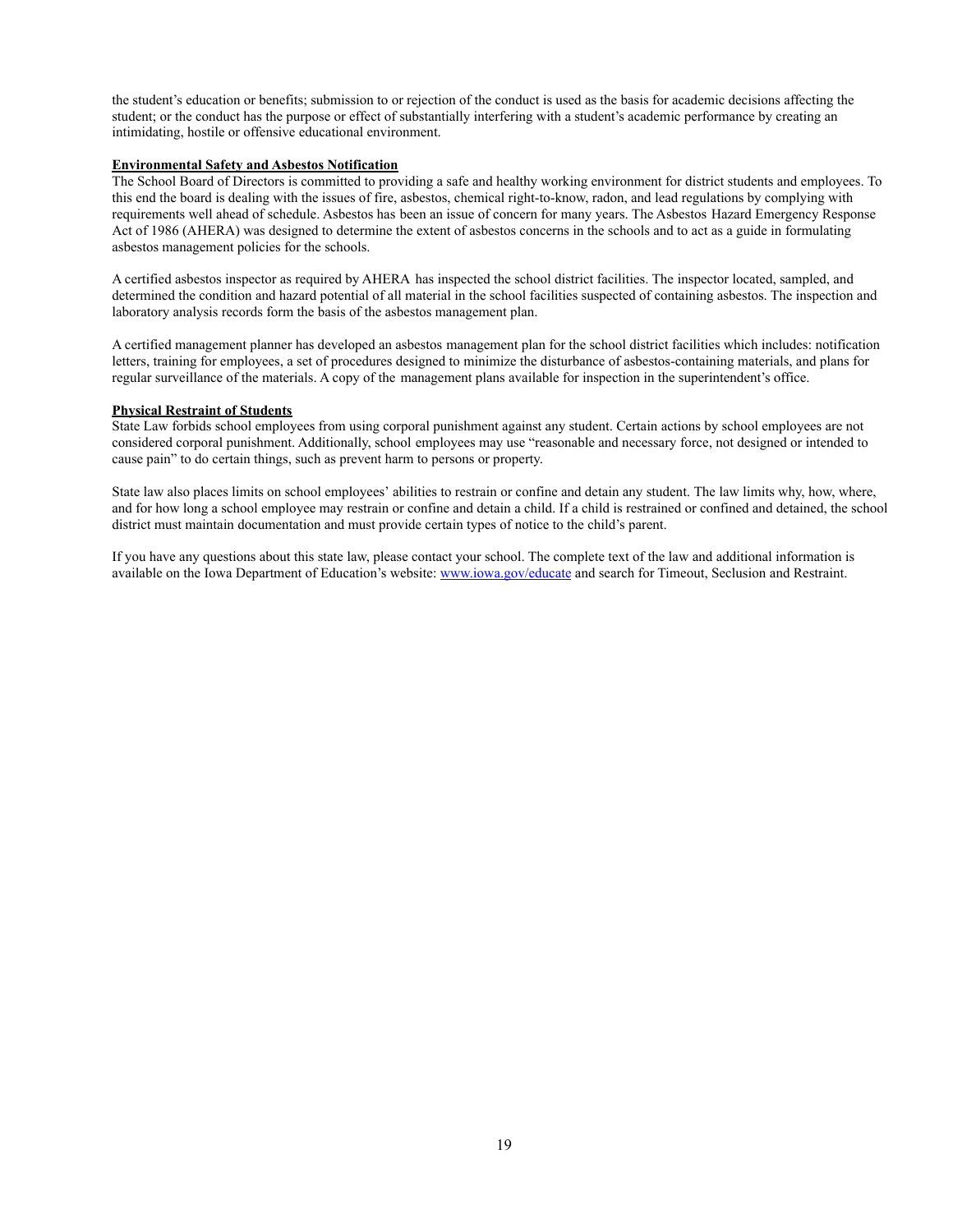the student's education or benefits; submission to or rejection of the conduct is used as the basis for academic decisions affecting the student; or the conduct has the purpose or effect of substantially interfering with a student's academic performance by creating an intimidating, hostile or offensive educational environment.

**Environmental Safety and Asbestos Notification**

The School Board of Directors is committed to providing a safe and healthy working environment for district students and employees. To this end the board is dealing with the issues of fire, asbestos, chemical right-to-know, radon, and lead regulations by complying with requirements well ahead of schedule. Asbestos has been an issue of concern for many years. The Asbestos Hazard Emergency Response Act of 1986 (AHERA) was designed to determine the extent of asbestos concerns in the schools and to act as a guide in formulating asbestos management policies for the schools.

A certified asbestos inspector as required by AHERA has inspected the school district facilities. The inspector located, sampled, and determined the condition and hazard potential of all material in the school facilities suspected of containing asbestos. The inspection and laboratory analysis records form the basis of the asbestos management plan.

A certified management planner has developed an asbestos management plan for the school district facilities which includes: notification letters, training for employees, a set of procedures designed to minimize the disturbance of asbestos-containing materials, and plans for regular surveillance of the materials. A copy of the management plans available for inspection in the superintendent's office.

**Physical Restraint of Students**

State Law forbids school employees from using corporal punishment against any student. Certain actions by school employees are not considered corporal punishment. Additionally, school employees may use "reasonable and necessary force, not designed or intended to cause pain" to do certain things, such as prevent harm to persons or property.

State law also places limits on school employees' abilities to restrain or confine and detain any student. The law limits why, how, where, and for how long a school employee may restrain or confine and detain a child. If a child is restrained or confined and detained, the school district must maintain documentation and must provide certain types of notice to the child's parent.

If you have any questions about this state law, please contact your school. The complete text of the law and additional information is available on the Iowa Department of Education's website: [www.iowa.gov/educate](www.iowa.gov/educate) and search for Timeout, Seclusion and Restraint.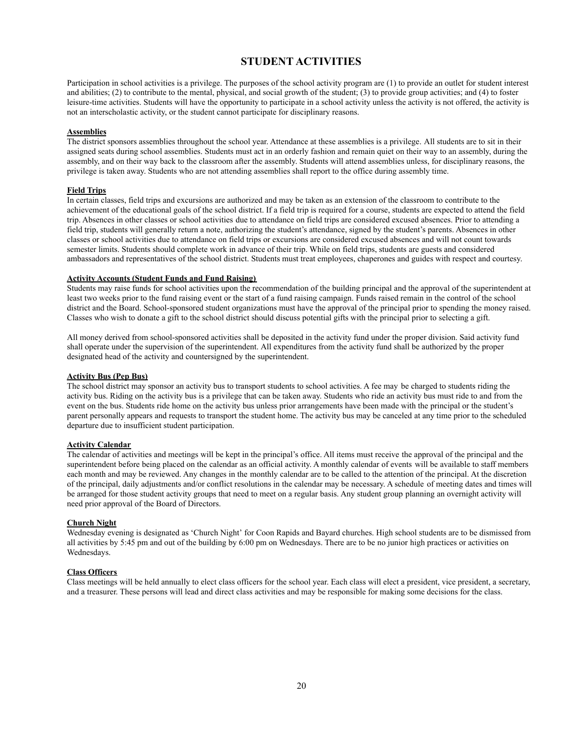# STUDENT ACTIVITIES

Participation in school activities is a privilege. The purposes of the school activity program are (1) to provide an outlet for student interest and abilities; (2) to contribute to the mental, physical, and social growth of the student; (3) to provide group activities; and (4) to foster leisure-time activities. Students will have the opportunity to participate in a school activity unless the activity is not offered, the activity is not an interscholastic activity, or the student cannot participate for disciplinary reasons.

## Assemblies

The district sponsors assemblies throughout the school year. Attendance at these assemblies is a privilege. All students are to sit in their assigned seats during school assemblies. Students must act in an orderly fashion and remain quiet on their way to an assembly, during the assembly, and on their way back to the classroom after the assembly. Students will attend assemblies unless, for disciplinary reasons, the privilege is taken away. Students who are not attending assemblies shall report to the office during assembly time.

## Field Trips

In certain classes, field trips and excursions are authorized and may be taken as an extension of the classroom to contribute to the achievement of the educational goals of the school district. If a field trip is required for a course, students are expected to attend the field trip. Absences in other classes or school activities due to attendance on field trips are considered excused absences. Prior to attending a field trip, students will generally return a note, authorizing the student's attendance, signed by the student's parents. Absences in other classes or school activities due to attendance on field trips or excursions are considered excused absences and will not count towards semester limits. Students should complete work in advance of their trip. While on field trips, students are guests and considered ambassadors and representatives of the school district. Students must treat employees, chaperones and guides with respect and courtesy.

## Activity Accounts (Student Funds and Fund Raising)

Students may raise funds for school activities upon the recommendation of the building principal and the approval of the superintendent at least two weeks prior to the fund raising event or the start of a fund raising campaign. Funds raised remain in the control of the school district and the Board. School-sponsored student organizations must have the approval of the principal prior to spending the money raised. Classes who wish to donate a gift to the school district should discuss potential gifts with the principal prior to selecting a gift.

All money derived from school-sponsored activities shall be deposited in the activity fund under the proper division. Said activity fund shall operate under the supervision of the superintendent. All expenditures from the activity fund shall be authorized by the proper designated head of the activity and countersigned by the superintendent.

## Activity Bus (Pep Bus)

The school district may sponsor an activity bus to transport students to school activities. A fee may be charged to students riding the activity bus. Riding on the activity bus is a privilege that can be taken away. Students who ride an activity bus must ride to and from the event on the bus. Students ride home on the activity bus unless prior arrangements have been made with the principal or the student's parent personally appears and requests to transport the student home. The activity bus may be canceled at any time prior to the scheduled departure due to insufficient student participation.

## Activity Calendar

The calendar of activities and meetings will be kept in the principal's office. All items must receive the approval of the principal and the superintendent before being placed on the calendar as an official activity. A monthly calendar of events will be available to staff members each month and may be reviewed. Any changes in the monthly calendar are to be called to the attention of the principal. At the discretion of the principal, daily adjustments and/or conflict resolutions in the calendar may be necessary. A schedule of meeting dates and times will be arranged for those student activity groups that need to meet on a regular basis. Any student group planning an overnight activity will need prior approval of the Board of Directors.

## Church Night

Wednesday evening is designated as 'Church Night' for Coon Rapids and Bayard churches. High school students are to be dismissed from all activities by 5:45 pm and out of the building by 6:00 pm on Wednesdays. There are to be no junior high practices or activities on Wednesdays.

## Class Officers

Class meetings will be held annually to elect class officers for the school year. Each class will elect a president, vice president, a secretary, and a treasurer. These persons will lead and direct class activities and may be responsible for making some decisions for the class.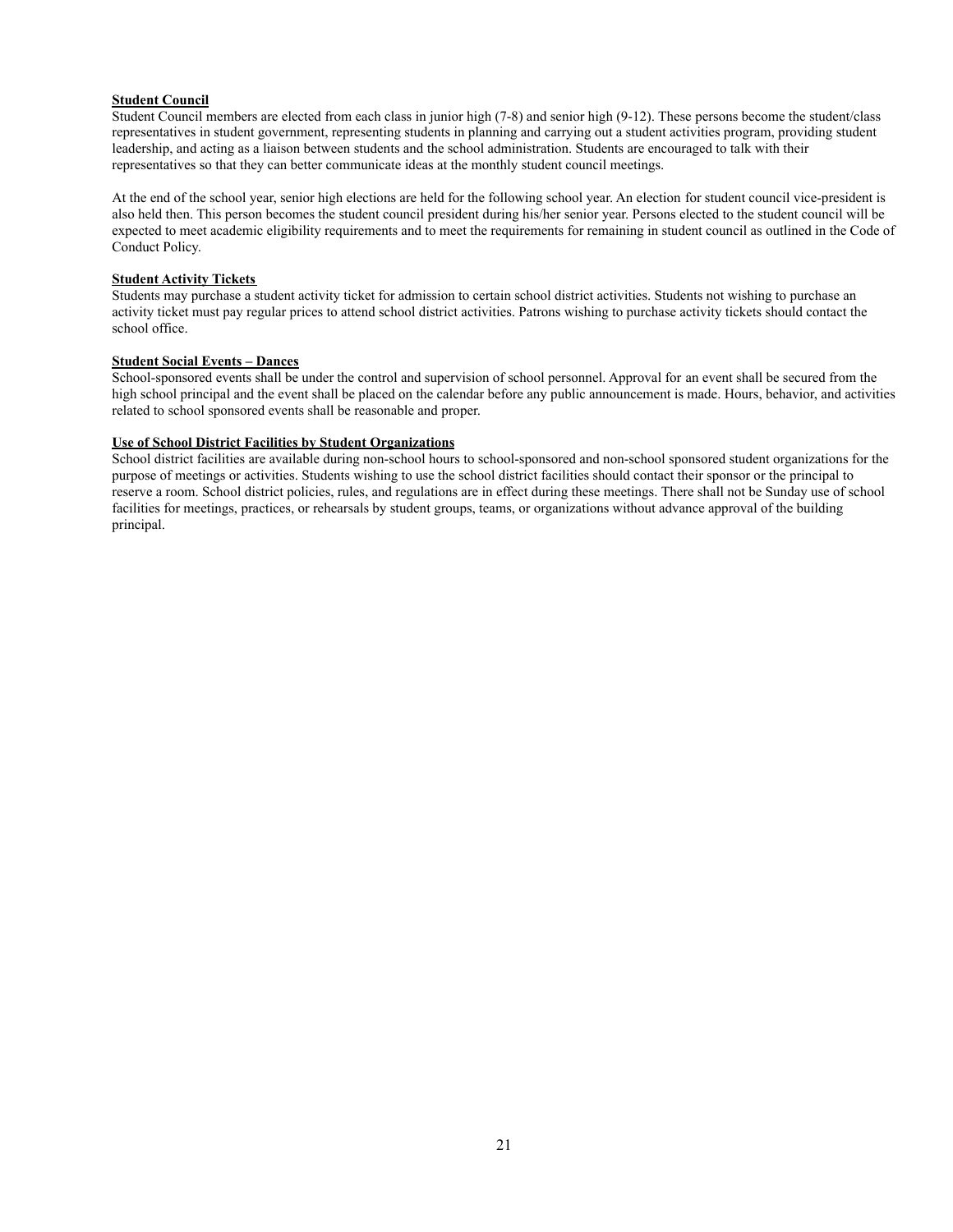**Student Council**

Student Council members are elected from each class in junior high (7-8) and senior high (9-12). These persons become the student/class representatives in student government, representing students in planning and carrying out a student activities program, providing student leadership, and acting as a liaison between students and the school administration. Students are encouraged to talk with their representatives so that they can better communicate ideas at the monthly student council meetings.

At the end of the school year, senior high elections are held for the following school year. An election for student council vice-president is also held then. This person becomes the student council president during his/her senior year. Persons elected to the student council will be expected to meet academic eligibility requirements and to meet the requirements for remaining in student council as outlined in the Code of Conduct Policy.

**Student Activity Tickets**

Students may purchase a student activity ticket for admission to certain school district activities. Students not wishing to purchase an activity ticket must pay regular prices to attend school district activities. Patrons wishing to purchase activity tickets should contact the school office.

**Student Social Events – Dances**

School-sponsored events shall be under the control and supervision of school personnel. Approval for an event shall be secured from the high school principal and the event shall be placed on the calendar before any public announcement is made. Hours, behavior, and activities related to school sponsored events shall be reasonable and proper.

**Use of School District Facilities by Student Organizations**

School district facilities are available during non-school hours to school-sponsored and non-school sponsored student organizations for the purpose of meetings or activities. Students wishing to use the school district facilities should contact their sponsor or the principal to reserve a room. School district policies, rules, and regulations are in effect during these meetings. There shall not be Sunday use of school facilities for meetings, practices, or rehearsals by student groups, teams, or organizations without advance approval of the building principal.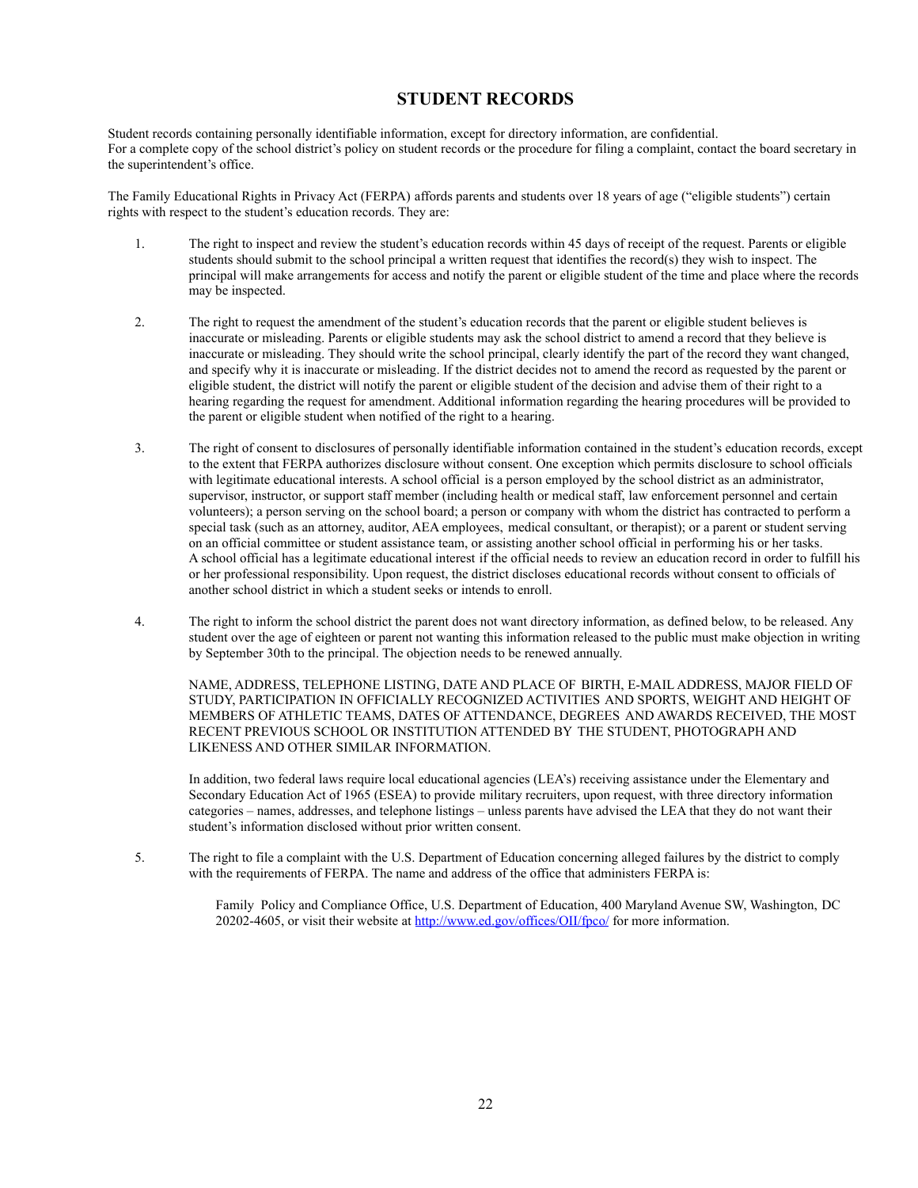# STUDENT RECORDS

Student records containing personally identifiable information, except for directory information, are confidential.
For a complete copy of the school district's policy on student records or the procedure for filing a complaint, contact the board secretary in the superintendent's office.

The Family Educational Rights in Privacy Act (FERPA) affords parents and students over 18 years of age ("eligible students") certain rights with respect to the student's education records. They are:

1. The right to inspect and review the student's education records within 45 days of receipt of the request. Parents or eligible students should submit to the school principal a written request that identifies the record(s) they wish to inspect. The principal will make arrangements for access and notify the parent or eligible student of the time and place where the records may be inspected.

2. The right to request the amendment of the student's education records that the parent or eligible student believes is inaccurate or misleading. Parents or eligible students may ask the school district to amend a record that they believe is inaccurate or misleading. They should write the school principal, clearly identify the part of the record they want changed, and specify why it is inaccurate or misleading. If the district decides not to amend the record as requested by the parent or eligible student, the district will notify the parent or eligible student of the decision and advise them of their right to a hearing regarding the request for amendment. Additional information regarding the hearing procedures will be provided to the parent or eligible student when notified of the right to a hearing.

3. The right of consent to disclosures of personally identifiable information contained in the student's education records, except to the extent that FERPA authorizes disclosure without consent. One exception which permits disclosure to school officials with legitimate educational interests. A school official is a person employed by the school district as an administrator, supervisor, instructor, or support staff member (including health or medical staff, law enforcement personnel and certain volunteers); a person serving on the school board; a person or company with whom the district has contracted to perform a special task (such as an attorney, auditor, AEA employees, medical consultant, or therapist); or a parent or student serving on an official committee or student assistance team, or assisting another school official in performing his or her tasks. A school official has a legitimate educational interest if the official needs to review an education record in order to fulfill his or her professional responsibility. Upon request, the district discloses educational records without consent to officials of another school district in which a student seeks or intends to enroll.

4. The right to inform the school district the parent does not want directory information, as defined below, to be released. Any student over the age of eighteen or parent not wanting this information released to the public must make objection in writing by September 30th to the principal. The objection needs to be renewed annually.

   NAME, ADDRESS, TELEPHONE LISTING, DATE AND PLACE OF BIRTH, E-MAIL ADDRESS, MAJOR FIELD OF STUDY, PARTICIPATION IN OFFICIALLY RECOGNIZED ACTIVITIES AND SPORTS, WEIGHT AND HEIGHT OF MEMBERS OF ATHLETIC TEAMS, DATES OF ATTENDANCE, DEGREES AND AWARDS RECEIVED, THE MOST RECENT PREVIOUS SCHOOL OR INSTITUTION ATTENDED BY THE STUDENT, PHOTOGRAPH AND LIKENESS AND OTHER SIMILAR INFORMATION.

   In addition, two federal laws require local educational agencies (LEA's) receiving assistance under the Elementary and Secondary Education Act of 1965 (ESEA) to provide military recruiters, upon request, with three directory information categories – names, addresses, and telephone listings – unless parents have advised the LEA that they do not want their student's information disclosed without prior written consent.

5. The right to file a complaint with the U.S. Department of Education concerning alleged failures by the district to comply with the requirements of FERPA. The name and address of the office that administers FERPA is:

   Family Policy and Compliance Office, U.S. Department of Education, 400 Maryland Avenue SW, Washington, DC 20202-4605, or visit their website at [http://www.ed.gov/offices/OII/fpco/](http://www.ed.gov/offices/OII/fpco/) for more information.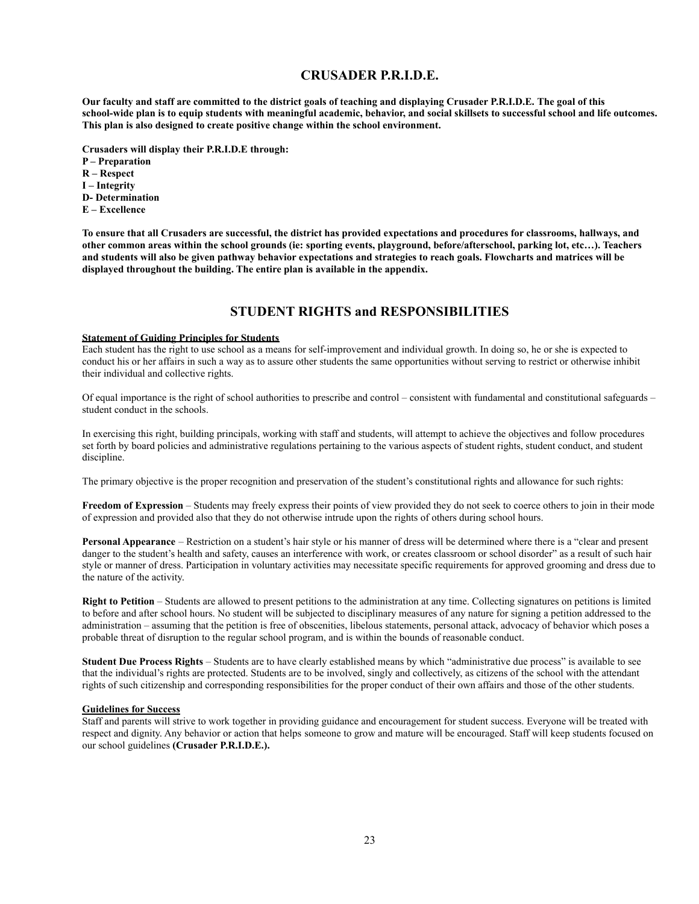## CRUSADER P.R.I.D.E.

**Our faculty and staff are committed to the district goals of teaching and displaying Crusader P.R.I.D.E. The goal of this school-wide plan is to equip students with meaningful academic, behavior, and social skillsets to successful school and life outcomes. This plan is also designed to create positive change within the school environment.**

**Crusaders will display their P.R.I.D.E through:**
**P – Preparation**
**R – Respect**
**I – Integrity**
**D- Determination**
**E – Excellence**

**To ensure that all Crusaders are successful, the district has provided expectations and procedures for classrooms, hallways, and other common areas within the school grounds (ie: sporting events, playground, before/afterschool, parking lot, etc…). Teachers and students will also be given pathway behavior expectations and strategies to reach goals. Flowcharts and matrices will be displayed throughout the building. The entire plan is available in the appendix.**

## STUDENT RIGHTS and RESPONSIBILITIES

**Statement of Guiding Principles for Students**

Each student has the right to use school as a means for self-improvement and individual growth. In doing so, he or she is expected to conduct his or her affairs in such a way as to assure other students the same opportunities without serving to restrict or otherwise inhibit their individual and collective rights.

Of equal importance is the right of school authorities to prescribe and control – consistent with fundamental and constitutional safeguards – student conduct in the schools.

In exercising this right, building principals, working with staff and students, will attempt to achieve the objectives and follow procedures set forth by board policies and administrative regulations pertaining to the various aspects of student rights, student conduct, and student discipline.

The primary objective is the proper recognition and preservation of the student's constitutional rights and allowance for such rights:

**Freedom of Expression** – Students may freely express their points of view provided they do not seek to coerce others to join in their mode of expression and provided also that they do not otherwise intrude upon the rights of others during school hours.

**Personal Appearance** – Restriction on a student's hair style or his manner of dress will be determined where there is a "clear and present danger to the student's health and safety, causes an interference with work, or creates classroom or school disorder" as a result of such hair style or manner of dress. Participation in voluntary activities may necessitate specific requirements for approved grooming and dress due to the nature of the activity.

**Right to Petition** – Students are allowed to present petitions to the administration at any time. Collecting signatures on petitions is limited to before and after school hours. No student will be subjected to disciplinary measures of any nature for signing a petition addressed to the administration – assuming that the petition is free of obscenities, libelous statements, personal attack, advocacy of behavior which poses a probable threat of disruption to the regular school program, and is within the bounds of reasonable conduct.

**Student Due Process Rights** – Students are to have clearly established means by which "administrative due process" is available to see that the individual's rights are protected. Students are to be involved, singly and collectively, as citizens of the school with the attendant rights of such citizenship and corresponding responsibilities for the proper conduct of their own affairs and those of the other students.

**Guidelines for Success**

Staff and parents will strive to work together in providing guidance and encouragement for student success. Everyone will be treated with respect and dignity. Any behavior or action that helps someone to grow and mature will be encouraged. Staff will keep students focused on our school guidelines **(Crusader P.R.I.D.E.).**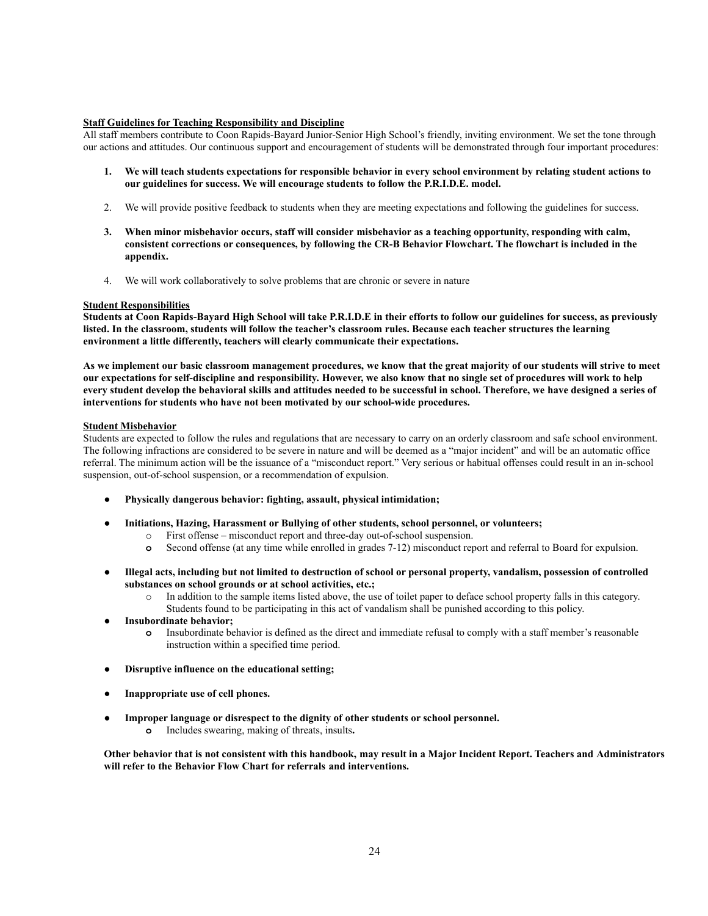**Staff Guidelines for Teaching Responsibility and Discipline**

All staff members contribute to Coon Rapids-Bayard Junior-Senior High School's friendly, inviting environment. We set the tone through our actions and attitudes. Our continuous support and encouragement of students will be demonstrated through four important procedures:

1. **We will teach students expectations for responsible behavior in every school environment by relating student actions to our guidelines for success. We will encourage students to follow the P.R.I.D.E. model.**
2. We will provide positive feedback to students when they are meeting expectations and following the guidelines for success.
3. **When minor misbehavior occurs, staff will consider misbehavior as a teaching opportunity, responding with calm, consistent corrections or consequences, by following the CR-B Behavior Flowchart. The flowchart is included in the appendix.**
4. We will work collaboratively to solve problems that are chronic or severe in nature

**Student Responsibilities**

**Students at Coon Rapids-Bayard High School will take P.R.I.D.E in their efforts to follow our guidelines for success, as previously listed. In the classroom, students will follow the teacher's classroom rules. Because each teacher structures the learning environment a little differently, teachers will clearly communicate their expectations.**

**As we implement our basic classroom management procedures, we know that the great majority of our students will strive to meet our expectations for self-discipline and responsibility. However, we also know that no single set of procedures will work to help every student develop the behavioral skills and attitudes needed to be successful in school. Therefore, we have designed a series of interventions for students who have not been motivated by our school-wide procedures.**

**Student Misbehavior**

Students are expected to follow the rules and regulations that are necessary to carry on an orderly classroom and safe school environment. The following infractions are considered to be severe in nature and will be deemed as a "major incident" and will be an automatic office referral. The minimum action will be the issuance of a "misconduct report." Very serious or habitual offenses could result in an in-school suspension, out-of-school suspension, or a recommendation of expulsion.

- **Physically dangerous behavior: fighting, assault, physical intimidation;**
- **Initiations, Hazing, Harassment or Bullying of other students, school personnel, or volunteers;**
  - First offense – misconduct report and three-day out-of-school suspension.
  - Second offense (at any time while enrolled in grades 7-12) misconduct report and referral to Board for expulsion.
- **Illegal acts, including but not limited to destruction of school or personal property, vandalism, possession of controlled substances on school grounds or at school activities, etc.;**
  - In addition to the sample items listed above, the use of toilet paper to deface school property falls in this category. Students found to be participating in this act of vandalism shall be punished according to this policy.
- **Insubordinate behavior;**
  - Insubordinate behavior is defined as the direct and immediate refusal to comply with a staff member's reasonable instruction within a specified time period.
- **Disruptive influence on the educational setting;**
- **Inappropriate use of cell phones.**
- **Improper language or disrespect to the dignity of other students or school personnel.**
  - Includes swearing, making of threats, insults**.**

**Other behavior that is not consistent with this handbook, may result in a Major Incident Report. Teachers and Administrators will refer to the Behavior Flow Chart for referrals and interventions.**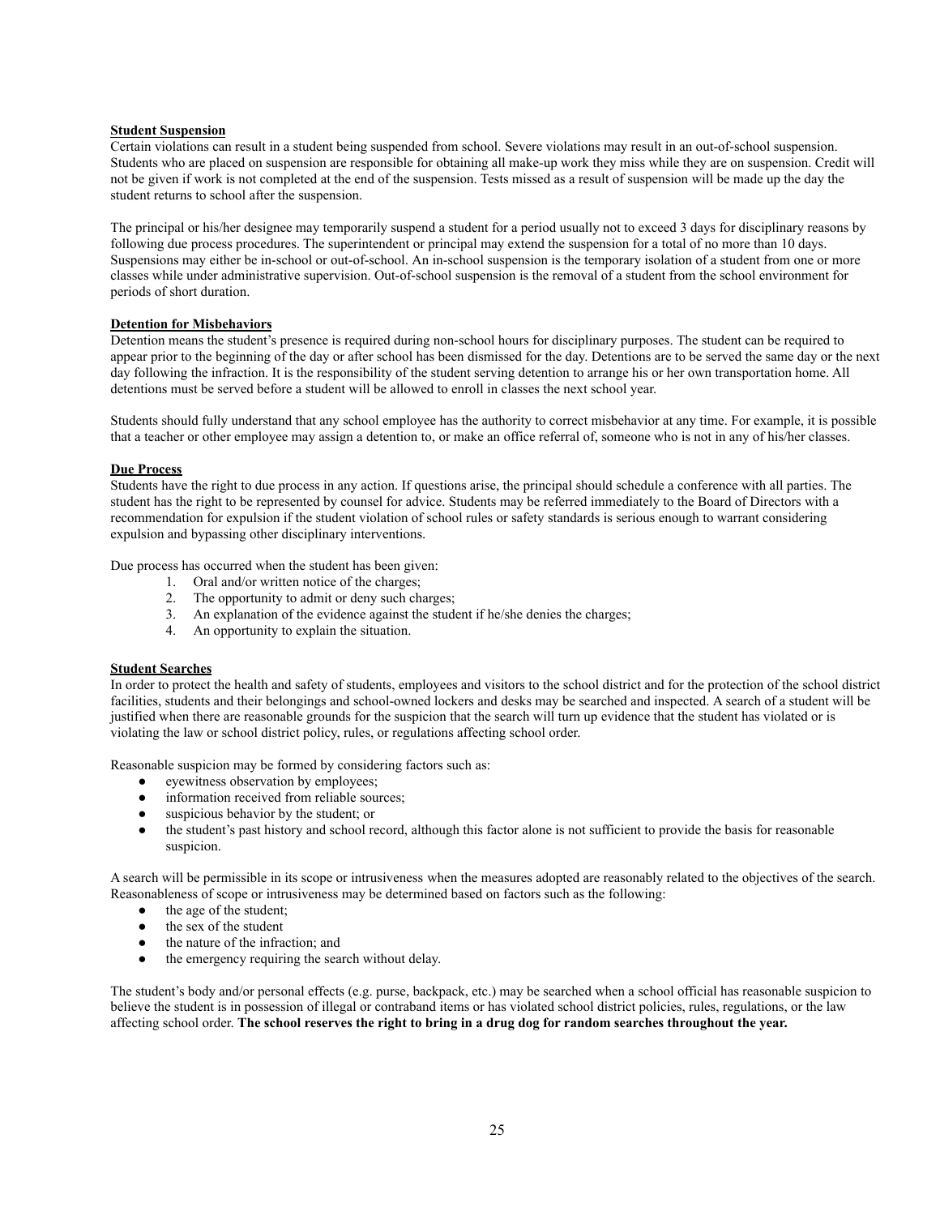### Student Suspension

Certain violations can result in a student being suspended from school. Severe violations may result in an out-of-school suspension. Students who are placed on suspension are responsible for obtaining all make-up work they miss while they are on suspension. Credit will not be given if work is not completed at the end of the suspension. Tests missed as a result of suspension will be made up the day the student returns to school after the suspension.

The principal or his/her designee may temporarily suspend a student for a period usually not to exceed 3 days for disciplinary reasons by following due process procedures. The superintendent or principal may extend the suspension for a total of no more than 10 days. Suspensions may either be in-school or out-of-school. An in-school suspension is the temporary isolation of a student from one or more classes while under administrative supervision. Out-of-school suspension is the removal of a student from the school environment for periods of short duration.

### Detention for Misbehaviors

Detention means the student's presence is required during non-school hours for disciplinary purposes. The student can be required to appear prior to the beginning of the day or after school has been dismissed for the day. Detentions are to be served the same day or the next day following the infraction. It is the responsibility of the student serving detention to arrange his or her own transportation home. All detentions must be served before a student will be allowed to enroll in classes the next school year.

Students should fully understand that any school employee has the authority to correct misbehavior at any time. For example, it is possible that a teacher or other employee may assign a detention to, or make an office referral of, someone who is not in any of his/her classes.

### Due Process

Students have the right to due process in any action. If questions arise, the principal should schedule a conference with all parties. The student has the right to be represented by counsel for advice. Students may be referred immediately to the Board of Directors with a recommendation for expulsion if the student violation of school rules or safety standards is serious enough to warrant considering expulsion and bypassing other disciplinary interventions.

Due process has occurred when the student has been given:

1. Oral and/or written notice of the charges;
2. The opportunity to admit or deny such charges;
3. An explanation of the evidence against the student if he/she denies the charges;
4. An opportunity to explain the situation.

### Student Searches

In order to protect the health and safety of students, employees and visitors to the school district and for the protection of the school district facilities, students and their belongings and school-owned lockers and desks may be searched and inspected. A search of a student will be justified when there are reasonable grounds for the suspicion that the search will turn up evidence that the student has violated or is violating the law or school district policy, rules, or regulations affecting school order.

Reasonable suspicion may be formed by considering factors such as:

- eyewitness observation by employees;
- information received from reliable sources;
- suspicious behavior by the student; or
- the student's past history and school record, although this factor alone is not sufficient to provide the basis for reasonable suspicion.

A search will be permissible in its scope or intrusiveness when the measures adopted are reasonably related to the objectives of the search. Reasonableness of scope or intrusiveness may be determined based on factors such as the following:

- the age of the student;
- the sex of the student
- the nature of the infraction; and
- the emergency requiring the search without delay.

The student's body and/or personal effects (e.g. purse, backpack, etc.) may be searched when a school official has reasonable suspicion to believe the student is in possession of illegal or contraband items or has violated school district policies, rules, regulations, or the law affecting school order. **The school reserves the right to bring in a drug dog for random searches throughout the year.**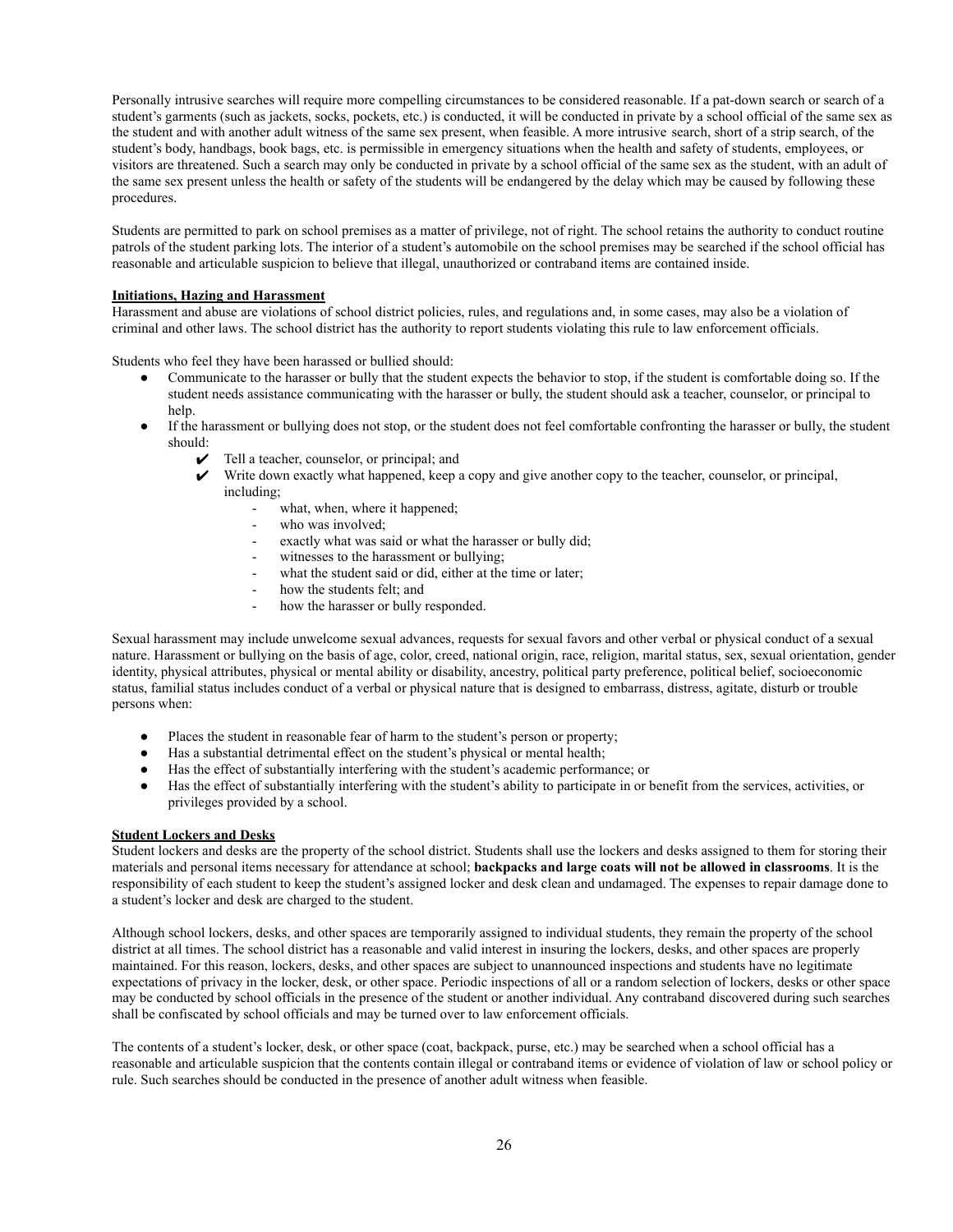Personally intrusive searches will require more compelling circumstances to be considered reasonable. If a pat-down search or search of a student's garments (such as jackets, socks, pockets, etc.) is conducted, it will be conducted in private by a school official of the same sex as the student and with another adult witness of the same sex present, when feasible. A more intrusive search, short of a strip search, of the student's body, handbags, book bags, etc. is permissible in emergency situations when the health and safety of students, employees, or visitors are threatened. Such a search may only be conducted in private by a school official of the same sex as the student, with an adult of the same sex present unless the health or safety of the students will be endangered by the delay which may be caused by following these procedures.

Students are permitted to park on school premises as a matter of privilege, not of right. The school retains the authority to conduct routine patrols of the student parking lots. The interior of a student's automobile on the school premises may be searched if the school official has reasonable and articulable suspicion to believe that illegal, unauthorized or contraband items are contained inside.

**Initiations, Hazing and Harassment**

Harassment and abuse are violations of school district policies, rules, and regulations and, in some cases, may also be a violation of criminal and other laws. The school district has the authority to report students violating this rule to law enforcement officials.

Students who feel they have been harassed or bullied should:

- Communicate to the harasser or bully that the student expects the behavior to stop, if the student is comfortable doing so. If the student needs assistance communicating with the harasser or bully, the student should ask a teacher, counselor, or principal to help.
- If the harassment or bullying does not stop, or the student does not feel comfortable confronting the harasser or bully, the student should:
  - ✔ Tell a teacher, counselor, or principal; and
  - ✔ Write down exactly what happened, keep a copy and give another copy to the teacher, counselor, or principal, including;
    - what, when, where it happened;
    - who was involved;
    - exactly what was said or what the harasser or bully did;
    - witnesses to the harassment or bullying;
    - what the student said or did, either at the time or later;
    - how the students felt; and
    - how the harasser or bully responded.

Sexual harassment may include unwelcome sexual advances, requests for sexual favors and other verbal or physical conduct of a sexual nature. Harassment or bullying on the basis of age, color, creed, national origin, race, religion, marital status, sex, sexual orientation, gender identity, physical attributes, physical or mental ability or disability, ancestry, political party preference, political belief, socioeconomic status, familial status includes conduct of a verbal or physical nature that is designed to embarrass, distress, agitate, disturb or trouble persons when:

- Places the student in reasonable fear of harm to the student's person or property;
- Has a substantial detrimental effect on the student's physical or mental health;
- Has the effect of substantially interfering with the student's academic performance; or
- Has the effect of substantially interfering with the student's ability to participate in or benefit from the services, activities, or privileges provided by a school.

**Student Lockers and Desks**

Student lockers and desks are the property of the school district. Students shall use the lockers and desks assigned to them for storing their materials and personal items necessary for attendance at school; **backpacks and large coats will not be allowed in classrooms**. It is the responsibility of each student to keep the student's assigned locker and desk clean and undamaged. The expenses to repair damage done to a student's locker and desk are charged to the student.

Although school lockers, desks, and other spaces are temporarily assigned to individual students, they remain the property of the school district at all times. The school district has a reasonable and valid interest in insuring the lockers, desks, and other spaces are properly maintained. For this reason, lockers, desks, and other spaces are subject to unannounced inspections and students have no legitimate expectations of privacy in the locker, desk, or other space. Periodic inspections of all or a random selection of lockers, desks or other space may be conducted by school officials in the presence of the student or another individual. Any contraband discovered during such searches shall be confiscated by school officials and may be turned over to law enforcement officials.

The contents of a student's locker, desk, or other space (coat, backpack, purse, etc.) may be searched when a school official has a reasonable and articulable suspicion that the contents contain illegal or contraband items or evidence of violation of law or school policy or rule. Such searches should be conducted in the presence of another adult witness when feasible.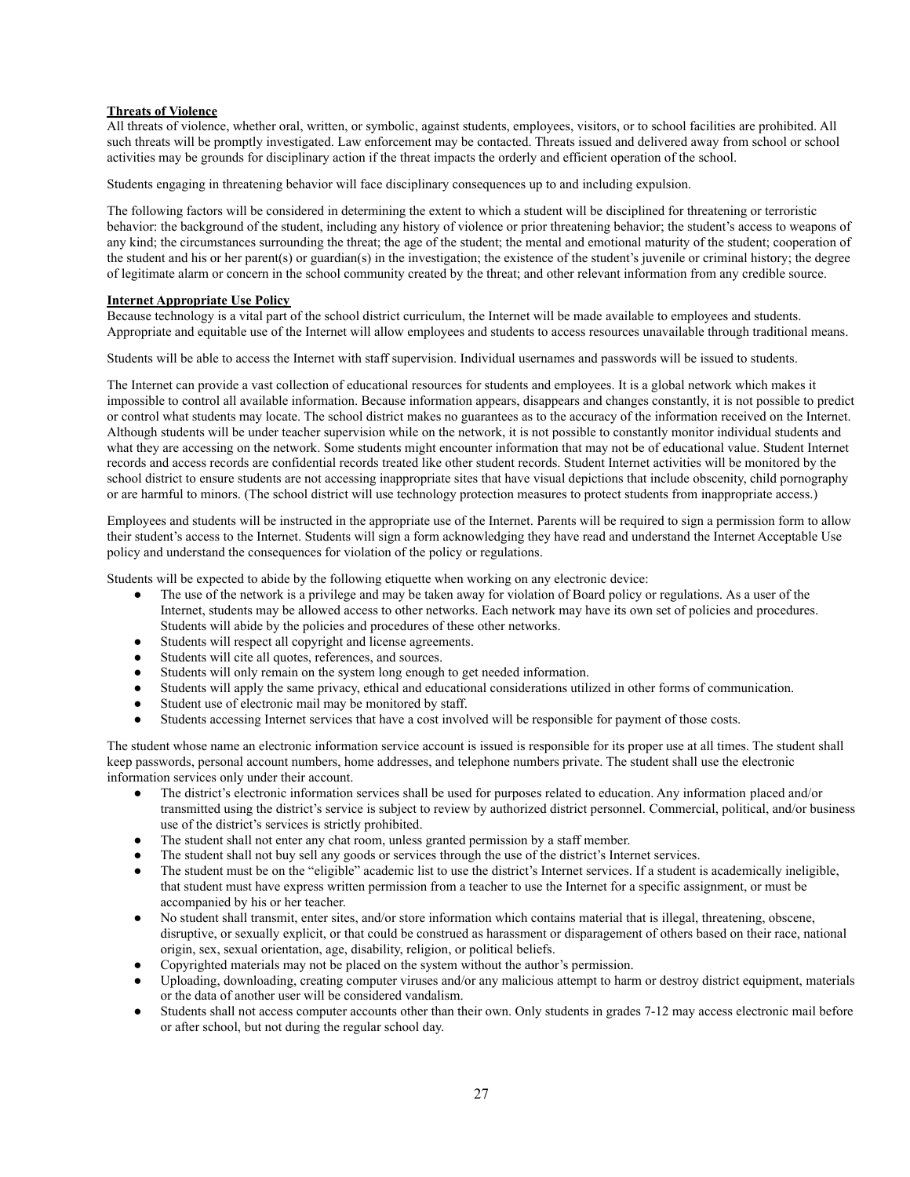**Threats of Violence**

All threats of violence, whether oral, written, or symbolic, against students, employees, visitors, or to school facilities are prohibited. All such threats will be promptly investigated. Law enforcement may be contacted. Threats issued and delivered away from school or school activities may be grounds for disciplinary action if the threat impacts the orderly and efficient operation of the school.

Students engaging in threatening behavior will face disciplinary consequences up to and including expulsion.

The following factors will be considered in determining the extent to which a student will be disciplined for threatening or terroristic behavior: the background of the student, including any history of violence or prior threatening behavior; the student's access to weapons of any kind; the circumstances surrounding the threat; the age of the student; the mental and emotional maturity of the student; cooperation of the student and his or her parent(s) or guardian(s) in the investigation; the existence of the student's juvenile or criminal history; the degree of legitimate alarm or concern in the school community created by the threat; and other relevant information from any credible source.

**Internet Appropriate Use Policy**

Because technology is a vital part of the school district curriculum, the Internet will be made available to employees and students. Appropriate and equitable use of the Internet will allow employees and students to access resources unavailable through traditional means.

Students will be able to access the Internet with staff supervision. Individual usernames and passwords will be issued to students.

The Internet can provide a vast collection of educational resources for students and employees. It is a global network which makes it impossible to control all available information. Because information appears, disappears and changes constantly, it is not possible to predict or control what students may locate. The school district makes no guarantees as to the accuracy of the information received on the Internet. Although students will be under teacher supervision while on the network, it is not possible to constantly monitor individual students and what they are accessing on the network. Some students might encounter information that may not be of educational value. Student Internet records and access records are confidential records treated like other student records. Student Internet activities will be monitored by the school district to ensure students are not accessing inappropriate sites that have visual depictions that include obscenity, child pornography or are harmful to minors. (The school district will use technology protection measures to protect students from inappropriate access.)

Employees and students will be instructed in the appropriate use of the Internet. Parents will be required to sign a permission form to allow their student's access to the Internet. Students will sign a form acknowledging they have read and understand the Internet Acceptable Use policy and understand the consequences for violation of the policy or regulations.

Students will be expected to abide by the following etiquette when working on any electronic device:

- The use of the network is a privilege and may be taken away for violation of Board policy or regulations. As a user of the Internet, students may be allowed access to other networks. Each network may have its own set of policies and procedures. Students will abide by the policies and procedures of these other networks.
- Students will respect all copyright and license agreements.
- Students will cite all quotes, references, and sources.
- Students will only remain on the system long enough to get needed information.
- Students will apply the same privacy, ethical and educational considerations utilized in other forms of communication.
- Student use of electronic mail may be monitored by staff.
- Students accessing Internet services that have a cost involved will be responsible for payment of those costs.

The student whose name an electronic information service account is issued is responsible for its proper use at all times. The student shall keep passwords, personal account numbers, home addresses, and telephone numbers private. The student shall use the electronic information services only under their account.

- The district's electronic information services shall be used for purposes related to education. Any information placed and/or transmitted using the district's service is subject to review by authorized district personnel. Commercial, political, and/or business use of the district's services is strictly prohibited.
- The student shall not enter any chat room, unless granted permission by a staff member.
- The student shall not buy sell any goods or services through the use of the district's Internet services.
- The student must be on the "eligible" academic list to use the district's Internet services. If a student is academically ineligible, that student must have express written permission from a teacher to use the Internet for a specific assignment, or must be accompanied by his or her teacher.
- No student shall transmit, enter sites, and/or store information which contains material that is illegal, threatening, obscene, disruptive, or sexually explicit, or that could be construed as harassment or disparagement of others based on their race, national origin, sex, sexual orientation, age, disability, religion, or political beliefs.
- Copyrighted materials may not be placed on the system without the author's permission.
- Uploading, downloading, creating computer viruses and/or any malicious attempt to harm or destroy district equipment, materials or the data of another user will be considered vandalism.
- Students shall not access computer accounts other than their own. Only students in grades 7-12 may access electronic mail before or after school, but not during the regular school day.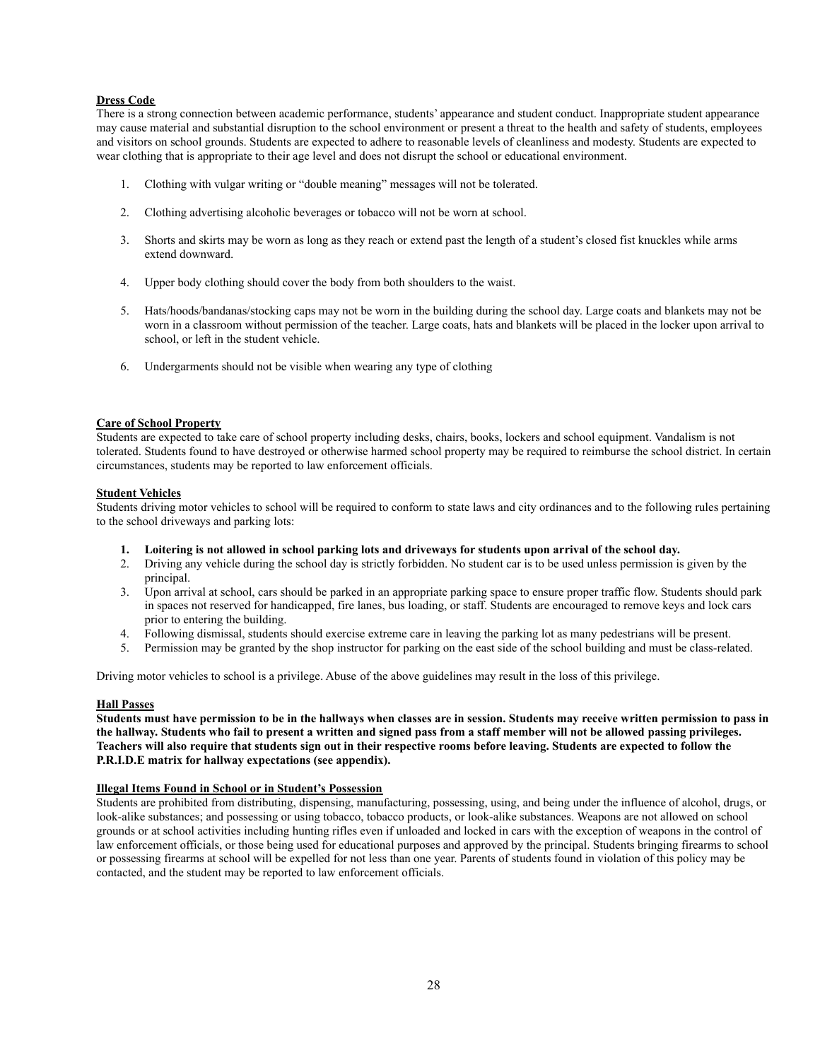**Dress Code**

There is a strong connection between academic performance, students' appearance and student conduct. Inappropriate student appearance may cause material and substantial disruption to the school environment or present a threat to the health and safety of students, employees and visitors on school grounds. Students are expected to adhere to reasonable levels of cleanliness and modesty. Students are expected to wear clothing that is appropriate to their age level and does not disrupt the school or educational environment.

1. Clothing with vulgar writing or "double meaning" messages will not be tolerated.

2. Clothing advertising alcoholic beverages or tobacco will not be worn at school.

3. Shorts and skirts may be worn as long as they reach or extend past the length of a student's closed fist knuckles while arms extend downward.

4. Upper body clothing should cover the body from both shoulders to the waist.

5. Hats/hoods/bandanas/stocking caps may not be worn in the building during the school day. Large coats and blankets may not be worn in a classroom without permission of the teacher. Large coats, hats and blankets will be placed in the locker upon arrival to school, or left in the student vehicle.

6. Undergarments should not be visible when wearing any type of clothing

**Care of School Property**

Students are expected to take care of school property including desks, chairs, books, lockers and school equipment. Vandalism is not tolerated. Students found to have destroyed or otherwise harmed school property may be required to reimburse the school district. In certain circumstances, students may be reported to law enforcement officials.

**Student Vehicles**

Students driving motor vehicles to school will be required to conform to state laws and city ordinances and to the following rules pertaining to the school driveways and parking lots:

1. **Loitering is not allowed in school parking lots and driveways for students upon arrival of the school day.**
2. Driving any vehicle during the school day is strictly forbidden. No student car is to be used unless permission is given by the principal.
3. Upon arrival at school, cars should be parked in an appropriate parking space to ensure proper traffic flow. Students should park in spaces not reserved for handicapped, fire lanes, bus loading, or staff. Students are encouraged to remove keys and lock cars prior to entering the building.
4. Following dismissal, students should exercise extreme care in leaving the parking lot as many pedestrians will be present.
5. Permission may be granted by the shop instructor for parking on the east side of the school building and must be class-related.

Driving motor vehicles to school is a privilege. Abuse of the above guidelines may result in the loss of this privilege.

**Hall Passes**

**Students must have permission to be in the hallways when classes are in session. Students may receive written permission to pass in the hallway. Students who fail to present a written and signed pass from a staff member will not be allowed passing privileges. Teachers will also require that students sign out in their respective rooms before leaving. Students are expected to follow the P.R.I.D.E matrix for hallway expectations (see appendix).**

**Illegal Items Found in School or in Student's Possession**

Students are prohibited from distributing, dispensing, manufacturing, possessing, using, and being under the influence of alcohol, drugs, or look-alike substances; and possessing or using tobacco, tobacco products, or look-alike substances. Weapons are not allowed on school grounds or at school activities including hunting rifles even if unloaded and locked in cars with the exception of weapons in the control of law enforcement officials, or those being used for educational purposes and approved by the principal. Students bringing firearms to school or possessing firearms at school will be expelled for not less than one year. Parents of students found in violation of this policy may be contacted, and the student may be reported to law enforcement officials.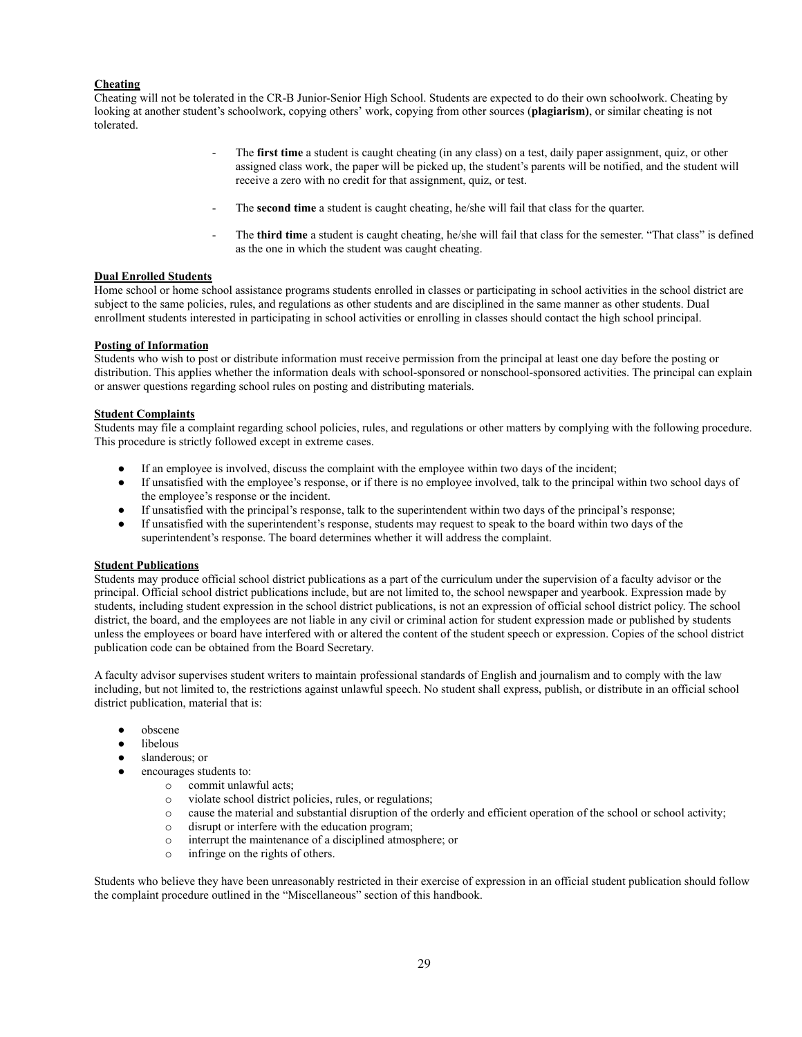**Cheating**

Cheating will not be tolerated in the CR-B Junior-Senior High School. Students are expected to do their own schoolwork. Cheating by looking at another student's schoolwork, copying others' work, copying from other sources (**plagiarism)**, or similar cheating is not tolerated.

- The **first time** a student is caught cheating (in any class) on a test, daily paper assignment, quiz, or other assigned class work, the paper will be picked up, the student's parents will be notified, and the student will receive a zero with no credit for that assignment, quiz, or test.
- The **second time** a student is caught cheating, he/she will fail that class for the quarter.
- The **third time** a student is caught cheating, he/she will fail that class for the semester. "That class" is defined as the one in which the student was caught cheating.

**Dual Enrolled Students**

Home school or home school assistance programs students enrolled in classes or participating in school activities in the school district are subject to the same policies, rules, and regulations as other students and are disciplined in the same manner as other students. Dual enrollment students interested in participating in school activities or enrolling in classes should contact the high school principal.

**Posting of Information**

Students who wish to post or distribute information must receive permission from the principal at least one day before the posting or distribution. This applies whether the information deals with school-sponsored or nonschool-sponsored activities. The principal can explain or answer questions regarding school rules on posting and distributing materials.

**Student Complaints**

Students may file a complaint regarding school policies, rules, and regulations or other matters by complying with the following procedure. This procedure is strictly followed except in extreme cases.

- If an employee is involved, discuss the complaint with the employee within two days of the incident;
- If unsatisfied with the employee's response, or if there is no employee involved, talk to the principal within two school days of the employee's response or the incident.
- If unsatisfied with the principal's response, talk to the superintendent within two days of the principal's response;
- If unsatisfied with the superintendent's response, students may request to speak to the board within two days of the superintendent's response. The board determines whether it will address the complaint.

**Student Publications**

Students may produce official school district publications as a part of the curriculum under the supervision of a faculty advisor or the principal. Official school district publications include, but are not limited to, the school newspaper and yearbook. Expression made by students, including student expression in the school district publications, is not an expression of official school district policy. The school district, the board, and the employees are not liable in any civil or criminal action for student expression made or published by students unless the employees or board have interfered with or altered the content of the student speech or expression. Copies of the school district publication code can be obtained from the Board Secretary.

A faculty advisor supervises student writers to maintain professional standards of English and journalism and to comply with the law including, but not limited to, the restrictions against unlawful speech. No student shall express, publish, or distribute in an official school district publication, material that is:

- obscene
- libelous
- slanderous; or
- encourages students to:
  - commit unlawful acts;
  - violate school district policies, rules, or regulations;
  - cause the material and substantial disruption of the orderly and efficient operation of the school or school activity;
  - disrupt or interfere with the education program;
  - interrupt the maintenance of a disciplined atmosphere; or
  - infringe on the rights of others.

Students who believe they have been unreasonably restricted in their exercise of expression in an official student publication should follow the complaint procedure outlined in the "Miscellaneous" section of this handbook.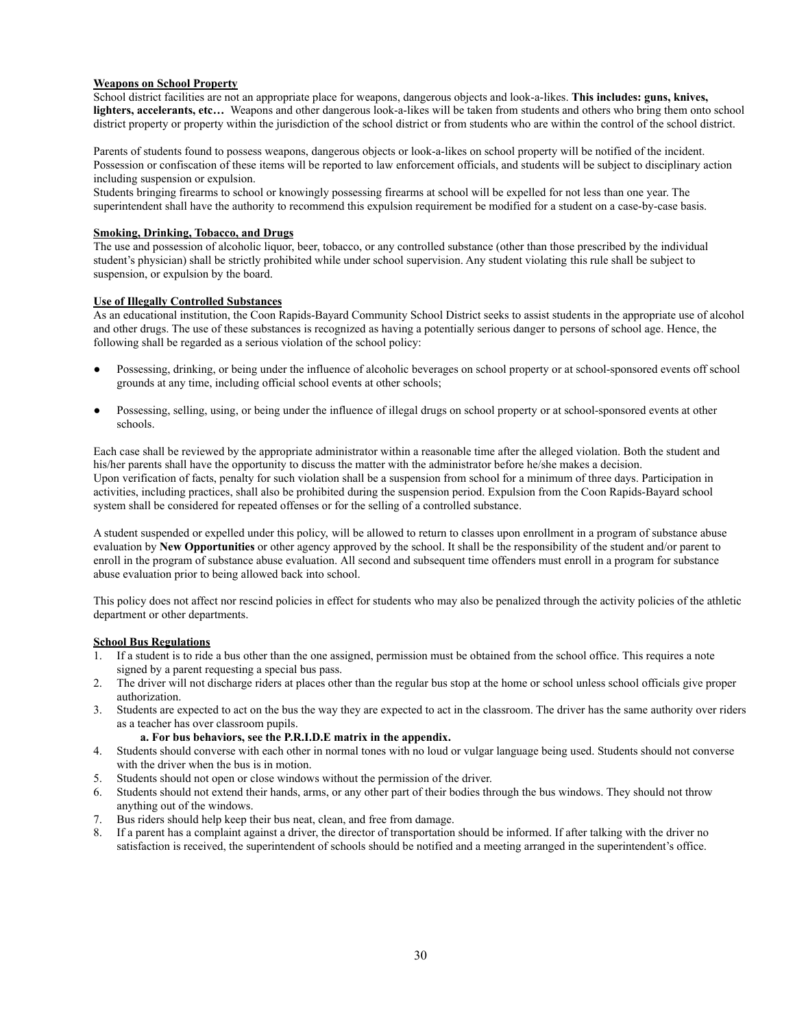**Weapons on School Property**

School district facilities are not an appropriate place for weapons, dangerous objects and look-a-likes. **This includes: guns, knives, lighters, accelerants, etc…** Weapons and other dangerous look-a-likes will be taken from students and others who bring them onto school district property or property within the jurisdiction of the school district or from students who are within the control of the school district.

Parents of students found to possess weapons, dangerous objects or look-a-likes on school property will be notified of the incident. Possession or confiscation of these items will be reported to law enforcement officials, and students will be subject to disciplinary action including suspension or expulsion.

Students bringing firearms to school or knowingly possessing firearms at school will be expelled for not less than one year. The superintendent shall have the authority to recommend this expulsion requirement be modified for a student on a case-by-case basis.

**Smoking, Drinking, Tobacco, and Drugs**

The use and possession of alcoholic liquor, beer, tobacco, or any controlled substance (other than those prescribed by the individual student's physician) shall be strictly prohibited while under school supervision. Any student violating this rule shall be subject to suspension, or expulsion by the board.

**Use of Illegally Controlled Substances**

As an educational institution, the Coon Rapids-Bayard Community School District seeks to assist students in the appropriate use of alcohol and other drugs. The use of these substances is recognized as having a potentially serious danger to persons of school age. Hence, the following shall be regarded as a serious violation of the school policy:

- Possessing, drinking, or being under the influence of alcoholic beverages on school property or at school-sponsored events off school grounds at any time, including official school events at other schools;
- Possessing, selling, using, or being under the influence of illegal drugs on school property or at school-sponsored events at other schools.

Each case shall be reviewed by the appropriate administrator within a reasonable time after the alleged violation. Both the student and his/her parents shall have the opportunity to discuss the matter with the administrator before he/she makes a decision.

Upon verification of facts, penalty for such violation shall be a suspension from school for a minimum of three days. Participation in activities, including practices, shall also be prohibited during the suspension period. Expulsion from the Coon Rapids-Bayard school system shall be considered for repeated offenses or for the selling of a controlled substance.

A student suspended or expelled under this policy, will be allowed to return to classes upon enrollment in a program of substance abuse evaluation by **New Opportunities** or other agency approved by the school. It shall be the responsibility of the student and/or parent to enroll in the program of substance abuse evaluation. All second and subsequent time offenders must enroll in a program for substance abuse evaluation prior to being allowed back into school.

This policy does not affect nor rescind policies in effect for students who may also be penalized through the activity policies of the athletic department or other departments.

**School Bus Regulations**

1. If a student is to ride a bus other than the one assigned, permission must be obtained from the school office. This requires a note signed by a parent requesting a special bus pass.
2. The driver will not discharge riders at places other than the regular bus stop at the home or school unless school officials give proper authorization.
3. Students are expected to act on the bus the way they are expected to act in the classroom. The driver has the same authority over riders as a teacher has over classroom pupils.
   - **a. For bus behaviors, see the P.R.I.D.E matrix in the appendix.**
4. Students should converse with each other in normal tones with no loud or vulgar language being used. Students should not converse with the driver when the bus is in motion.
5. Students should not open or close windows without the permission of the driver.
6. Students should not extend their hands, arms, or any other part of their bodies through the bus windows. They should not throw anything out of the windows.
7. Bus riders should help keep their bus neat, clean, and free from damage.
8. If a parent has a complaint against a driver, the director of transportation should be informed. If after talking with the driver no satisfaction is received, the superintendent of schools should be notified and a meeting arranged in the superintendent's office.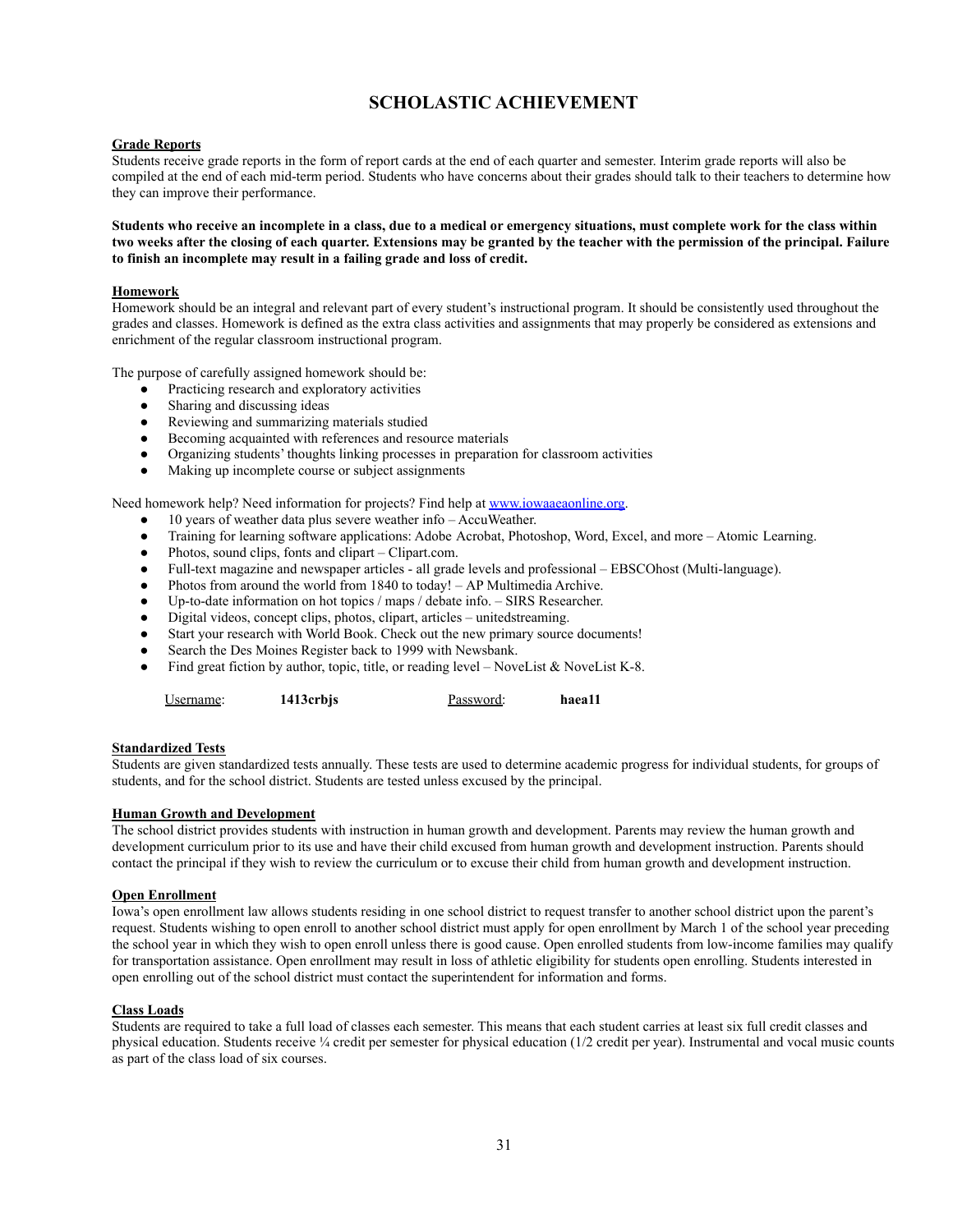# SCHOLASTIC ACHIEVEMENT

**Grade Reports**

Students receive grade reports in the form of report cards at the end of each quarter and semester. Interim grade reports will also be compiled at the end of each mid-term period. Students who have concerns about their grades should talk to their teachers to determine how they can improve their performance.

**Students who receive an incomplete in a class, due to a medical or emergency situations, must complete work for the class within two weeks after the closing of each quarter. Extensions may be granted by the teacher with the permission of the principal. Failure to finish an incomplete may result in a failing grade and loss of credit.**

**Homework**

Homework should be an integral and relevant part of every student's instructional program. It should be consistently used throughout the grades and classes. Homework is defined as the extra class activities and assignments that may properly be considered as extensions and enrichment of the regular classroom instructional program.

The purpose of carefully assigned homework should be:

- Practicing research and exploratory activities
- Sharing and discussing ideas
- Reviewing and summarizing materials studied
- Becoming acquainted with references and resource materials
- Organizing students' thoughts linking processes in preparation for classroom activities
- Making up incomplete course or subject assignments

Need homework help? Need information for projects? Find help at [www.iowaaeaonline.org](www.iowaaeaonline.org).

- 10 years of weather data plus severe weather info – AccuWeather.
- Training for learning software applications: Adobe Acrobat, Photoshop, Word, Excel, and more – Atomic Learning.
- Photos, sound clips, fonts and clipart – Clipart.com.
- Full-text magazine and newspaper articles - all grade levels and professional – EBSCOhost (Multi-language).
- Photos from around the world from 1840 to today! – AP Multimedia Archive.
- Up-to-date information on hot topics / maps / debate info. – SIRS Researcher.
- Digital videos, concept clips, photos, clipart, articles – unitedstreaming.
- Start your research with World Book. Check out the new primary source documents!
- Search the Des Moines Register back to 1999 with Newsbank.
- Find great fiction by author, topic, title, or reading level – NoveList & NoveList K-8.

Username: **1413crbjs** Password: **haea11**

**Standardized Tests**

Students are given standardized tests annually. These tests are used to determine academic progress for individual students, for groups of students, and for the school district. Students are tested unless excused by the principal.

**Human Growth and Development**

The school district provides students with instruction in human growth and development. Parents may review the human growth and development curriculum prior to its use and have their child excused from human growth and development instruction. Parents should contact the principal if they wish to review the curriculum or to excuse their child from human growth and development instruction.

**Open Enrollment**

Iowa's open enrollment law allows students residing in one school district to request transfer to another school district upon the parent's request. Students wishing to open enroll to another school district must apply for open enrollment by March 1 of the school year preceding the school year in which they wish to open enroll unless there is good cause. Open enrolled students from low-income families may qualify for transportation assistance. Open enrollment may result in loss of athletic eligibility for students open enrolling. Students interested in open enrolling out of the school district must contact the superintendent for information and forms.

**Class Loads**

Students are required to take a full load of classes each semester. This means that each student carries at least six full credit classes and physical education. Students receive ¼ credit per semester for physical education (1/2 credit per year). Instrumental and vocal music counts as part of the class load of six courses.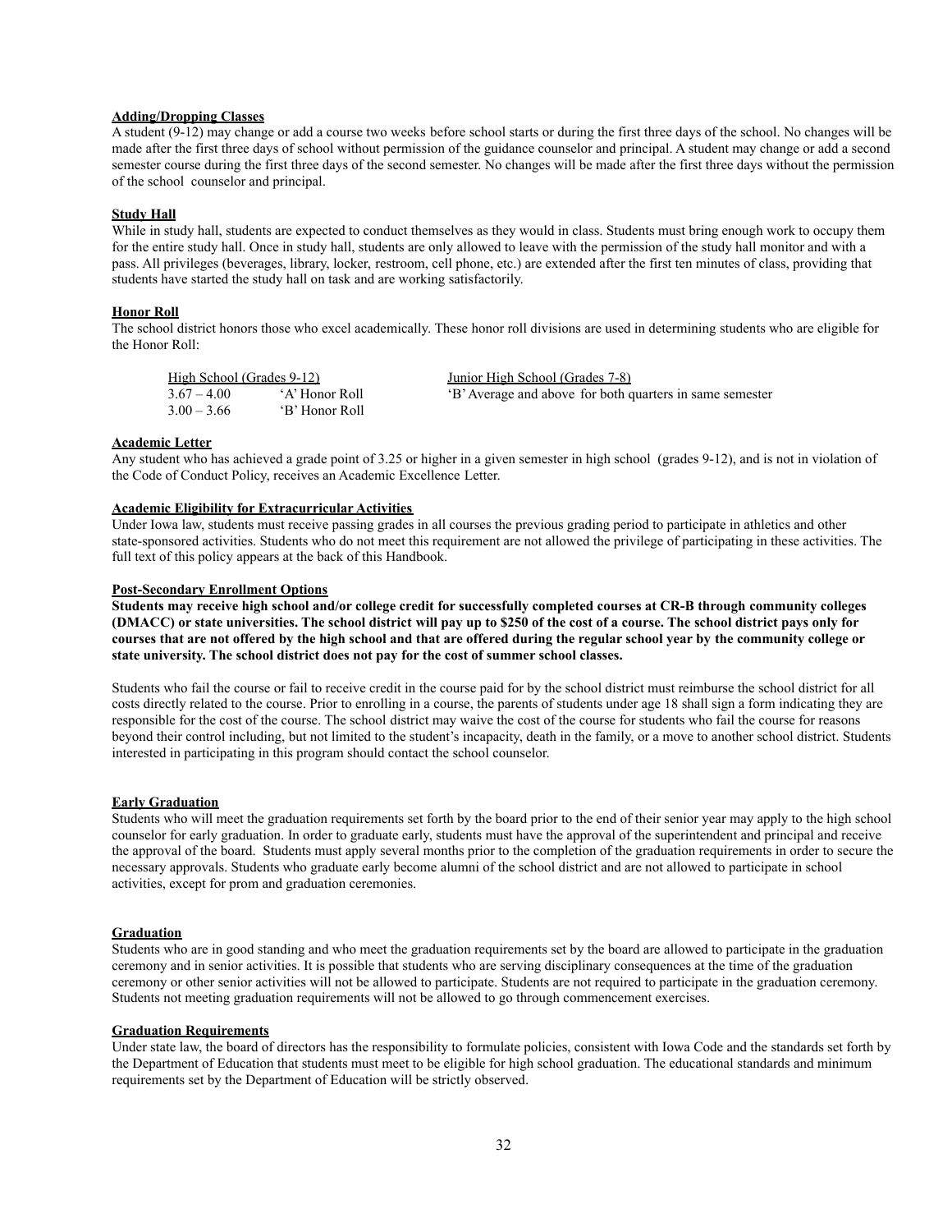**Adding/Dropping Classes**

A student (9-12) may change or add a course two weeks before school starts or during the first three days of the school. No changes will be made after the first three days of school without permission of the guidance counselor and principal. A student may change or add a second semester course during the first three days of the second semester. No changes will be made after the first three days without the permission of the school counselor and principal.

**Study Hall**

While in study hall, students are expected to conduct themselves as they would in class. Students must bring enough work to occupy them for the entire study hall. Once in study hall, students are only allowed to leave with the permission of the study hall monitor and with a pass. All privileges (beverages, library, locker, restroom, cell phone, etc.) are extended after the first ten minutes of class, providing that students have started the study hall on task and are working satisfactorily.

**Honor Roll**

The school district honors those who excel academically. These honor roll divisions are used in determining students who are eligible for the Honor Roll:

| High School (Grades 9-12) | | Junior High School (Grades 7-8) |
|---|---|---|
| 3.67 – 4.00 | 'A' Honor Roll | 'B' Average and above for both quarters in same semester |
| 3.00 – 3.66 | 'B' Honor Roll | |

**Academic Letter**

Any student who has achieved a grade point of 3.25 or higher in a given semester in high school (grades 9-12), and is not in violation of the Code of Conduct Policy, receives an Academic Excellence Letter.

**Academic Eligibility for Extracurricular Activities**

Under Iowa law, students must receive passing grades in all courses the previous grading period to participate in athletics and other state-sponsored activities. Students who do not meet this requirement are not allowed the privilege of participating in these activities. The full text of this policy appears at the back of this Handbook.

**Post-Secondary Enrollment Options**

**Students may receive high school and/or college credit for successfully completed courses at CR-B through community colleges (DMACC) or state universities. The school district will pay up to $250 of the cost of a course. The school district pays only for courses that are not offered by the high school and that are offered during the regular school year by the community college or state university. The school district does not pay for the cost of summer school classes.**

Students who fail the course or fail to receive credit in the course paid for by the school district must reimburse the school district for all costs directly related to the course. Prior to enrolling in a course, the parents of students under age 18 shall sign a form indicating they are responsible for the cost of the course. The school district may waive the cost of the course for students who fail the course for reasons beyond their control including, but not limited to the student's incapacity, death in the family, or a move to another school district. Students interested in participating in this program should contact the school counselor.

**Early Graduation**

Students who will meet the graduation requirements set forth by the board prior to the end of their senior year may apply to the high school counselor for early graduation. In order to graduate early, students must have the approval of the superintendent and principal and receive the approval of the board. Students must apply several months prior to the completion of the graduation requirements in order to secure the necessary approvals. Students who graduate early become alumni of the school district and are not allowed to participate in school activities, except for prom and graduation ceremonies.

**Graduation**

Students who are in good standing and who meet the graduation requirements set by the board are allowed to participate in the graduation ceremony and in senior activities. It is possible that students who are serving disciplinary consequences at the time of the graduation ceremony or other senior activities will not be allowed to participate. Students are not required to participate in the graduation ceremony. Students not meeting graduation requirements will not be allowed to go through commencement exercises.

**Graduation Requirements**

Under state law, the board of directors has the responsibility to formulate policies, consistent with Iowa Code and the standards set forth by the Department of Education that students must meet to be eligible for high school graduation. The educational standards and minimum requirements set by the Department of Education will be strictly observed.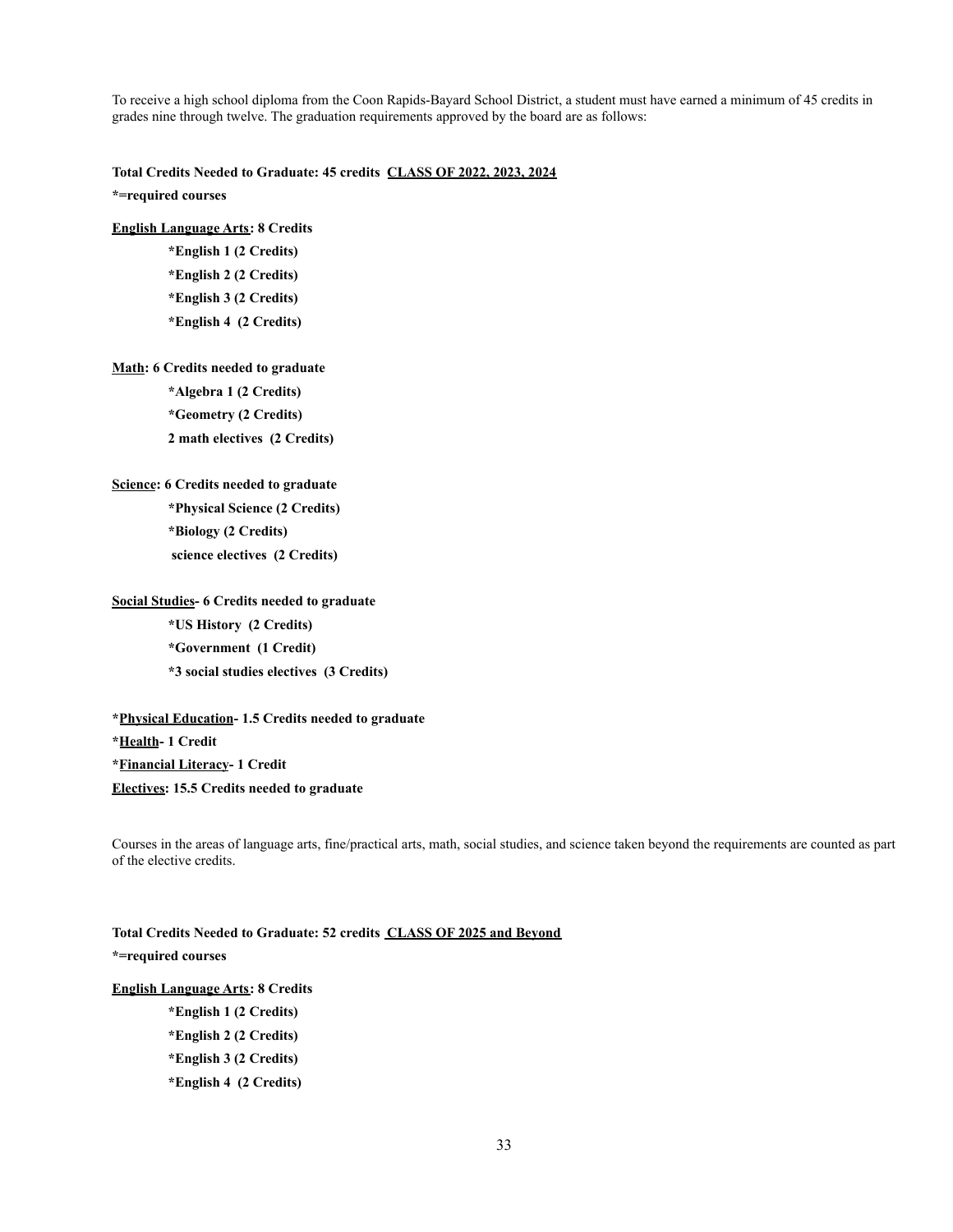To receive a high school diploma from the Coon Rapids-Bayard School District, a student must have earned a minimum of 45 credits in grades nine through twelve. The graduation requirements approved by the board are as follows:

**Total Credits Needed to Graduate: 45 credits <u>CLASS OF 2022, 2023, 2024</u>**

**\*=required courses**

**<u>English Language Arts</u>: 8 Credits**

- **\*English 1 (2 Credits)**
- **\*English 2 (2 Credits)**
- **\*English 3 (2 Credits)**
- **\*English 4 (2 Credits)**

**<u>Math</u>: 6 Credits needed to graduate**

- **\*Algebra 1 (2 Credits)**
- **\*Geometry (2 Credits)**
- **2 math electives (2 Credits)**

**<u>Science</u>: 6 Credits needed to graduate**

- **\*Physical Science (2 Credits)**
- **\*Biology (2 Credits)**
- **science electives (2 Credits)**

**<u>Social Studies</u>- 6 Credits needed to graduate**

- **\*US History (2 Credits)**
- **\*Government (1 Credit)**
- **\*3 social studies electives (3 Credits)**

**\*<u>Physical Education</u>- 1.5 Credits needed to graduate**

**\*<u>Health</u>- 1 Credit**

**\*<u>Financial Literacy</u>- 1 Credit**

**<u>Electives</u>: 15.5 Credits needed to graduate**

Courses in the areas of language arts, fine/practical arts, math, social studies, and science taken beyond the requirements are counted as part of the elective credits.

**Total Credits Needed to Graduate: 52 credits <u>CLASS OF 2025 and Beyond</u>**

**\*=required courses**

**<u>English Language Arts</u>: 8 Credits**

- **\*English 1 (2 Credits)**
- **\*English 2 (2 Credits)**
- **\*English 3 (2 Credits)**
- **\*English 4 (2 Credits)**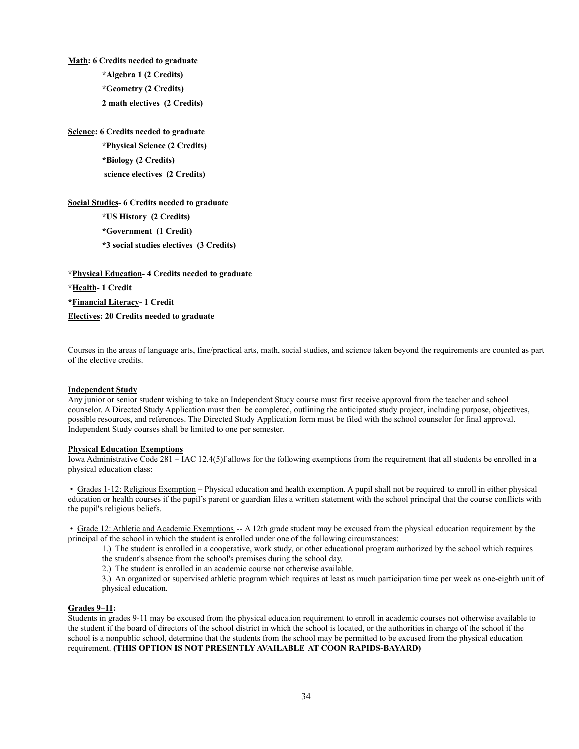**Math: 6 Credits needed to graduate**

**\*Algebra 1 (2 Credits)**

**\*Geometry (2 Credits)**

**2 math electives (2 Credits)**

**Science: 6 Credits needed to graduate**

**\*Physical Science (2 Credits)**

**\*Biology (2 Credits)**

**science electives (2 Credits)**

**Social Studies- 6 Credits needed to graduate**

**\*US History (2 Credits)**

**\*Government (1 Credit)**

**\*3 social studies electives (3 Credits)**

**\*Physical Education- 4 Credits needed to graduate**

**\*Health- 1 Credit**

**\*Financial Literacy- 1 Credit**

**Electives: 20 Credits needed to graduate**

Courses in the areas of language arts, fine/practical arts, math, social studies, and science taken beyond the requirements are counted as part of the elective credits.

**Independent Study**

Any junior or senior student wishing to take an Independent Study course must first receive approval from the teacher and school counselor. A Directed Study Application must then be completed, outlining the anticipated study project, including purpose, objectives, possible resources, and references. The Directed Study Application form must be filed with the school counselor for final approval. Independent Study courses shall be limited to one per semester.

**Physical Education Exemptions**

Iowa Administrative Code 281 – IAC 12.4(5)f allows for the following exemptions from the requirement that all students be enrolled in a physical education class:

- Grades 1-12: Religious Exemption – Physical education and health exemption. A pupil shall not be required to enroll in either physical education or health courses if the pupil's parent or guardian files a written statement with the school principal that the course conflicts with the pupil's religious beliefs.

- Grade 12: Athletic and Academic Exemptions -- A 12th grade student may be excused from the physical education requirement by the principal of the school in which the student is enrolled under one of the following circumstances:

  1.) The student is enrolled in a cooperative, work study, or other educational program authorized by the school which requires the student's absence from the school's premises during the school day.

  2.) The student is enrolled in an academic course not otherwise available.

  3.) An organized or supervised athletic program which requires at least as much participation time per week as one-eighth unit of physical education.

**Grades 9–11:**

Students in grades 9-11 may be excused from the physical education requirement to enroll in academic courses not otherwise available to the student if the board of directors of the school district in which the school is located, or the authorities in charge of the school if the school is a nonpublic school, determine that the students from the school may be permitted to be excused from the physical education requirement. **(THIS OPTION IS NOT PRESENTLY AVAILABLE AT COON RAPIDS-BAYARD)**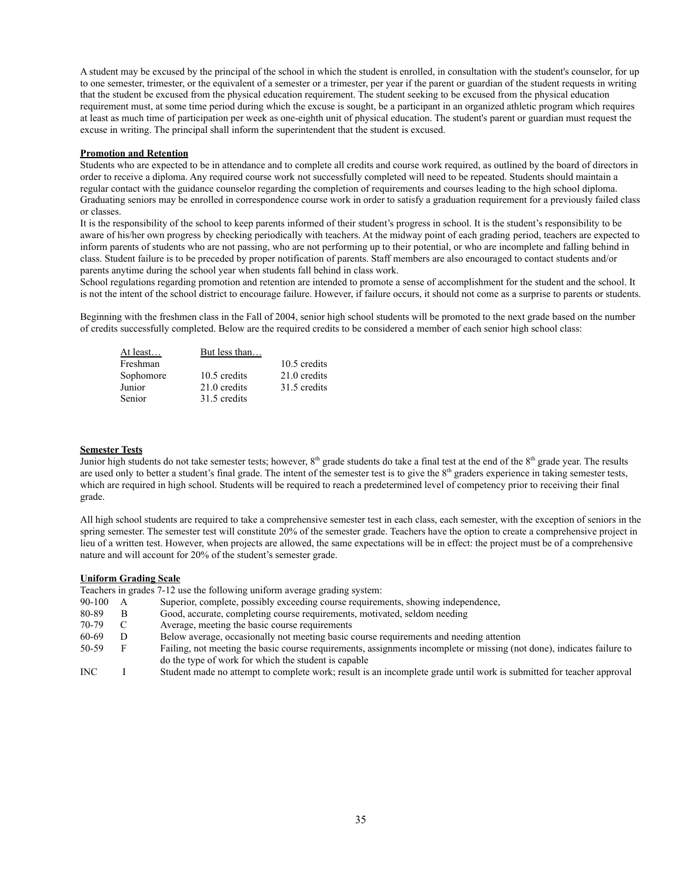A student may be excused by the principal of the school in which the student is enrolled, in consultation with the student's counselor, for up to one semester, trimester, or the equivalent of a semester or a trimester, per year if the parent or guardian of the student requests in writing that the student be excused from the physical education requirement. The student seeking to be excused from the physical education requirement must, at some time period during which the excuse is sought, be a participant in an organized athletic program which requires at least as much time of participation per week as one-eighth unit of physical education. The student's parent or guardian must request the excuse in writing. The principal shall inform the superintendent that the student is excused.

**Promotion and Retention**

Students who are expected to be in attendance and to complete all credits and course work required, as outlined by the board of directors in order to receive a diploma. Any required course work not successfully completed will need to be repeated. Students should maintain a regular contact with the guidance counselor regarding the completion of requirements and courses leading to the high school diploma. Graduating seniors may be enrolled in correspondence course work in order to satisfy a graduation requirement for a previously failed class or classes.

It is the responsibility of the school to keep parents informed of their student's progress in school. It is the student's responsibility to be aware of his/her own progress by checking periodically with teachers. At the midway point of each grading period, teachers are expected to inform parents of students who are not passing, who are not performing up to their potential, or who are incomplete and falling behind in class. Student failure is to be preceded by proper notification of parents. Staff members are also encouraged to contact students and/or parents anytime during the school year when students fall behind in class work.

School regulations regarding promotion and retention are intended to promote a sense of accomplishment for the student and the school. It is not the intent of the school district to encourage failure. However, if failure occurs, it should not come as a surprise to parents or students.

Beginning with the freshmen class in the Fall of 2004, senior high school students will be promoted to the next grade based on the number of credits successfully completed. Below are the required credits to be considered a member of each senior high school class:

| | At least… | But less than… |
|---|---|---|
| Freshman | | 10.5 credits |
| Sophomore | 10.5 credits | 21.0 credits |
| Junior | 21.0 credits | 31.5 credits |
| Senior | 31.5 credits | |

**Semester Tests**

Junior high students do not take semester tests; however, 8th grade students do take a final test at the end of the 8th grade year. The results are used only to better a student's final grade. The intent of the semester test is to give the 8th graders experience in taking semester tests, which are required in high school. Students will be required to reach a predetermined level of competency prior to receiving their final grade.

All high school students are required to take a comprehensive semester test in each class, each semester, with the exception of seniors in the spring semester. The semester test will constitute 20% of the semester grade. Teachers have the option to create a comprehensive project in lieu of a written test. However, when projects are allowed, the same expectations will be in effect: the project must be of a comprehensive nature and will account for 20% of the student's semester grade.

**Uniform Grading Scale**

Teachers in grades 7-12 use the following uniform average grading system:

| | | |
|---|---|---|
| 90-100 | A | Superior, complete, possibly exceeding course requirements, showing independence, |
| 80-89 | B | Good, accurate, completing course requirements, motivated, seldom needing |
| 70-79 | C | Average, meeting the basic course requirements |
| 60-69 | D | Below average, occasionally not meeting basic course requirements and needing attention |
| 50-59 | F | Failing, not meeting the basic course requirements, assignments incomplete or missing (not done), indicates failure to do the type of work for which the student is capable |
| INC | I | Student made no attempt to complete work; result is an incomplete grade until work is submitted for teacher approval |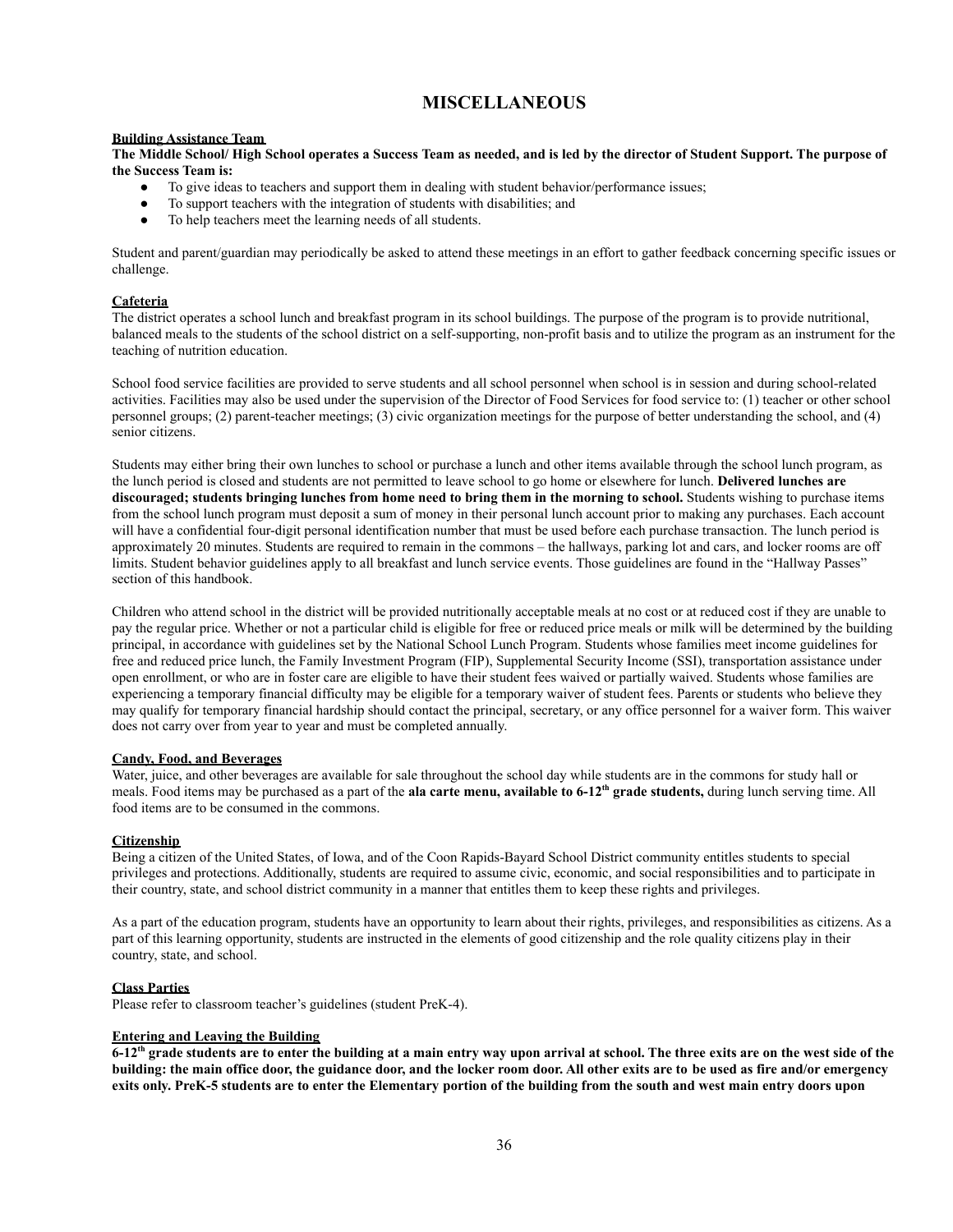# MISCELLANEOUS

**Building Assistance Team**

**The Middle School/ High School operates a Success Team as needed, and is led by the director of Student Support. The purpose of the Success Team is:**

- To give ideas to teachers and support them in dealing with student behavior/performance issues;
- To support teachers with the integration of students with disabilities; and
- To help teachers meet the learning needs of all students.

Student and parent/guardian may periodically be asked to attend these meetings in an effort to gather feedback concerning specific issues or challenge.

**Cafeteria**

The district operates a school lunch and breakfast program in its school buildings. The purpose of the program is to provide nutritional, balanced meals to the students of the school district on a self-supporting, non-profit basis and to utilize the program as an instrument for the teaching of nutrition education.

School food service facilities are provided to serve students and all school personnel when school is in session and during school-related activities. Facilities may also be used under the supervision of the Director of Food Services for food service to: (1) teacher or other school personnel groups; (2) parent-teacher meetings; (3) civic organization meetings for the purpose of better understanding the school, and (4) senior citizens.

Students may either bring their own lunches to school or purchase a lunch and other items available through the school lunch program, as the lunch period is closed and students are not permitted to leave school to go home or elsewhere for lunch. **Delivered lunches are discouraged; students bringing lunches from home need to bring them in the morning to school.** Students wishing to purchase items from the school lunch program must deposit a sum of money in their personal lunch account prior to making any purchases. Each account will have a confidential four-digit personal identification number that must be used before each purchase transaction. The lunch period is approximately 20 minutes. Students are required to remain in the commons – the hallways, parking lot and cars, and locker rooms are off limits. Student behavior guidelines apply to all breakfast and lunch service events. Those guidelines are found in the "Hallway Passes" section of this handbook.

Children who attend school in the district will be provided nutritionally acceptable meals at no cost or at reduced cost if they are unable to pay the regular price. Whether or not a particular child is eligible for free or reduced price meals or milk will be determined by the building principal, in accordance with guidelines set by the National School Lunch Program. Students whose families meet income guidelines for free and reduced price lunch, the Family Investment Program (FIP), Supplemental Security Income (SSI), transportation assistance under open enrollment, or who are in foster care are eligible to have their student fees waived or partially waived. Students whose families are experiencing a temporary financial difficulty may be eligible for a temporary waiver of student fees. Parents or students who believe they may qualify for temporary financial hardship should contact the principal, secretary, or any office personnel for a waiver form. This waiver does not carry over from year to year and must be completed annually.

**Candy, Food, and Beverages**

Water, juice, and other beverages are available for sale throughout the school day while students are in the commons for study hall or meals. Food items may be purchased as a part of the **ala carte menu, available to 6-12th grade students,** during lunch serving time. All food items are to be consumed in the commons.

**Citizenship**

Being a citizen of the United States, of Iowa, and of the Coon Rapids-Bayard School District community entitles students to special privileges and protections. Additionally, students are required to assume civic, economic, and social responsibilities and to participate in their country, state, and school district community in a manner that entitles them to keep these rights and privileges.

As a part of the education program, students have an opportunity to learn about their rights, privileges, and responsibilities as citizens. As a part of this learning opportunity, students are instructed in the elements of good citizenship and the role quality citizens play in their country, state, and school.

**Class Parties**

Please refer to classroom teacher's guidelines (student PreK-4).

**Entering and Leaving the Building**

**6-12th grade students are to enter the building at a main entry way upon arrival at school. The three exits are on the west side of the building: the main office door, the guidance door, and the locker room door. All other exits are to be used as fire and/or emergency exits only. PreK-5 students are to enter the Elementary portion of the building from the south and west main entry doors upon**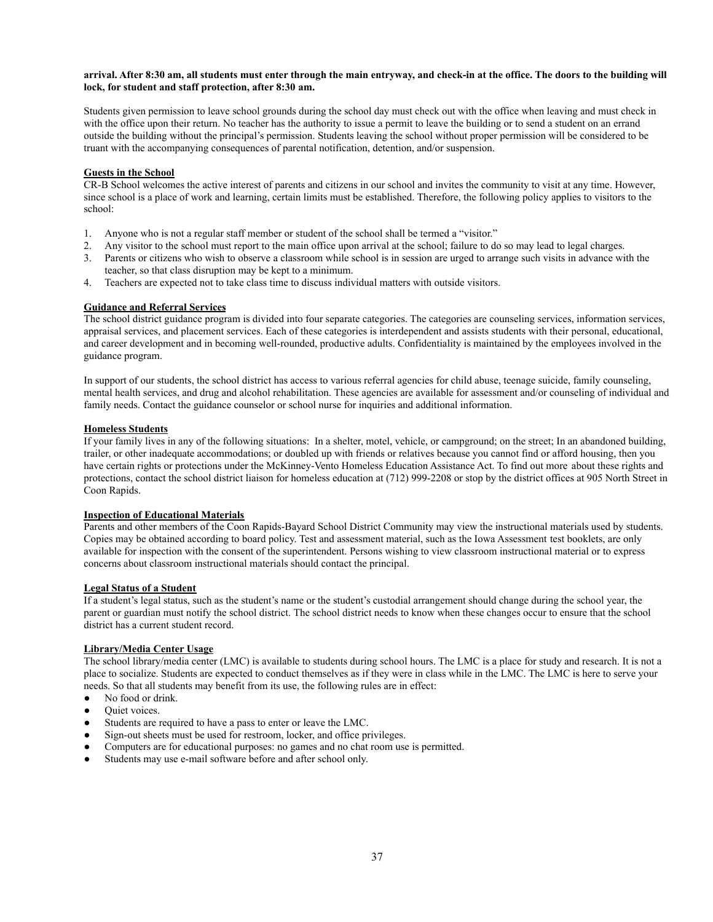**arrival. After 8:30 am, all students must enter through the main entryway, and check-in at the office. The doors to the building will lock, for student and staff protection, after 8:30 am.**

Students given permission to leave school grounds during the school day must check out with the office when leaving and must check in with the office upon their return. No teacher has the authority to issue a permit to leave the building or to send a student on an errand outside the building without the principal's permission. Students leaving the school without proper permission will be considered to be truant with the accompanying consequences of parental notification, detention, and/or suspension.

## Guests in the School

CR-B School welcomes the active interest of parents and citizens in our school and invites the community to visit at any time. However, since school is a place of work and learning, certain limits must be established. Therefore, the following policy applies to visitors to the school:

1. Anyone who is not a regular staff member or student of the school shall be termed a "visitor."
2. Any visitor to the school must report to the main office upon arrival at the school; failure to do so may lead to legal charges.
3. Parents or citizens who wish to observe a classroom while school is in session are urged to arrange such visits in advance with the teacher, so that class disruption may be kept to a minimum.
4. Teachers are expected not to take class time to discuss individual matters with outside visitors.

## Guidance and Referral Services

The school district guidance program is divided into four separate categories. The categories are counseling services, information services, appraisal services, and placement services. Each of these categories is interdependent and assists students with their personal, educational, and career development and in becoming well-rounded, productive adults. Confidentiality is maintained by the employees involved in the guidance program.

In support of our students, the school district has access to various referral agencies for child abuse, teenage suicide, family counseling, mental health services, and drug and alcohol rehabilitation. These agencies are available for assessment and/or counseling of individual and family needs. Contact the guidance counselor or school nurse for inquiries and additional information.

## Homeless Students

If your family lives in any of the following situations: In a shelter, motel, vehicle, or campground; on the street; In an abandoned building, trailer, or other inadequate accommodations; or doubled up with friends or relatives because you cannot find or afford housing, then you have certain rights or protections under the McKinney-Vento Homeless Education Assistance Act. To find out more about these rights and protections, contact the school district liaison for homeless education at (712) 999-2208 or stop by the district offices at 905 North Street in Coon Rapids.

## Inspection of Educational Materials

Parents and other members of the Coon Rapids-Bayard School District Community may view the instructional materials used by students. Copies may be obtained according to board policy. Test and assessment material, such as the Iowa Assessment test booklets, are only available for inspection with the consent of the superintendent. Persons wishing to view classroom instructional material or to express concerns about classroom instructional materials should contact the principal.

## Legal Status of a Student

If a student's legal status, such as the student's name or the student's custodial arrangement should change during the school year, the parent or guardian must notify the school district. The school district needs to know when these changes occur to ensure that the school district has a current student record.

## Library/Media Center Usage

The school library/media center (LMC) is available to students during school hours. The LMC is a place for study and research. It is not a place to socialize. Students are expected to conduct themselves as if they were in class while in the LMC. The LMC is here to serve your needs. So that all students may benefit from its use, the following rules are in effect:

- No food or drink.
- Quiet voices.
- Students are required to have a pass to enter or leave the LMC.
- Sign-out sheets must be used for restroom, locker, and office privileges.
- Computers are for educational purposes: no games and no chat room use is permitted.
- Students may use e-mail software before and after school only.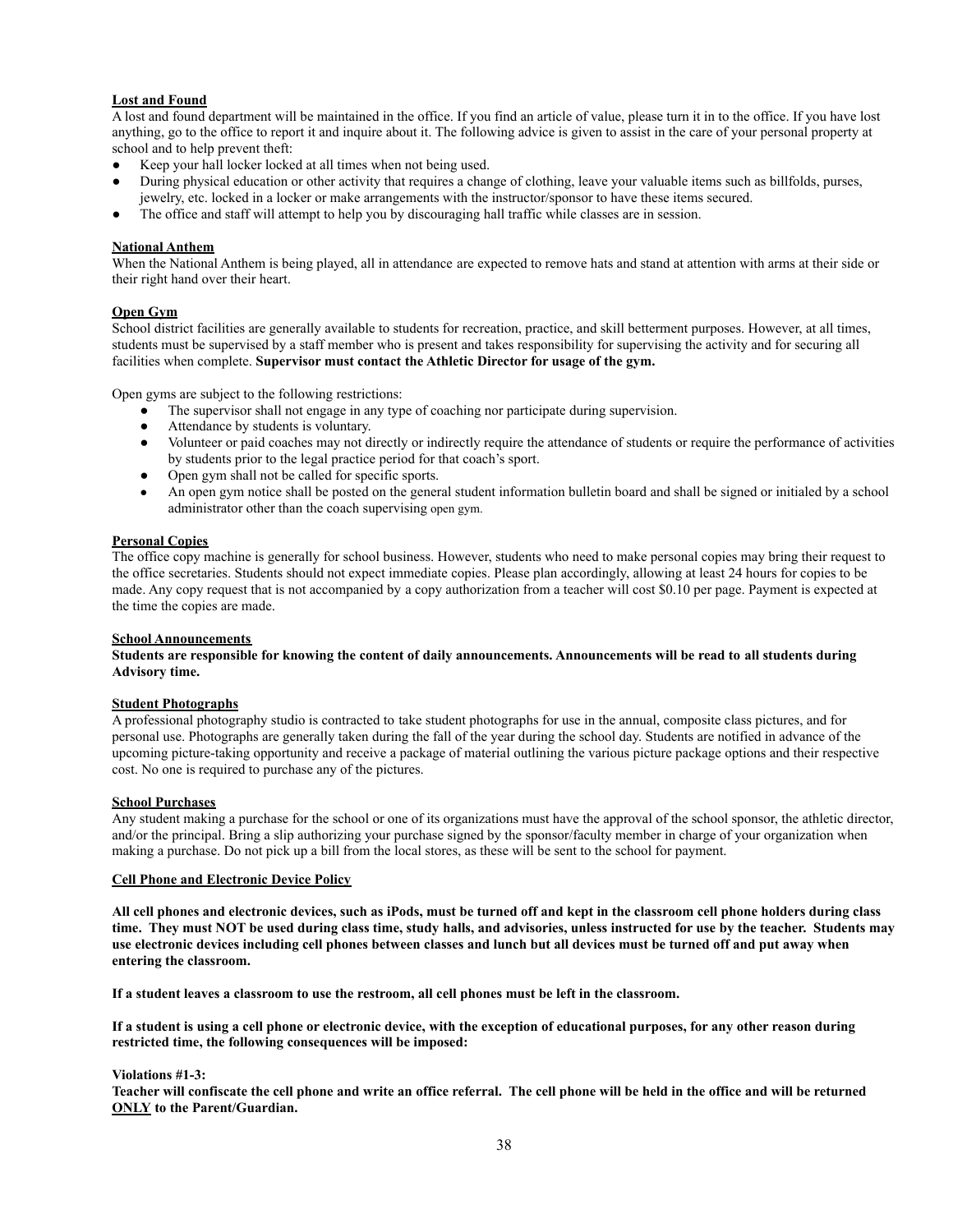### Lost and Found

A lost and found department will be maintained in the office. If you find an article of value, please turn it in to the office. If you have lost anything, go to the office to report it and inquire about it. The following advice is given to assist in the care of your personal property at school and to help prevent theft:

- Keep your hall locker locked at all times when not being used.
- During physical education or other activity that requires a change of clothing, leave your valuable items such as billfolds, purses, jewelry, etc. locked in a locker or make arrangements with the instructor/sponsor to have these items secured.
- The office and staff will attempt to help you by discouraging hall traffic while classes are in session.

### National Anthem

When the National Anthem is being played, all in attendance are expected to remove hats and stand at attention with arms at their side or their right hand over their heart.

### Open Gym

School district facilities are generally available to students for recreation, practice, and skill betterment purposes. However, at all times, students must be supervised by a staff member who is present and takes responsibility for supervising the activity and for securing all facilities when complete. **Supervisor must contact the Athletic Director for usage of the gym.**

Open gyms are subject to the following restrictions:

- The supervisor shall not engage in any type of coaching nor participate during supervision.
- Attendance by students is voluntary.
- Volunteer or paid coaches may not directly or indirectly require the attendance of students or require the performance of activities by students prior to the legal practice period for that coach's sport.
- Open gym shall not be called for specific sports.
- An open gym notice shall be posted on the general student information bulletin board and shall be signed or initialed by a school administrator other than the coach supervising open gym.

### Personal Copies

The office copy machine is generally for school business. However, students who need to make personal copies may bring their request to the office secretaries. Students should not expect immediate copies. Please plan accordingly, allowing at least 24 hours for copies to be made. Any copy request that is not accompanied by a copy authorization from a teacher will cost $0.10 per page. Payment is expected at the time the copies are made.

### School Announcements

**Students are responsible for knowing the content of daily announcements. Announcements will be read to all students during Advisory time.**

### Student Photographs

A professional photography studio is contracted to take student photographs for use in the annual, composite class pictures, and for personal use. Photographs are generally taken during the fall of the year during the school day. Students are notified in advance of the upcoming picture-taking opportunity and receive a package of material outlining the various picture package options and their respective cost. No one is required to purchase any of the pictures.

### School Purchases

Any student making a purchase for the school or one of its organizations must have the approval of the school sponsor, the athletic director, and/or the principal. Bring a slip authorizing your purchase signed by the sponsor/faculty member in charge of your organization when making a purchase. Do not pick up a bill from the local stores, as these will be sent to the school for payment.

### Cell Phone and Electronic Device Policy

**All cell phones and electronic devices, such as iPods, must be turned off and kept in the classroom cell phone holders during class time. They must NOT be used during class time, study halls, and advisories, unless instructed for use by the teacher. Students may use electronic devices including cell phones between classes and lunch but all devices must be turned off and put away when entering the classroom.**

**If a student leaves a classroom to use the restroom, all cell phones must be left in the classroom.**

**If a student is using a cell phone or electronic device, with the exception of educational purposes, for any other reason during restricted time, the following consequences will be imposed:**

**Violations #1-3:**

**Teacher will confiscate the cell phone and write an office referral. The cell phone will be held in the office and will be returned <u>ONLY</u> to the Parent/Guardian.**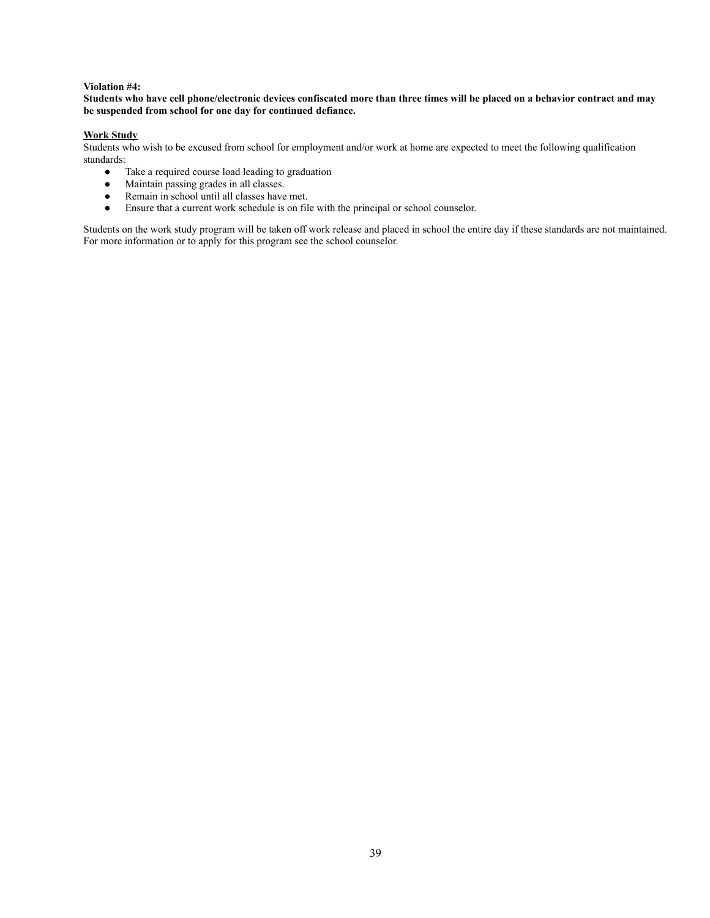**Violation #4:**
**Students who have cell phone/electronic devices confiscated more than three times will be placed on a behavior contract and may be suspended from school for one day for continued defiance.**

**Work Study**

Students who wish to be excused from school for employment and/or work at home are expected to meet the following qualification standards:

- Take a required course load leading to graduation
- Maintain passing grades in all classes.
- Remain in school until all classes have met.
- Ensure that a current work schedule is on file with the principal or school counselor.

Students on the work study program will be taken off work release and placed in school the entire day if these standards are not maintained. For more information or to apply for this program see the school counselor.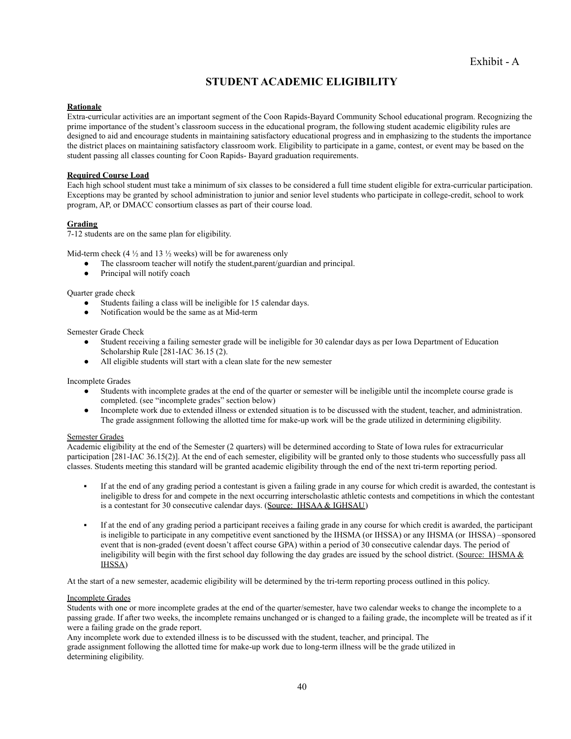Exhibit - A

# STUDENT ACADEMIC ELIGIBILITY

**Rationale**

Extra-curricular activities are an important segment of the Coon Rapids-Bayard Community School educational program. Recognizing the prime importance of the student's classroom success in the educational program, the following student academic eligibility rules are designed to aid and encourage students in maintaining satisfactory educational progress and in emphasizing to the students the importance the district places on maintaining satisfactory classroom work. Eligibility to participate in a game, contest, or event may be based on the student passing all classes counting for Coon Rapids- Bayard graduation requirements.

**Required Course Load**

Each high school student must take a minimum of six classes to be considered a full time student eligible for extra-curricular participation. Exceptions may be granted by school administration to junior and senior level students who participate in college-credit, school to work program, AP, or DMACC consortium classes as part of their course load.

**Grading**

7-12 students are on the same plan for eligibility.

Mid-term check (4 ½ and 13 ½ weeks) will be for awareness only

- The classroom teacher will notify the student,parent/guardian and principal.
- Principal will notify coach

Quarter grade check

- Students failing a class will be ineligible for 15 calendar days.
- Notification would be the same as at Mid-term

Semester Grade Check

- Student receiving a failing semester grade will be ineligible for 30 calendar days as per Iowa Department of Education Scholarship Rule [281-IAC 36.15 (2).
- All eligible students will start with a clean slate for the new semester

Incomplete Grades

- Students with incomplete grades at the end of the quarter or semester will be ineligible until the incomplete course grade is completed. (see "incomplete grades" section below)
- Incomplete work due to extended illness or extended situation is to be discussed with the student, teacher, and administration. The grade assignment following the allotted time for make-up work will be the grade utilized in determining eligibility.

Semester Grades

Academic eligibility at the end of the Semester (2 quarters) will be determined according to State of Iowa rules for extracurricular participation [281-IAC 36.15(2)]. At the end of each semester, eligibility will be granted only to those students who successfully pass all classes. Students meeting this standard will be granted academic eligibility through the end of the next tri-term reporting period.

- If at the end of any grading period a contestant is given a failing grade in any course for which credit is awarded, the contestant is ineligible to dress for and compete in the next occurring interscholastic athletic contests and competitions in which the contestant is a contestant for 30 consecutive calendar days. (Source: IHSAA & IGHSAU)
- If at the end of any grading period a participant receives a failing grade in any course for which credit is awarded, the participant is ineligible to participate in any competitive event sanctioned by the IHSMA (or IHSSA) or any IHSMA (or IHSSA) –sponsored event that is non-graded (event doesn't affect course GPA) within a period of 30 consecutive calendar days. The period of ineligibility will begin with the first school day following the day grades are issued by the school district. (Source: IHSMA & IHSSA)

At the start of a new semester, academic eligibility will be determined by the tri-term reporting process outlined in this policy.

Incomplete Grades

Students with one or more incomplete grades at the end of the quarter/semester, have two calendar weeks to change the incomplete to a passing grade. If after two weeks, the incomplete remains unchanged or is changed to a failing grade, the incomplete will be treated as if it were a failing grade on the grade report.

Any incomplete work due to extended illness is to be discussed with the student, teacher, and principal. The grade assignment following the allotted time for make-up work due to long-term illness will be the grade utilized in determining eligibility.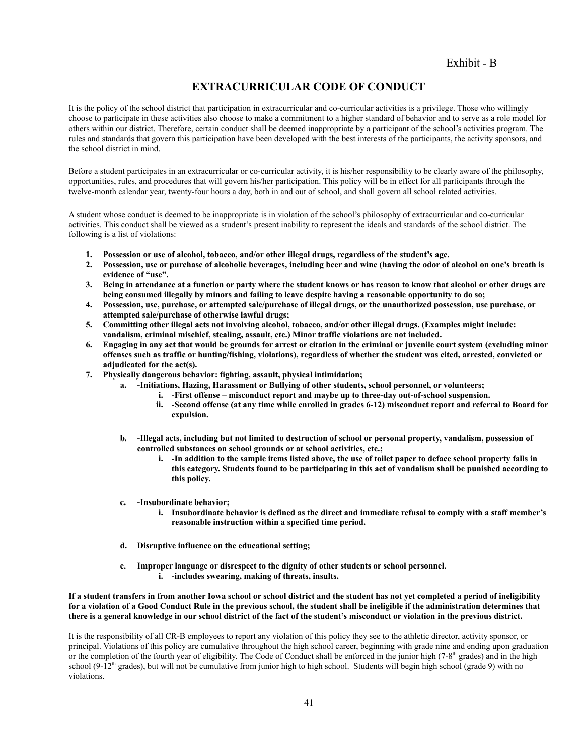Exhibit - B

# EXTRACURRICULAR CODE OF CONDUCT

It is the policy of the school district that participation in extracurricular and co-curricular activities is a privilege. Those who willingly choose to participate in these activities also choose to make a commitment to a higher standard of behavior and to serve as a role model for others within our district. Therefore, certain conduct shall be deemed inappropriate by a participant of the school's activities program. The rules and standards that govern this participation have been developed with the best interests of the participants, the activity sponsors, and the school district in mind.

Before a student participates in an extracurricular or co-curricular activity, it is his/her responsibility to be clearly aware of the philosophy, opportunities, rules, and procedures that will govern his/her participation. This policy will be in effect for all participants through the twelve-month calendar year, twenty-four hours a day, both in and out of school, and shall govern all school related activities.

A student whose conduct is deemed to be inappropriate is in violation of the school's philosophy of extracurricular and co-curricular activities. This conduct shall be viewed as a student's present inability to represent the ideals and standards of the school district. The following is a list of violations:

1. **Possession or use of alcohol, tobacco, and/or other illegal drugs, regardless of the student's age.**
2. **Possession, use or purchase of alcoholic beverages, including beer and wine (having the odor of alcohol on one's breath is evidence of "use".**
3. **Being in attendance at a function or party where the student knows or has reason to know that alcohol or other drugs are being consumed illegally by minors and failing to leave despite having a reasonable opportunity to do so;**
4. **Possession, use, purchase, or attempted sale/purchase of illegal drugs, or the unauthorized possession, use purchase, or attempted sale/purchase of otherwise lawful drugs;**
5. **Committing other illegal acts not involving alcohol, tobacco, and/or other illegal drugs. (Examples might include: vandalism, criminal mischief, stealing, assault, etc.) Minor traffic violations are not included.**
6. **Engaging in any act that would be grounds for arrest or citation in the criminal or juvenile court system (excluding minor offenses such as traffic or hunting/fishing, violations), regardless of whether the student was cited, arrested, convicted or adjudicated for the act(s).**
7. **Physically dangerous behavior: fighting, assault, physical intimidation;**
   a. **-Initiations, Hazing, Harassment or Bullying of other students, school personnel, or volunteers;**
      i. **-First offense – misconduct report and maybe up to three-day out-of-school suspension.**
      ii. **-Second offense (at any time while enrolled in grades 6-12) misconduct report and referral to Board for expulsion.**

   b. **-Illegal acts, including but not limited to destruction of school or personal property, vandalism, possession of controlled substances on school grounds or at school activities, etc.;**
      i. **-In addition to the sample items listed above, the use of toilet paper to deface school property falls in this category. Students found to be participating in this act of vandalism shall be punished according to this policy.**

   c. **-Insubordinate behavior;**
      i. **Insubordinate behavior is defined as the direct and immediate refusal to comply with a staff member's reasonable instruction within a specified time period.**

   d. **Disruptive influence on the educational setting;**

   e. **Improper language or disrespect to the dignity of other students or school personnel.**
      i. **-includes swearing, making of threats, insults.**

**If a student transfers in from another Iowa school or school district and the student has not yet completed a period of ineligibility for a violation of a Good Conduct Rule in the previous school, the student shall be ineligible if the administration determines that there is a general knowledge in our school district of the fact of the student's misconduct or violation in the previous district.**

It is the responsibility of all CR-B employees to report any violation of this policy they see to the athletic director, activity sponsor, or principal. Violations of this policy are cumulative throughout the high school career, beginning with grade nine and ending upon graduation or the completion of the fourth year of eligibility. The Code of Conduct shall be enforced in the junior high (7-8th grades) and in the high school (9-12th grades), but will not be cumulative from junior high to high school. Students will begin high school (grade 9) with no violations.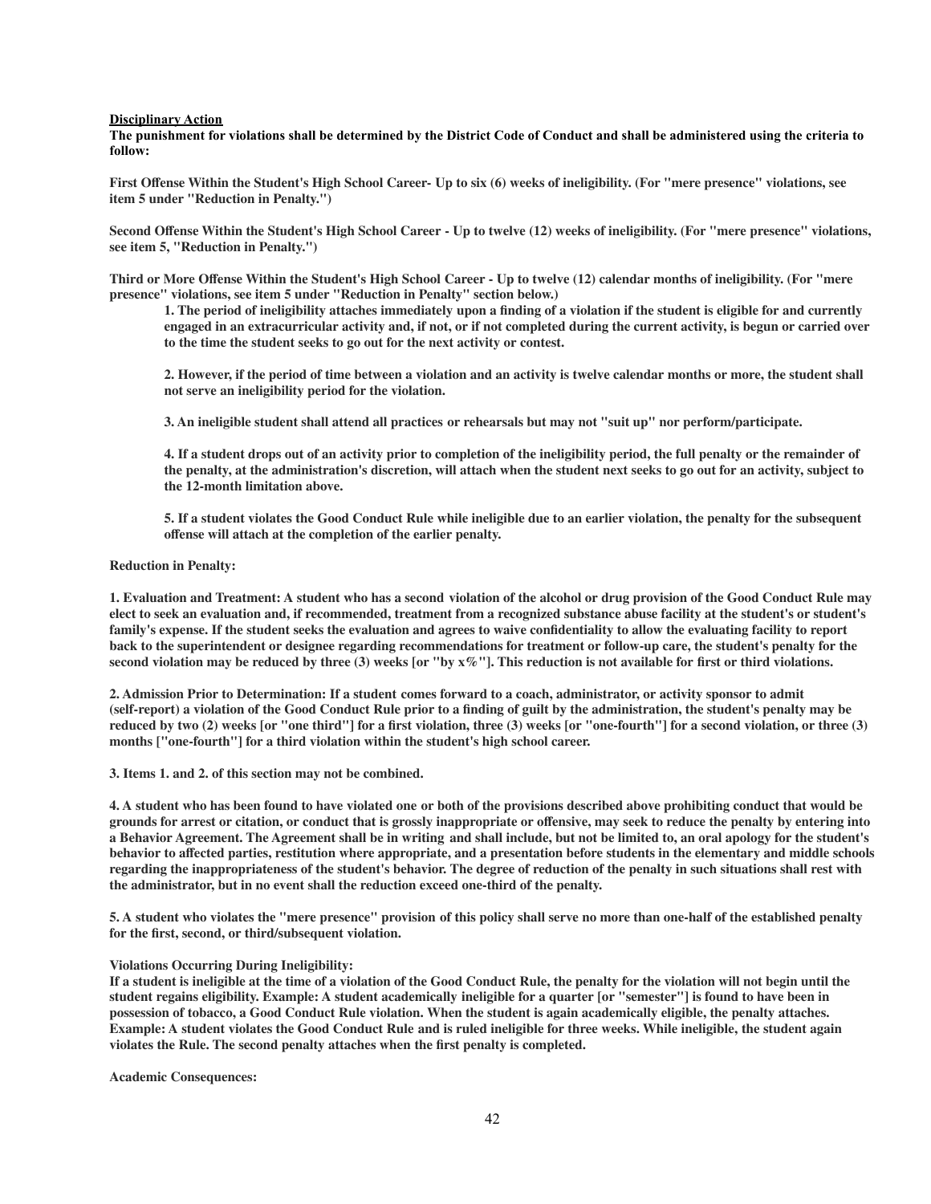**Disciplinary Action**

**The punishment for violations shall be determined by the District Code of Conduct and shall be administered using the criteria to follow:**

**First Offense Within the Student's High School Career- Up to six (6) weeks of ineligibility. (For "mere presence" violations, see item 5 under "Reduction in Penalty.")**

**Second Offense Within the Student's High School Career - Up to twelve (12) weeks of ineligibility. (For "mere presence" violations, see item 5, "Reduction in Penalty.")**

**Third or More Offense Within the Student's High School Career - Up to twelve (12) calendar months of ineligibility. (For "mere presence" violations, see item 5 under "Reduction in Penalty" section below.)**

> **1. The period of ineligibility attaches immediately upon a finding of a violation if the student is eligible for and currently engaged in an extracurricular activity and, if not, or if not completed during the current activity, is begun or carried over to the time the student seeks to go out for the next activity or contest.**
>
> **2. However, if the period of time between a violation and an activity is twelve calendar months or more, the student shall not serve an ineligibility period for the violation.**
>
> **3. An ineligible student shall attend all practices or rehearsals but may not "suit up" nor perform/participate.**
>
> **4. If a student drops out of an activity prior to completion of the ineligibility period, the full penalty or the remainder of the penalty, at the administration's discretion, will attach when the student next seeks to go out for an activity, subject to the 12-month limitation above.**
>
> **5. If a student violates the Good Conduct Rule while ineligible due to an earlier violation, the penalty for the subsequent offense will attach at the completion of the earlier penalty.**

**Reduction in Penalty:**

**1. Evaluation and Treatment: A student who has a second violation of the alcohol or drug provision of the Good Conduct Rule may elect to seek an evaluation and, if recommended, treatment from a recognized substance abuse facility at the student's or student's family's expense. If the student seeks the evaluation and agrees to waive confidentiality to allow the evaluating facility to report back to the superintendent or designee regarding recommendations for treatment or follow-up care, the student's penalty for the second violation may be reduced by three (3) weeks [or "by x%"]. This reduction is not available for first or third violations.**

**2. Admission Prior to Determination: If a student comes forward to a coach, administrator, or activity sponsor to admit (self-report) a violation of the Good Conduct Rule prior to a finding of guilt by the administration, the student's penalty may be reduced by two (2) weeks [or "one third"] for a first violation, three (3) weeks [or "one-fourth"] for a second violation, or three (3) months ["one-fourth"] for a third violation within the student's high school career.**

**3. Items 1. and 2. of this section may not be combined.**

**4. A student who has been found to have violated one or both of the provisions described above prohibiting conduct that would be grounds for arrest or citation, or conduct that is grossly inappropriate or offensive, may seek to reduce the penalty by entering into a Behavior Agreement. The Agreement shall be in writing and shall include, but not be limited to, an oral apology for the student's behavior to affected parties, restitution where appropriate, and a presentation before students in the elementary and middle schools regarding the inappropriateness of the student's behavior. The degree of reduction of the penalty in such situations shall rest with the administrator, but in no event shall the reduction exceed one-third of the penalty.**

**5. A student who violates the "mere presence" provision of this policy shall serve no more than one-half of the established penalty for the first, second, or third/subsequent violation.**

**Violations Occurring During Ineligibility:**

**If a student is ineligible at the time of a violation of the Good Conduct Rule, the penalty for the violation will not begin until the student regains eligibility. Example: A student academically ineligible for a quarter [or "semester"] is found to have been in possession of tobacco, a Good Conduct Rule violation. When the student is again academically eligible, the penalty attaches. Example: A student violates the Good Conduct Rule and is ruled ineligible for three weeks. While ineligible, the student again violates the Rule. The second penalty attaches when the first penalty is completed.**

**Academic Consequences:**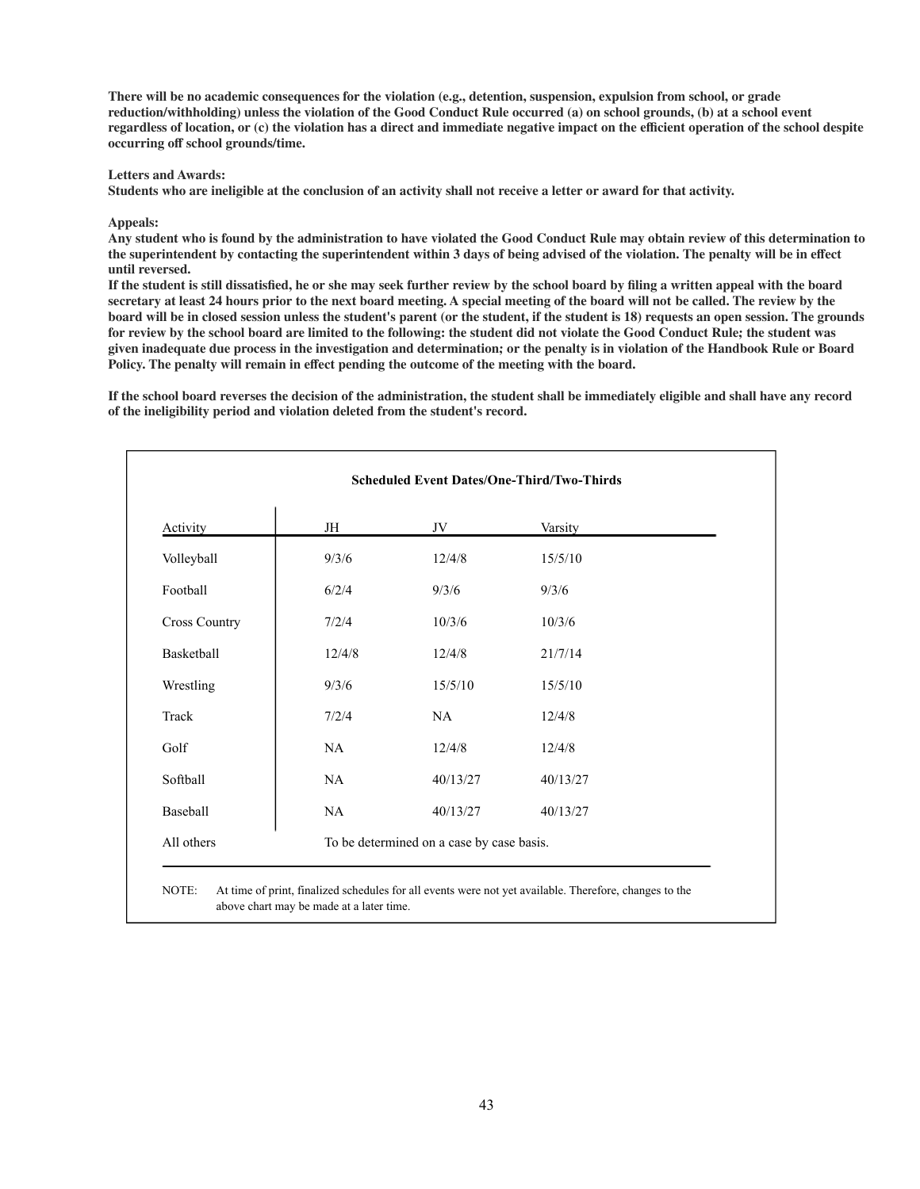**There will be no academic consequences for the violation (e.g., detention, suspension, expulsion from school, or grade reduction/withholding) unless the violation of the Good Conduct Rule occurred (a) on school grounds, (b) at a school event regardless of location, or (c) the violation has a direct and immediate negative impact on the efficient operation of the school despite occurring off school grounds/time.**

**Letters and Awards:**
**Students who are ineligible at the conclusion of an activity shall not receive a letter or award for that activity.**

**Appeals:**
**Any student who is found by the administration to have violated the Good Conduct Rule may obtain review of this determination to the superintendent by contacting the superintendent within 3 days of being advised of the violation. The penalty will be in effect until reversed.**
**If the student is still dissatisfied, he or she may seek further review by the school board by filing a written appeal with the board secretary at least 24 hours prior to the next board meeting. A special meeting of the board will not be called. The review by the board will be in closed session unless the student's parent (or the student, if the student is 18) requests an open session. The grounds for review by the school board are limited to the following: the student did not violate the Good Conduct Rule; the student was given inadequate due process in the investigation and determination; or the penalty is in violation of the Handbook Rule or Board Policy. The penalty will remain in effect pending the outcome of the meeting with the board.**

**If the school board reverses the decision of the administration, the student shall be immediately eligible and shall have any record of the ineligibility period and violation deleted from the student's record.**

**Scheduled Event Dates/One-Third/Two-Thirds**

| Activity | JH | JV | Varsity |
|---|---|---|---|
| Volleyball | 9/3/6 | 12/4/8 | 15/5/10 |
| Football | 6/2/4 | 9/3/6 | 9/3/6 |
| Cross Country | 7/2/4 | 10/3/6 | 10/3/6 |
| Basketball | 12/4/8 | 12/4/8 | 21/7/14 |
| Wrestling | 9/3/6 | 15/5/10 | 15/5/10 |
| Track | 7/2/4 | NA | 12/4/8 |
| Golf | NA | 12/4/8 | 12/4/8 |
| Softball | NA | 40/13/27 | 40/13/27 |
| Baseball | NA | 40/13/27 | 40/13/27 |
| All others | To be determined on a case by case basis. | | |

NOTE: At time of print, finalized schedules for all events were not yet available. Therefore, changes to the above chart may be made at a later time.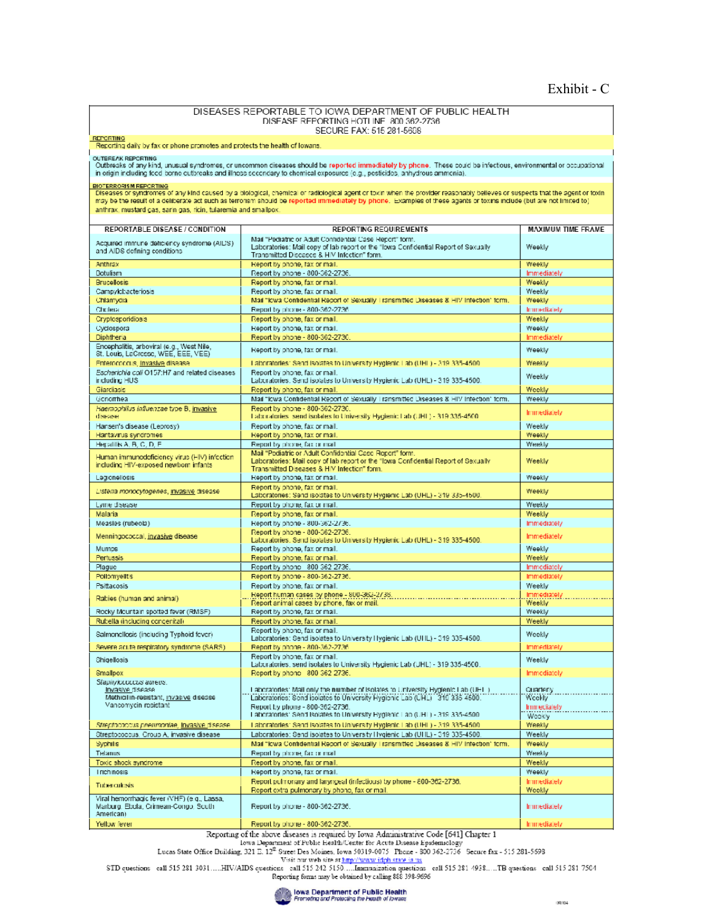Exhibit - C

# DISEASES REPORTABLE TO IOWA DEPARTMENT OF PUBLIC HEALTH

DISEASE REPORTING HOTLINE: 800 362-2736
SECURE FAX: 515 281-5698

**REPORTING**
Reporting daily by fax or phone promotes and protects the health of Iowans.

**OUTBREAK REPORTING**
Outbreaks of any kind, unusual syndromes, or uncommon diseases should be reported immediately by phone. These could be infectious, environmental or occupational in origin including food borne outbreaks and illness secondary to chemical exposures (e.g., pesticides, anhydrous ammonia).

**BIOTERRORISM REPORTING**
Diseases or syndromes of any kind caused by a biological, chemical or radiological agent or toxin when the provider reasonably believes or suspects that the agent or toxin may be the result of a deliberate act such as terrorism should be reported immediately by phone. Examples of these agents or toxins include (but are not limited to) anthrax, mustard gas, sarin gas, ricin, tularemia and smallpox.

| REPORTABLE DISEASE / CONDITION | REPORTING REQUIREMENTS | MAXIMUM TIME FRAME |
|---|---|---|
| Acquired immune deficiency syndrome (AIDS) and AIDS defining conditions | Mail "Pediatric or Adult Confidential Case Report" form. Laboratories: Mail copy of lab report or the "Iowa Confidential Report of Sexually Transmitted Diseases & HIV Infection" form. | Weekly |
| Anthrax | Report by phone, fax or mail. | Weekly |
| Botulism | Report by phone - 800-362-2736. | Immediately |
| Brucellosis | Report by phone, fax or mail. | Weekly |
| Campylobacteriosis | Report by phone, fax or mail. | Weekly |
| Chlamydia | Mail "Iowa Confidential Report of Sexually Transmitted Diseases & HIV Infection" form. | Weekly |
| Cholera | Report by phone - 800-362-2736. | Immediately |
| Cryptosporidiosis | Report by phone, fax or mail. | Weekly |
| Cyclospora | Report by phone, fax or mail. | Weekly |
| Diphtheria | Report by phone - 800-362-2736. | Immediately |
| Encephalitis, arboviral (e.g., West Nile, St. Louis, LaCrosse, WEE, EEE, VEE) | Report by phone, fax or mail. | Weekly |
| Enterococcus, invasive disease | Laboratories: Send isolates to University Hygienic Lab (UHL) - 319 335-4500. | Weekly |
| *Escherichia coli* O157:H7 and related diseases including HUS | Report by phone, fax or mail. Laboratories: Send isolates to University Hygienic Lab (UHL) - 319 335-4500. | Weekly |
| Giardiasis | Report by phone, fax or mail. | Weekly |
| Gonorrhea | Mail "Iowa Confidential Report of Sexually Transmitted Diseases & HIV Infection" form. | Weekly |
| *Haemophilus influenzae* type B, invasive disease | Report by phone - 800-362-2736. Laboratories: send isolates to University Hygienic Lab (UHL) - 319 335-4500. | Immediately |
| Hansen's disease (Leprosy) | Report by phone, fax or mail. | Weekly |
| Hantavirus syndromes | Report by phone, fax or mail. | Weekly |
| Hepatitis A, B, C, D, E | Report by phone, fax or mail. | Weekly |
| Human immunodeficiency virus (HIV) infection including HIV-exposed newborn infants | Mail "Pediatric or Adult Confidential Case Report" form. Laboratories: Mail copy of lab report or the "Iowa Confidential Report of Sexually Transmitted Diseases & HIV Infection" form. | Weekly |
| Legionellosis | Report by phone, fax or mail. | Weekly |
| *Listeria monocytogenes*, invasive disease | Report by phone, fax or mail. Laboratories: Send isolates to University Hygienic Lab (UHL) - 319 335-4500. | Weekly |
| Lyme disease | Report by phone, fax or mail. | Weekly |
| Malaria | Report by phone, fax or mail. | Weekly |
| Measles (rubeola) | Report by phone - 800-362-2736. | Immediately |
| Meningococcal, invasive disease | Report by phone - 800-362-2736. Laboratories: Send isolates to University Hygienic Lab (UHL) - 319 335-4500. | Immediately |
| Mumps | Report by phone, fax or mail. | Weekly |
| Pertussis | Report by phone, fax or mail. | Weekly |
| Plague | Report by phone - 800 362 2736. | Immediately |
| Poliomyelitis | Report by phone - 800-362-2736. | Immediately |
| Psittacosis | Report by phone, fax or mail. | Weekly |
| Rabies (human and animal) | Report human cases by phone - 800-362-2736. Report animal cases by phone, fax or mail. | Immediately / Weekly |
| Rocky Mountain spotted fever (RMSF) | Report by phone, fax or mail. | Weekly |
| Rubella (including congenital) | Report by phone, fax or mail. | Weekly |
| Salmonellosis (including Typhoid fever) | Report by phone, fax or mail. Laboratories: Send isolates to University Hygienic Lab (UHL) - 319 335-4500. | Weekly |
| Severe acute respiratory syndrome (SARS) | Report by phone - 800-362-2736. | Immediately |
| Shigellosis | Report by phone, fax or mail. Laboratories: send isolates to University Hygienic Lab (UHL) - 319 335-4500. | Weekly |
| Smallpox | Report by phone - 800 362 2736. | Immediately |
| *Staphylococcus aureus*: Invasive disease | Laboratories: Mail only the number of isolates to University Hygienic Lab (UHL). | Quarterly |
| *Staphylococcus aureus*: Methicillin-resistant, invasive disease | Laboratories: Send isolates to University Hygienic Lab (UHL) - 319 335-4500. | Weekly |
| *Staphylococcus aureus*: Vancomycin resistant | Report by phone - 800-362-2736. Laboratories: Send isolates to University Hygienic Lab (UHL) - 319 335-4500. | Immediately / Weekly |
| *Streptococcus pneumoniae*, invasive disease | Laboratories: Send isolates to University Hygienic Lab (UHL) - 319 335-4500. | Weekly |
| Streptococcus, Group A, invasive disease | Laboratories: Send isolates to University Hygienic Lab (UHL) - 319 335-4500. | Weekly |
| Syphilis | Mail "Iowa Confidential Report of Sexually Transmitted Diseases & HIV Infection" form. | Weekly |
| Tetanus | Report by phone, fax or mail. | Weekly |
| Toxic shock syndrome | Report by phone, fax or mail. | Weekly |
| Trichinosis | Report by phone, fax or mail. | Weekly |
| Tuberculosis | Report pulmonary and laryngeal (infectious) by phone - 800-362-2736. Report extra pulmonary by phone, fax or mail. | Immediately / Weekly |
| Viral hemorrhagic fever (VHF) (e.g., Lassa, Marburg, Ebola, Crimean-Congo, South American) | Report by phone - 800-362-2736. | Immediately |
| Yellow fever | Report by phone - 800-362-2736. | Immediately |

Reporting of the above diseases is required by Iowa Administrative Code [641] Chapter 1

Iowa Department of Public Health/Center for Acute Disease Epidemiology
Lucas State Office Building, 321 E. 12th Street Des Moines, Iowa 50319-0075 Phone - 800 362-2736 Secure fax - 515 281-5698
Visit our web site at http://www.idph.state.ia.us

STD questions call 515 281 3031 .....HIV/AIDS questions call 515 242 5150 .....Immunization questions call 515 281 4938.....TB questions call 515 281 7504

Reporting forms may be obtained by calling 888 398-9696

Iowa Department of Public Health
*Promoting and Protecting the Health of Iowans*

09/04